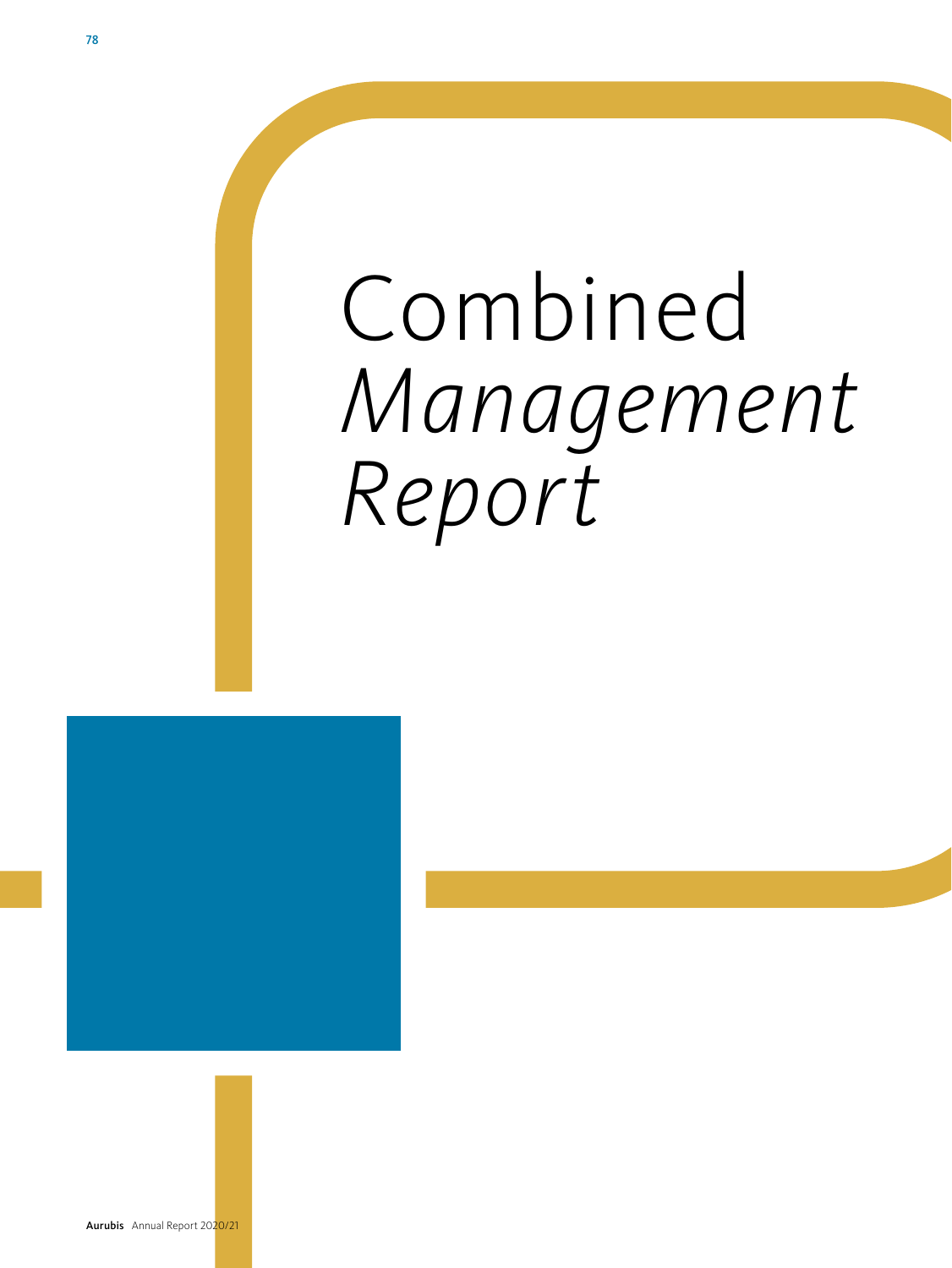# Combined *Management Report*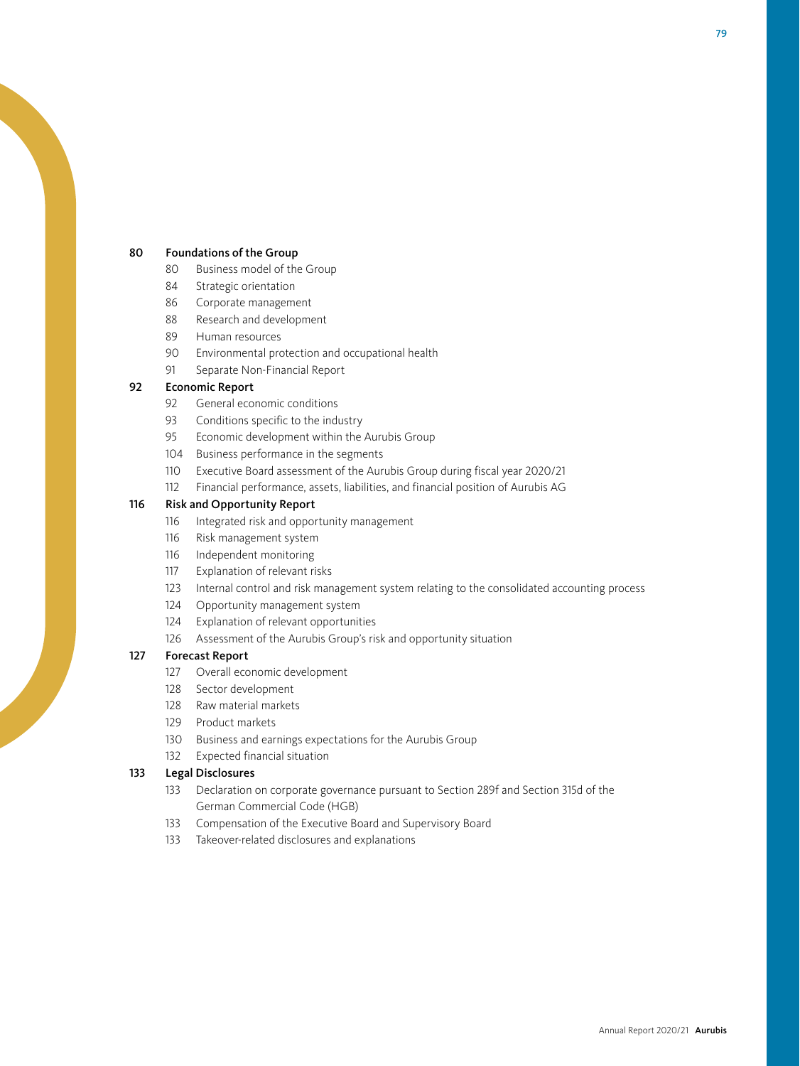**80 Foundations of the Group**

- 80 Business model of the Group
- 84 Strategic orientation
- 86 Corporate management
- 88 Research and development
- 89 Human resources
- 90 Environmental protection and occupational health
- 91 Separate Non-Financial Report

**92 Economic Report**

- 92 General economic conditions
- 93 Conditions specific to the industry
- 95 Economic development within the Aurubis Group
- 104 Business performance in the segments
- 110 Executive Board assessment of the Aurubis Group during fiscal year 2020/21
- 112 Financial performance, assets, liabilities, and financial position of Aurubis AG

**116 Risk and Opportunity Report**

- 116 Integrated risk and opportunity management
- 116 Risk management system
- 116 Independent monitoring
- 117 Explanation of relevant risks
- 123 Internal control and risk management system relating to the consolidated accounting process
- 124 Opportunity management system
- 124 Explanation of relevant opportunities
- 126 Assessment of the Aurubis Group's risk and opportunity situation

**127 Forecast Report**

- 127 Overall economic development
- 128 Sector development
- 128 Raw material markets
- 129 Product markets
- 130 Business and earnings expectations for the Aurubis Group
- 132 Expected financial situation

**133 Legal Disclosures**

- 133 Declaration on corporate governance pursuant to Section 289f and Section 315d of the German Commercial Code (HGB)
- 133 Compensation of the Executive Board and Supervisory Board
- 133 Takeover-related disclosures and explanations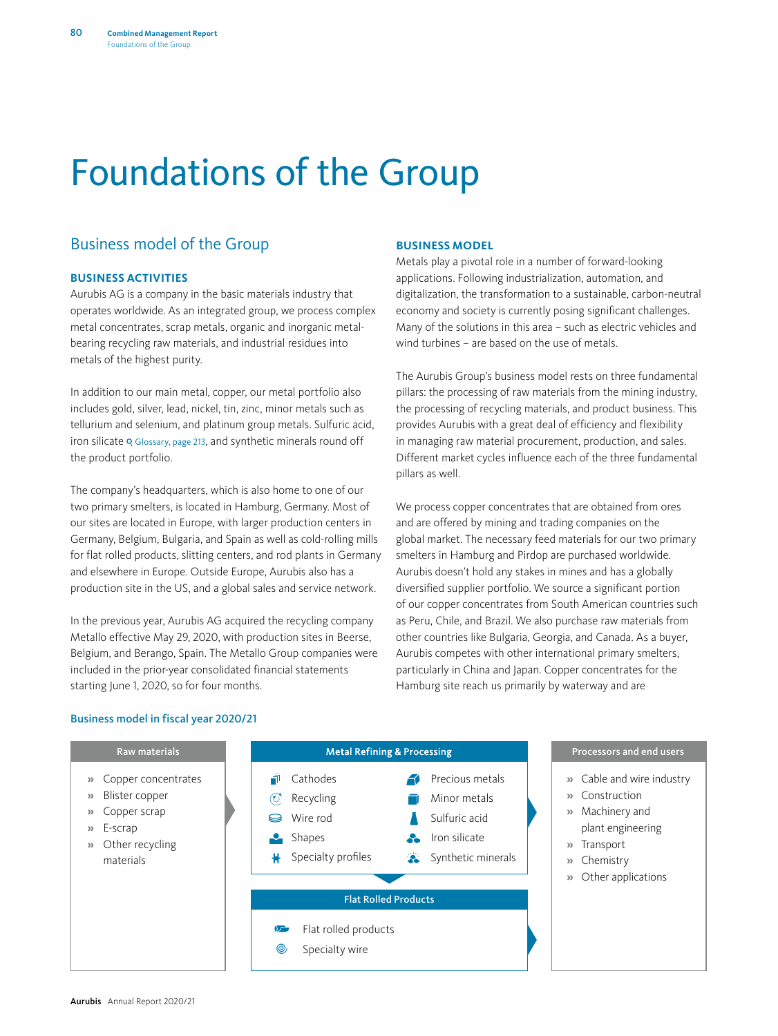# Foundations of the Group

## Business model of the Group

### BUSINESS ACTIVITIES

Aurubis AG is a company in the basic materials industry that operates worldwide. As an integrated group, we process complex metal concentrates, scrap metals, organic and inorganic metal-bearing recycling raw materials, and industrial residues into metals of the highest purity.

In addition to our main metal, copper, our metal portfolio also includes gold, silver, lead, nickel, tin, zinc, minor metals such as tellurium and selenium, and platinum group metals. Sulfuric acid, iron silicate Glossary, page 213, and synthetic minerals round off the product portfolio.

The company's headquarters, which is also home to one of our two primary smelters, is located in Hamburg, Germany. Most of our sites are located in Europe, with larger production centers in Germany, Belgium, Bulgaria, and Spain as well as cold-rolling mills for flat rolled products, slitting centers, and rod plants in Germany and elsewhere in Europe. Outside Europe, Aurubis also has a production site in the US, and a global sales and service network.

In the previous year, Aurubis AG acquired the recycling company Metallo effective May 29, 2020, with production sites in Beerse, Belgium, and Berango, Spain. The Metallo Group companies were included in the prior-year consolidated financial statements starting June 1, 2020, so for four months.

### BUSINESS MODEL

Metals play a pivotal role in a number of forward-looking applications. Following industrialization, automation, and digitalization, the transformation to a sustainable, carbon-neutral economy and society is currently posing significant challenges. Many of the solutions in this area – such as electric vehicles and wind turbines – are based on the use of metals.

The Aurubis Group's business model rests on three fundamental pillars: the processing of raw materials from the mining industry, the processing of recycling materials, and product business. This provides Aurubis with a great deal of efficiency and flexibility in managing raw material procurement, production, and sales. Different market cycles influence each of the three fundamental pillars as well.

We process copper concentrates that are obtained from ores and are offered by mining and trading companies on the global market. The necessary feed materials for our two primary smelters in Hamburg and Pirdop are purchased worldwide. Aurubis doesn't hold any stakes in mines and has a globally diversified supplier portfolio. We source a significant portion of our copper concentrates from South American countries such as Peru, Chile, and Brazil. We also purchase raw materials from other countries like Bulgaria, Georgia, and Canada. As a buyer, Aurubis competes with other international primary smelters, particularly in China and Japan. Copper concentrates for the Hamburg site reach us primarily by waterway and are

**Business model in fiscal year 2020/21**

Raw materials
- Copper concentrates
- Blister copper
- Copper scrap
- E-scrap
- Other recycling materials

Metal Refining & Processing
- Cathodes
- Recycling
- Wire rod
- Shapes
- Specialty profiles
- Precious metals
- Minor metals
- Sulfuric acid
- Iron silicate
- Synthetic minerals

Flat Rolled Products
- Flat rolled products
- Specialty wire

Processors and end users
- Cable and wire industry
- Construction
- Machinery and plant engineering
- Transport
- Chemistry
- Other applications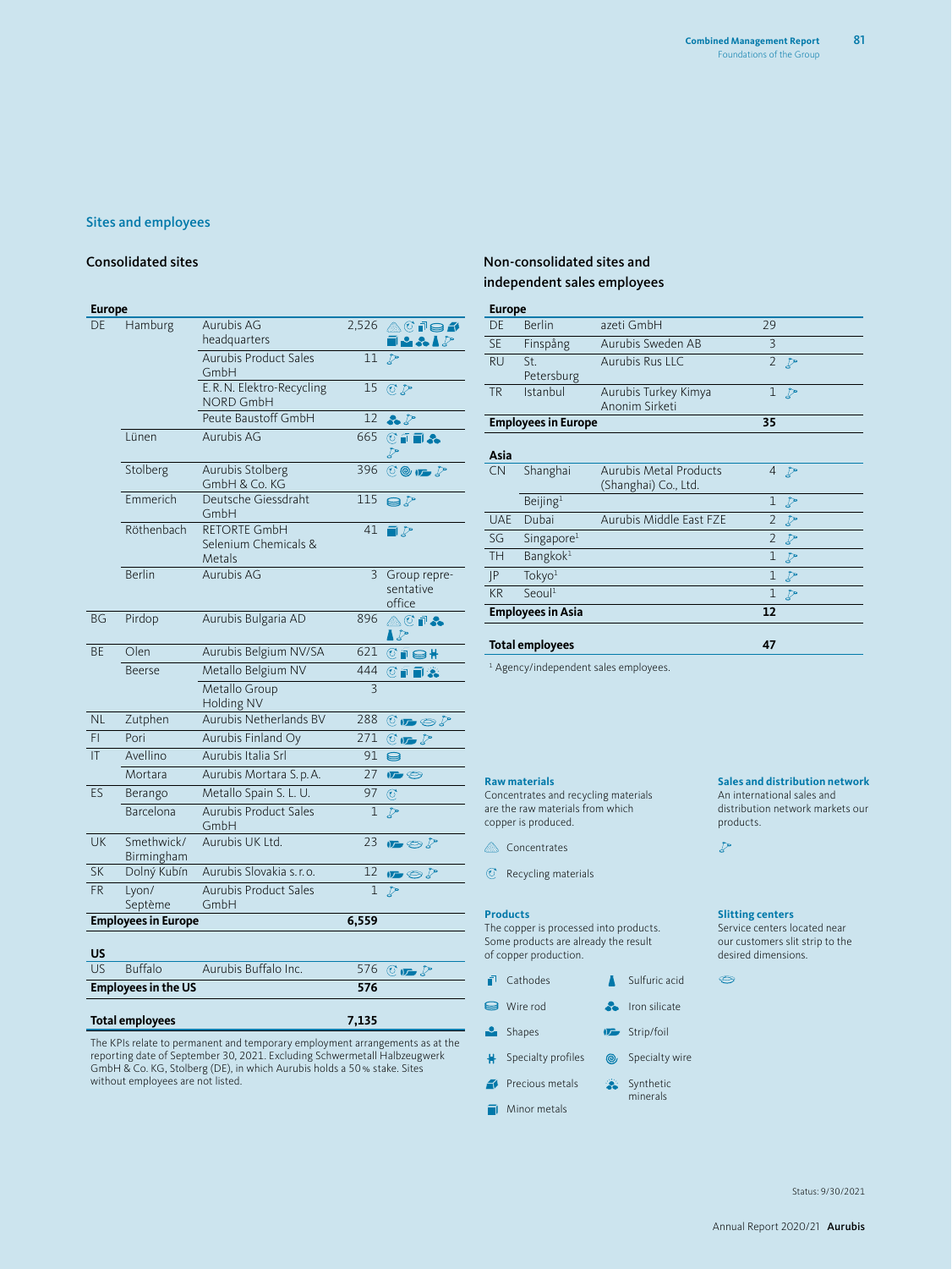## Sites and employees

### Consolidated sites

| | | | | |
|---|---|---|---|---|
| **Europe** | | | | |
| DE | Hamburg | Aurubis AG headquarters | 2,526 | |
| | | Aurubis Product Sales GmbH | 11 | |
| | | E.R.N. Elektro-Recycling NORD GmbH | 15 | |
| | | Peute Baustoff GmbH | 12 | |
| | Lünen | Aurubis AG | 665 | |
| | Stolberg | Aurubis Stolberg GmbH & Co. KG | 396 | |
| | Emmerich | Deutsche Giessdraht GmbH | 115 | |
| | Röthenbach | RETORTE GmbH Selenium Chemicals & Metals | 41 | |
| | Berlin | Aurubis AG | 3 | Group representative office |
| BG | Pirdop | Aurubis Bulgaria AD | 896 | |
| BE | Olen | Aurubis Belgium NV/SA | 621 | |
| | Beerse | Metallo Belgium NV | 444 | |
| | | Metallo Group Holding NV | 3 | |
| NL | Zutphen | Aurubis Netherlands BV | 288 | |
| FI | Pori | Aurubis Finland Oy | 271 | |
| IT | Avellino | Aurubis Italia Srl | 91 | |
| | Mortara | Aurubis Mortara S.p.A. | 27 | |
| ES | Berango | Metallo Spain S.L.U. | 97 | |
| | Barcelona | Aurubis Product Sales GmbH | 1 | |
| UK | Smethwick/ Birmingham | Aurubis UK Ltd. | 23 | |
| SK | Dolný Kubín | Aurubis Slovakia s.r.o. | 12 | |
| FR | Lyon/ Septème | Aurubis Product Sales GmbH | 1 | |
| **Employees in Europe** | | | **6,559** | |
| **US** | | | | |
| US | Buffalo | Aurubis Buffalo Inc. | 576 | |
| **Employees in the US** | | | **576** | |
| **Total employees** | | | **7,135** | |

The KPIs relate to permanent and temporary employment arrangements as at the reporting date of September 30, 2021. Excluding Schwermetall Halbzeugwerk GmbH & Co. KG, Stolberg (DE), in which Aurubis holds a 50 % stake. Sites without employees are not listed.

### Non-consolidated sites and independent sales employees

| | | | |
|---|---|---|---|
| **Europe** | | | |
| DE | Berlin | azeti GmbH | 29 |
| SE | Finspång | Aurubis Sweden AB | 3 |
| RU | St. Petersburg | Aurubis Rus LLC | 2 |
| TR | Istanbul | Aurubis Turkey Kimya Anonim Sirketi | 1 |
| **Employees in Europe** | | | **35** |
| **Asia** | | | |
| CN | Shanghai | Aurubis Metal Products (Shanghai) Co., Ltd. | 4 |
| | Beijing[1] | | 1 |
| UAE | Dubai | Aurubis Middle East FZE | 2 |
| SG | Singapore[1] | | 2 |
| TH | Bangkok[1] | | 1 |
| JP | Tokyo[1] | | 1 |
| KR | Seoul[1] | | 1 |
| **Employees in Asia** | | | **12** |
| **Total employees** | | | **47** |

[1] Agency/independent sales employees.

**Raw materials**
Concentrates and recycling materials are the raw materials from which copper is produced.

- Concentrates
- Recycling materials

**Sales and distribution network**
An international sales and distribution network markets our products.

**Products**
The copper is processed into products. Some products are already the result of copper production.

- Cathodes
- Sulfuric acid
- Wire rod
- Iron silicate
- Shapes
- Strip/foil
- Specialty profiles
- Specialty wire
- Precious metals
- Synthetic minerals
- Minor metals

**Slitting centers**
Service centers located near our customers slit strip to the desired dimensions.

Status: 9/30/2021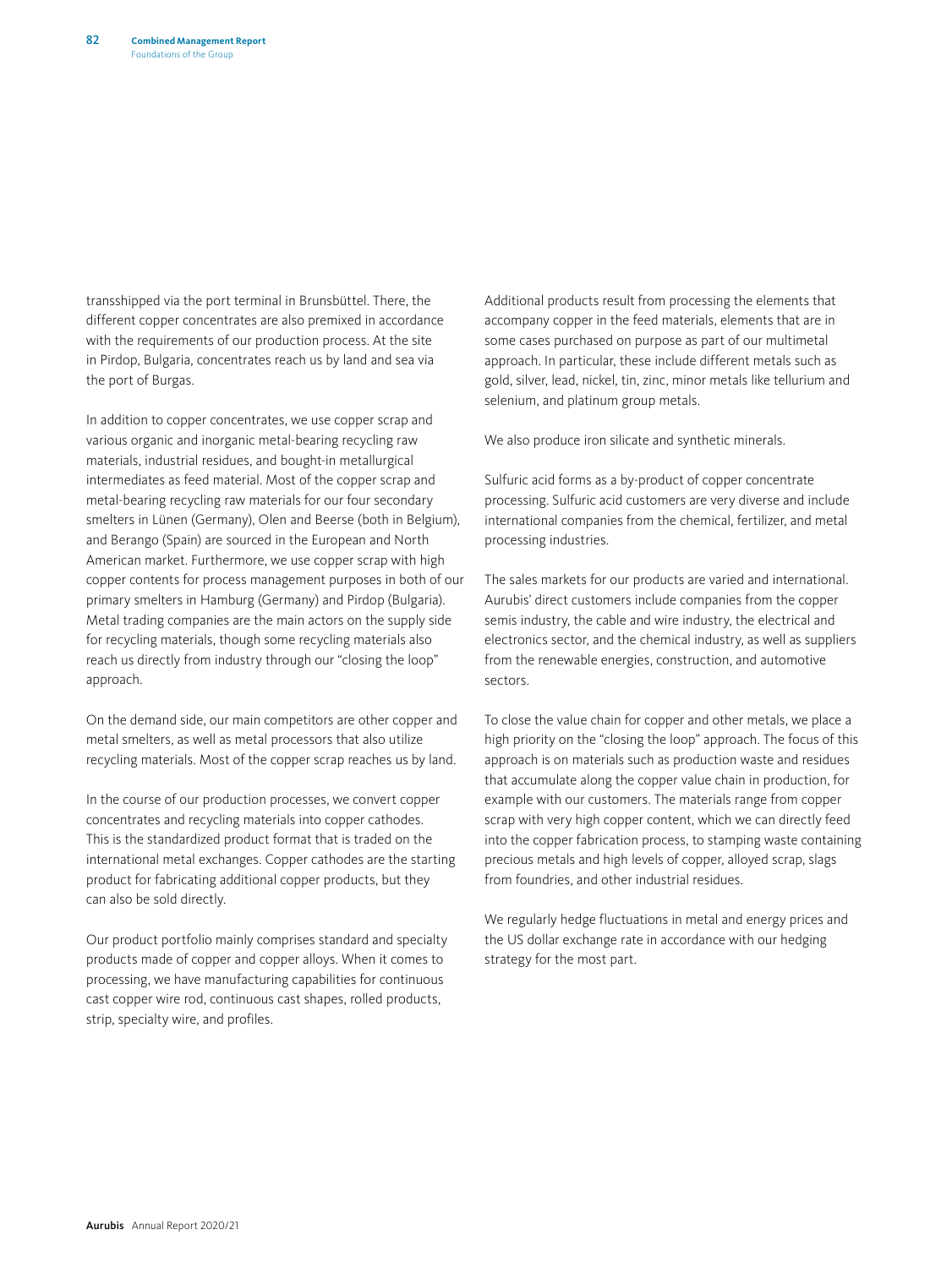transshipped via the port terminal in Brunsbüttel. There, the different copper concentrates are also premixed in accordance with the requirements of our production process. At the site in Pirdop, Bulgaria, concentrates reach us by land and sea via the port of Burgas.

In addition to copper concentrates, we use copper scrap and various organic and inorganic metal-bearing recycling raw materials, industrial residues, and bought-in metallurgical intermediates as feed material. Most of the copper scrap and metal-bearing recycling raw materials for our four secondary smelters in Lünen (Germany), Olen and Beerse (both in Belgium), and Berango (Spain) are sourced in the European and North American market. Furthermore, we use copper scrap with high copper contents for process management purposes in both of our primary smelters in Hamburg (Germany) and Pirdop (Bulgaria). Metal trading companies are the main actors on the supply side for recycling materials, though some recycling materials also reach us directly from industry through our "closing the loop" approach.

On the demand side, our main competitors are other copper and metal smelters, as well as metal processors that also utilize recycling materials. Most of the copper scrap reaches us by land.

In the course of our production processes, we convert copper concentrates and recycling materials into copper cathodes. This is the standardized product format that is traded on the international metal exchanges. Copper cathodes are the starting product for fabricating additional copper products, but they can also be sold directly.

Our product portfolio mainly comprises standard and specialty products made of copper and copper alloys. When it comes to processing, we have manufacturing capabilities for continuous cast copper wire rod, continuous cast shapes, rolled products, strip, specialty wire, and profiles.

Additional products result from processing the elements that accompany copper in the feed materials, elements that are in some cases purchased on purpose as part of our multimetal approach. In particular, these include different metals such as gold, silver, lead, nickel, tin, zinc, minor metals like tellurium and selenium, and platinum group metals.

We also produce iron silicate and synthetic minerals.

Sulfuric acid forms as a by-product of copper concentrate processing. Sulfuric acid customers are very diverse and include international companies from the chemical, fertilizer, and metal processing industries.

The sales markets for our products are varied and international. Aurubis' direct customers include companies from the copper semis industry, the cable and wire industry, the electrical and electronics sector, and the chemical industry, as well as suppliers from the renewable energies, construction, and automotive sectors.

To close the value chain for copper and other metals, we place a high priority on the "closing the loop" approach. The focus of this approach is on materials such as production waste and residues that accumulate along the copper value chain in production, for example with our customers. The materials range from copper scrap with very high copper content, which we can directly feed into the copper fabrication process, to stamping waste containing precious metals and high levels of copper, alloyed scrap, slags from foundries, and other industrial residues.

We regularly hedge fluctuations in metal and energy prices and the US dollar exchange rate in accordance with our hedging strategy for the most part.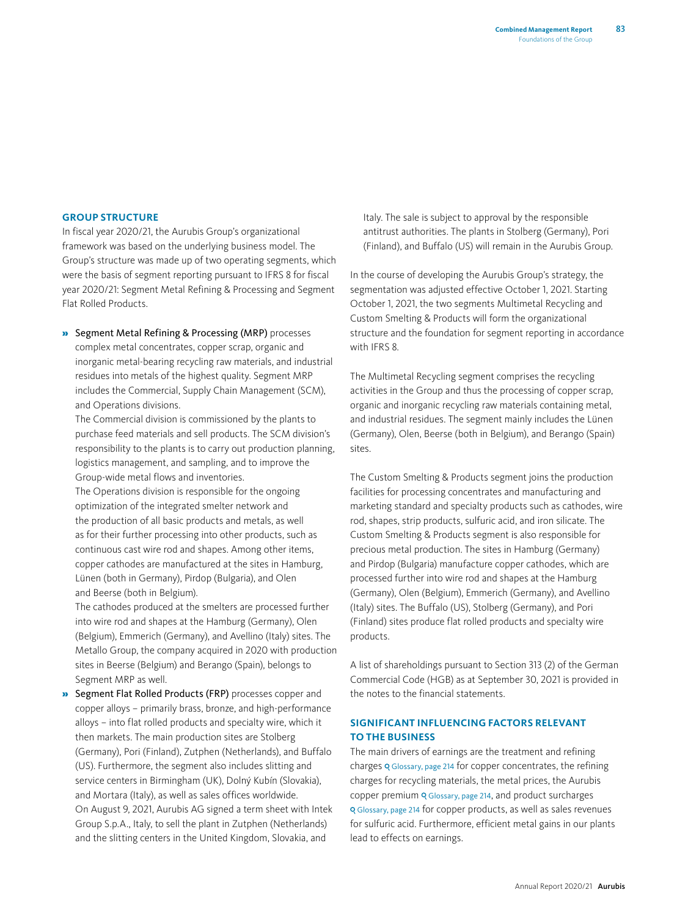## GROUP STRUCTURE

In fiscal year 2020/21, the Aurubis Group's organizational framework was based on the underlying business model. The Group's structure was made up of two operating segments, which were the basis of segment reporting pursuant to IFRS 8 for fiscal year 2020/21: Segment Metal Refining & Processing and Segment Flat Rolled Products.

- Segment Metal Refining & Processing (MRP) processes complex metal concentrates, copper scrap, organic and inorganic metal-bearing recycling raw materials, and industrial residues into metals of the highest quality. Segment MRP includes the Commercial, Supply Chain Management (SCM), and Operations divisions.
  The Commercial division is commissioned by the plants to purchase feed materials and sell products. The SCM division's responsibility to the plants is to carry out production planning, logistics management, and sampling, and to improve the Group-wide metal flows and inventories.
  The Operations division is responsible for the ongoing optimization of the integrated smelter network and the production of all basic products and metals, as well as for their further processing into other products, such as continuous cast wire rod and shapes. Among other items, copper cathodes are manufactured at the sites in Hamburg, Lünen (both in Germany), Pirdop (Bulgaria), and Olen and Beerse (both in Belgium).
  The cathodes produced at the smelters are processed further into wire rod and shapes at the Hamburg (Germany), Olen (Belgium), Emmerich (Germany), and Avellino (Italy) sites. The Metallo Group, the company acquired in 2020 with production sites in Beerse (Belgium) and Berango (Spain), belongs to Segment MRP as well.
- Segment Flat Rolled Products (FRP) processes copper and copper alloys – primarily brass, bronze, and high-performance alloys – into flat rolled products and specialty wire, which it then markets. The main production sites are Stolberg (Germany), Pori (Finland), Zutphen (Netherlands), and Buffalo (US). Furthermore, the segment also includes slitting and service centers in Birmingham (UK), Dolný Kubín (Slovakia), and Mortara (Italy), as well as sales offices worldwide.
  On August 9, 2021, Aurubis AG signed a term sheet with Intek Group S.p.A., Italy, to sell the plant in Zutphen (Netherlands) and the slitting centers in the United Kingdom, Slovakia, and Italy. The sale is subject to approval by the responsible antitrust authorities. The plants in Stolberg (Germany), Pori (Finland), and Buffalo (US) will remain in the Aurubis Group.

In the course of developing the Aurubis Group's strategy, the segmentation was adjusted effective October 1, 2021. Starting October 1, 2021, the two segments Multimetal Recycling and Custom Smelting & Products will form the organizational structure and the foundation for segment reporting in accordance with IFRS 8.

The Multimetal Recycling segment comprises the recycling activities in the Group and thus the processing of copper scrap, organic and inorganic recycling raw materials containing metal, and industrial residues. The segment mainly includes the Lünen (Germany), Olen, Beerse (both in Belgium), and Berango (Spain) sites.

The Custom Smelting & Products segment joins the production facilities for processing concentrates and manufacturing and marketing standard and specialty products such as cathodes, wire rod, shapes, strip products, sulfuric acid, and iron silicate. The Custom Smelting & Products segment is also responsible for precious metal production. The sites in Hamburg (Germany) and Pirdop (Bulgaria) manufacture copper cathodes, which are processed further into wire rod and shapes at the Hamburg (Germany), Olen (Belgium), Emmerich (Germany), and Avellino (Italy) sites. The Buffalo (US), Stolberg (Germany), and Pori (Finland) sites produce flat rolled products and specialty wire products.

A list of shareholdings pursuant to Section 313 (2) of the German Commercial Code (HGB) as at September 30, 2021 is provided in the notes to the financial statements.

## SIGNIFICANT INFLUENCING FACTORS RELEVANT TO THE BUSINESS

The main drivers of earnings are the treatment and refining charges Glossary, page 214 for copper concentrates, the refining charges for recycling materials, the metal prices, the Aurubis copper premium Glossary, page 214, and product surcharges Glossary, page 214 for copper products, as well as sales revenues for sulfuric acid. Furthermore, efficient metal gains in our plants lead to effects on earnings.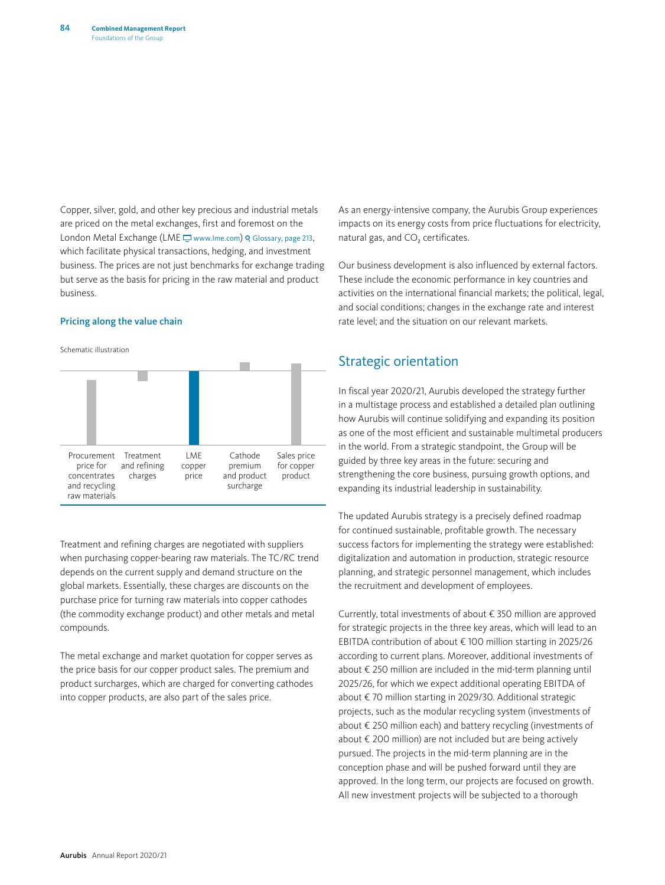Copper, silver, gold, and other key precious and industrial metals are priced on the metal exchanges, first and foremost on the London Metal Exchange (LME www.lme.com) Glossary, page 213, which facilitate physical transactions, hedging, and investment business. The prices are not just benchmarks for exchange trading but serve as the basis for pricing in the raw material and product business.

### Pricing along the value chain

Schematic illustration

Procurement price for concentrates and recycling raw materials
Treatment and refining charges
LME copper price
Cathode premium and product surcharge
Sales price for copper product

Treatment and refining charges are negotiated with suppliers when purchasing copper-bearing raw materials. The TC/RC trend depends on the current supply and demand structure on the global markets. Essentially, these charges are discounts on the purchase price for turning raw materials into copper cathodes (the commodity exchange product) and other metals and metal compounds.

The metal exchange and market quotation for copper serves as the price basis for our copper product sales. The premium and product surcharges, which are charged for converting cathodes into copper products, are also part of the sales price.

As an energy-intensive company, the Aurubis Group experiences impacts on its energy costs from price fluctuations for electricity, natural gas, and $CO_2$ certificates.

Our business development is also influenced by external factors. These include the economic performance in key countries and activities on the international financial markets; the political, legal, and social conditions; changes in the exchange rate and interest rate level; and the situation on our relevant markets.

## Strategic orientation

In fiscal year 2020/21, Aurubis developed the strategy further in a multistage process and established a detailed plan outlining how Aurubis will continue solidifying and expanding its position as one of the most efficient and sustainable multimetal producers in the world. From a strategic standpoint, the Group will be guided by three key areas in the future: securing and strengthening the core business, pursuing growth options, and expanding its industrial leadership in sustainability.

The updated Aurubis strategy is a precisely defined roadmap for continued sustainable, profitable growth. The necessary success factors for implementing the strategy were established: digitalization and automation in production, strategic resource planning, and strategic personnel management, which includes the recruitment and development of employees.

Currently, total investments of about € 350 million are approved for strategic projects in the three key areas, which will lead to an EBITDA contribution of about € 100 million starting in 2025/26 according to current plans. Moreover, additional investments of about € 250 million are included in the mid-term planning until 2025/26, for which we expect additional operating EBITDA of about € 70 million starting in 2029/30. Additional strategic projects, such as the modular recycling system (investments of about € 250 million each) and battery recycling (investments of about € 200 million) are not included but are being actively pursued. The projects in the mid-term planning are in the conception phase and will be pushed forward until they are approved. In the long term, our projects are focused on growth. All new investment projects will be subjected to a thorough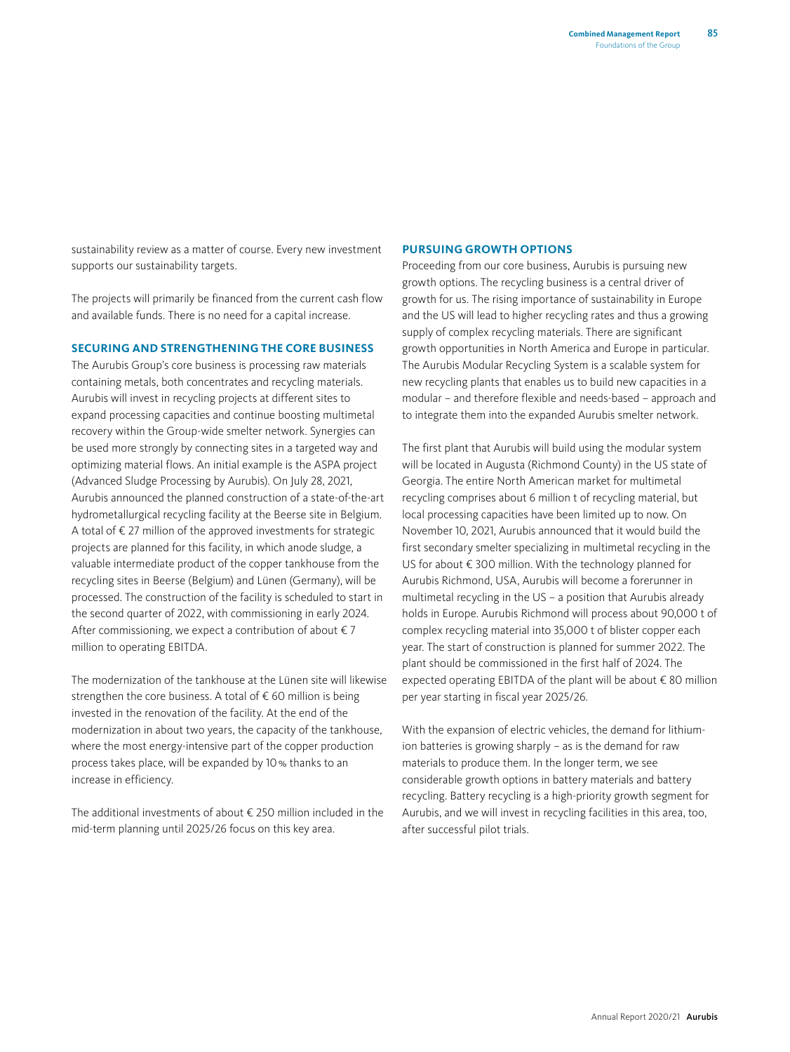sustainability review as a matter of course. Every new investment supports our sustainability targets.

The projects will primarily be financed from the current cash flow and available funds. There is no need for a capital increase.

### SECURING AND STRENGTHENING THE CORE BUSINESS

The Aurubis Group's core business is processing raw materials containing metals, both concentrates and recycling materials. Aurubis will invest in recycling projects at different sites to expand processing capacities and continue boosting multimetal recovery within the Group-wide smelter network. Synergies can be used more strongly by connecting sites in a targeted way and optimizing material flows. An initial example is the ASPA project (Advanced Sludge Processing by Aurubis). On July 28, 2021, Aurubis announced the planned construction of a state-of-the-art hydrometallurgical recycling facility at the Beerse site in Belgium. A total of € 27 million of the approved investments for strategic projects are planned for this facility, in which anode sludge, a valuable intermediate product of the copper tankhouse from the recycling sites in Beerse (Belgium) and Lünen (Germany), will be processed. The construction of the facility is scheduled to start in the second quarter of 2022, with commissioning in early 2024. After commissioning, we expect a contribution of about € 7 million to operating EBITDA.

The modernization of the tankhouse at the Lünen site will likewise strengthen the core business. A total of € 60 million is being invested in the renovation of the facility. At the end of the modernization in about two years, the capacity of the tankhouse, where the most energy-intensive part of the copper production process takes place, will be expanded by 10 % thanks to an increase in efficiency.

The additional investments of about € 250 million included in the mid-term planning until 2025/26 focus on this key area.

### PURSUING GROWTH OPTIONS

Proceeding from our core business, Aurubis is pursuing new growth options. The recycling business is a central driver of growth for us. The rising importance of sustainability in Europe and the US will lead to higher recycling rates and thus a growing supply of complex recycling materials. There are significant growth opportunities in North America and Europe in particular. The Aurubis Modular Recycling System is a scalable system for new recycling plants that enables us to build new capacities in a modular – and therefore flexible and needs-based – approach and to integrate them into the expanded Aurubis smelter network.

The first plant that Aurubis will build using the modular system will be located in Augusta (Richmond County) in the US state of Georgia. The entire North American market for multimetal recycling comprises about 6 million t of recycling material, but local processing capacities have been limited up to now. On November 10, 2021, Aurubis announced that it would build the first secondary smelter specializing in multimetal recycling in the US for about € 300 million. With the technology planned for Aurubis Richmond, USA, Aurubis will become a forerunner in multimetal recycling in the US – a position that Aurubis already holds in Europe. Aurubis Richmond will process about 90,000 t of complex recycling material into 35,000 t of blister copper each year. The start of construction is planned for summer 2022. The plant should be commissioned in the first half of 2024. The expected operating EBITDA of the plant will be about € 80 million per year starting in fiscal year 2025/26.

With the expansion of electric vehicles, the demand for lithium-ion batteries is growing sharply – as is the demand for raw materials to produce them. In the longer term, we see considerable growth options in battery materials and battery recycling. Battery recycling is a high-priority growth segment for Aurubis, and we will invest in recycling facilities in this area, too, after successful pilot trials.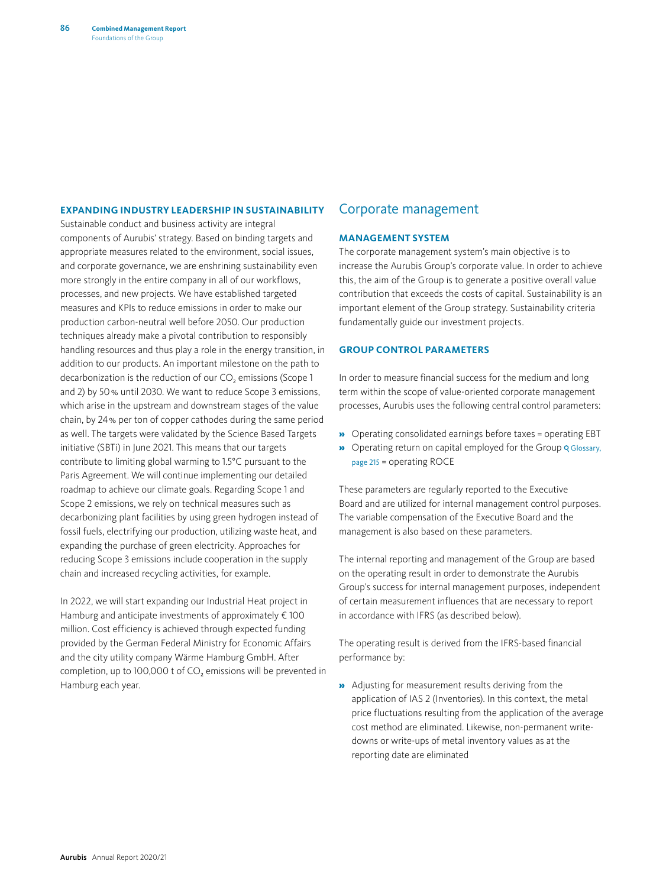### EXPANDING INDUSTRY LEADERSHIP IN SUSTAINABILITY

Sustainable conduct and business activity are integral components of Aurubis' strategy. Based on binding targets and appropriate measures related to the environment, social issues, and corporate governance, we are enshrining sustainability even more strongly in the entire company in all of our workflows, processes, and new projects. We have established targeted measures and KPIs to reduce emissions in order to make our production carbon-neutral well before 2050. Our production techniques already make a pivotal contribution to responsibly handling resources and thus play a role in the energy transition, in addition to our products. An important milestone on the path to decarbonization is the reduction of our $CO_2$ emissions (Scope 1 and 2) by 50 % until 2030. We want to reduce Scope 3 emissions, which arise in the upstream and downstream stages of the value chain, by 24 % per ton of copper cathodes during the same period as well. The targets were validated by the Science Based Targets initiative (SBTi) in June 2021. This means that our targets contribute to limiting global warming to 1.5°C pursuant to the Paris Agreement. We will continue implementing our detailed roadmap to achieve our climate goals. Regarding Scope 1 and Scope 2 emissions, we rely on technical measures such as decarbonizing plant facilities by using green hydrogen instead of fossil fuels, electrifying our production, utilizing waste heat, and expanding the purchase of green electricity. Approaches for reducing Scope 3 emissions include cooperation in the supply chain and increased recycling activities, for example.

In 2022, we will start expanding our Industrial Heat project in Hamburg and anticipate investments of approximately € 100 million. Cost efficiency is achieved through expected funding provided by the German Federal Ministry for Economic Affairs and the city utility company Wärme Hamburg GmbH. After completion, up to 100,000 t of $CO_2$ emissions will be prevented in Hamburg each year.

## Corporate management

### MANAGEMENT SYSTEM

The corporate management system's main objective is to increase the Aurubis Group's corporate value. In order to achieve this, the aim of the Group is to generate a positive overall value contribution that exceeds the costs of capital. Sustainability is an important element of the Group strategy. Sustainability criteria fundamentally guide our investment projects.

### GROUP CONTROL PARAMETERS

In order to measure financial success for the medium and long term within the scope of value-oriented corporate management processes, Aurubis uses the following central control parameters:

- Operating consolidated earnings before taxes = operating EBT
- Operating return on capital employed for the Group Glossary, page 215 = operating ROCE

These parameters are regularly reported to the Executive Board and are utilized for internal management control purposes. The variable compensation of the Executive Board and the management is also based on these parameters.

The internal reporting and management of the Group are based on the operating result in order to demonstrate the Aurubis Group's success for internal management purposes, independent of certain measurement influences that are necessary to report in accordance with IFRS (as described below).

The operating result is derived from the IFRS-based financial performance by:

- Adjusting for measurement results deriving from the application of IAS 2 (Inventories). In this context, the metal price fluctuations resulting from the application of the average cost method are eliminated. Likewise, non-permanent write-downs or write-ups of metal inventory values as at the reporting date are eliminated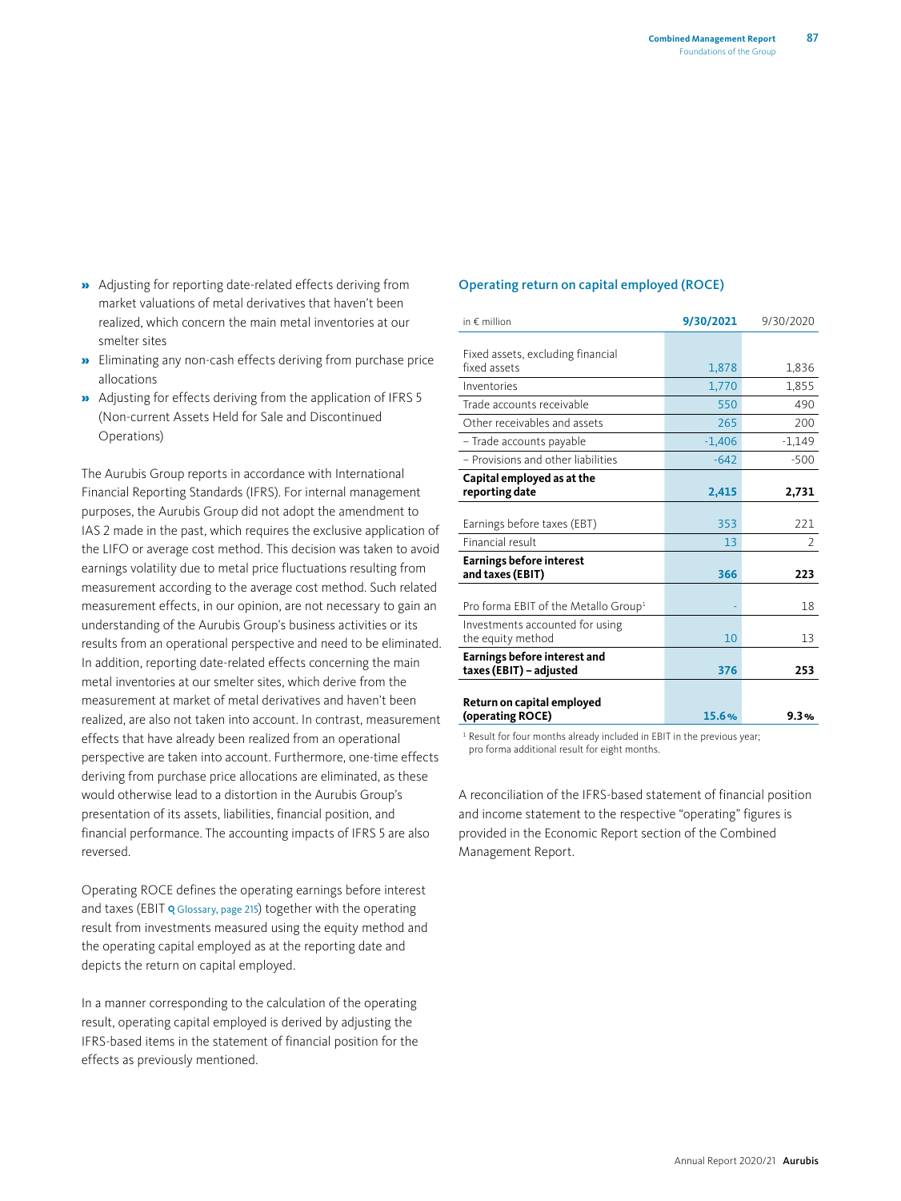- Adjusting for reporting date-related effects deriving from market valuations of metal derivatives that haven't been realized, which concern the main metal inventories at our smelter sites
- Eliminating any non-cash effects deriving from purchase price allocations
- Adjusting for effects deriving from the application of IFRS 5 (Non-current Assets Held for Sale and Discontinued Operations)

The Aurubis Group reports in accordance with International Financial Reporting Standards (IFRS). For internal management purposes, the Aurubis Group did not adopt the amendment to IAS 2 made in the past, which requires the exclusive application of the LIFO or average cost method. This decision was taken to avoid earnings volatility due to metal price fluctuations resulting from measurement according to the average cost method. Such related measurement effects, in our opinion, are not necessary to gain an understanding of the Aurubis Group's business activities or its results from an operational perspective and need to be eliminated. In addition, reporting date-related effects concerning the main metal inventories at our smelter sites, which derive from the measurement at market of metal derivatives and haven't been realized, are also not taken into account. In contrast, measurement effects that have already been realized from an operational perspective are taken into account. Furthermore, one-time effects deriving from purchase price allocations are eliminated, as these would otherwise lead to a distortion in the Aurubis Group's presentation of its assets, liabilities, financial position, and financial performance. The accounting impacts of IFRS 5 are also reversed.

Operating ROCE defines the operating earnings before interest and taxes (EBIT Glossary, page 215) together with the operating result from investments measured using the equity method and the operating capital employed as at the reporting date and depicts the return on capital employed.

In a manner corresponding to the calculation of the operating result, operating capital employed is derived by adjusting the IFRS-based items in the statement of financial position for the effects as previously mentioned.

### Operating return on capital employed (ROCE)

| in € million | 9/30/2021 | 9/30/2020 |
|---|---|---|
| Fixed assets, excluding financial fixed assets | 1,878 | 1,836 |
| Inventories | 1,770 | 1,855 |
| Trade accounts receivable | 550 | 490 |
| Other receivables and assets | 265 | 200 |
| – Trade accounts payable | -1,406 | -1,149 |
| – Provisions and other liabilities | -642 | -500 |
| **Capital employed as at the reporting date** | **2,415** | **2,731** |
| Earnings before taxes (EBT) | 353 | 221 |
| Financial result | 13 | 2 |
| **Earnings before interest and taxes (EBIT)** | **366** | **223** |
| Pro forma EBIT of the Metallo Group[1] | - | 18 |
| Investments accounted for using the equity method | 10 | 13 |
| **Earnings before interest and taxes (EBIT) – adjusted** | **376** | **253** |
| **Return on capital employed (operating ROCE)** | **15.6%** | **9.3%** |

[1] Result for four months already included in EBIT in the previous year; pro forma additional result for eight months.

A reconciliation of the IFRS-based statement of financial position and income statement to the respective "operating" figures is provided in the Economic Report section of the Combined Management Report.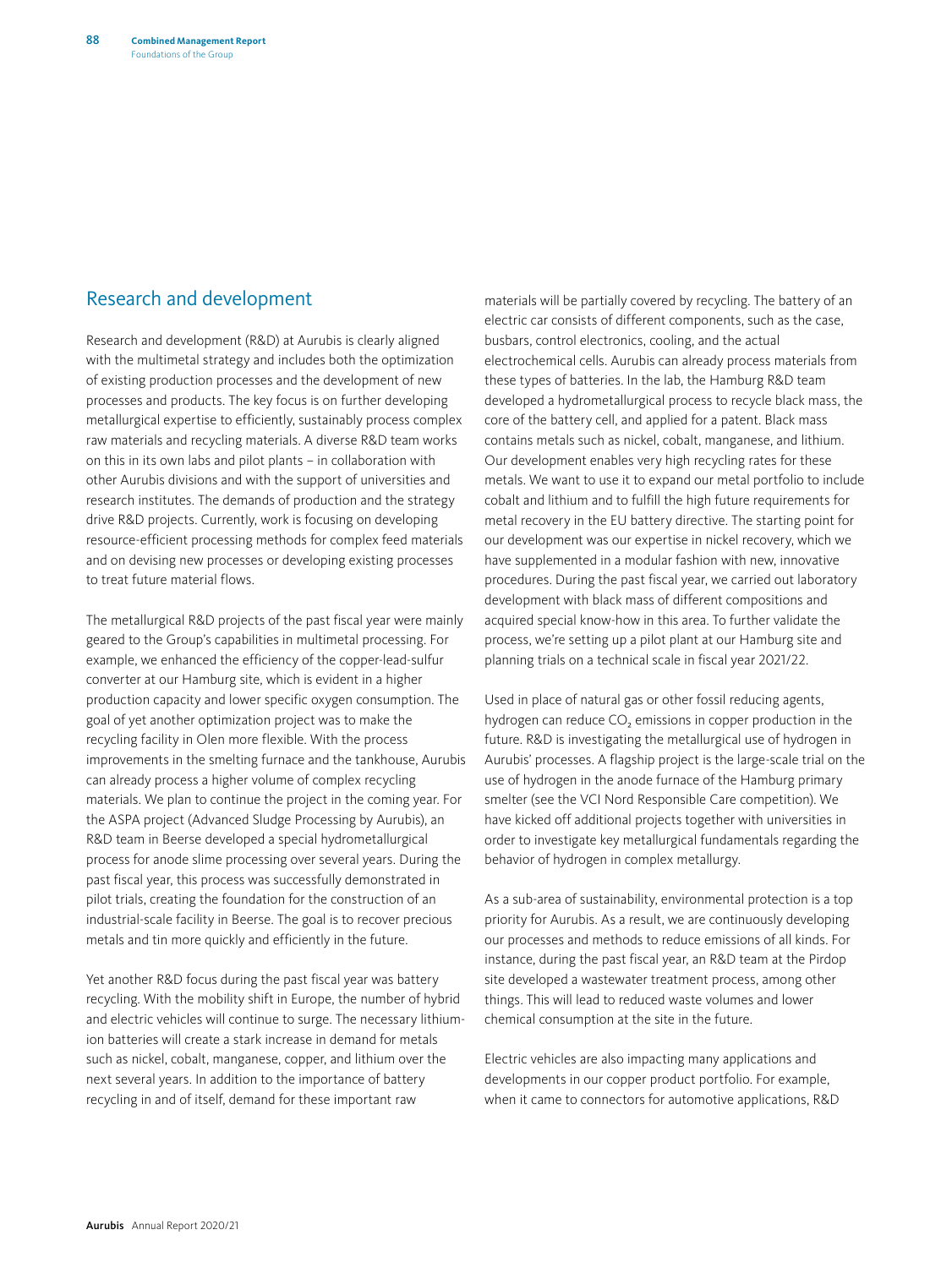## Research and development

Research and development (R&D) at Aurubis is clearly aligned with the multimetal strategy and includes both the optimization of existing production processes and the development of new processes and products. The key focus is on further developing metallurgical expertise to efficiently, sustainably process complex raw materials and recycling materials. A diverse R&D team works on this in its own labs and pilot plants – in collaboration with other Aurubis divisions and with the support of universities and research institutes. The demands of production and the strategy drive R&D projects. Currently, work is focusing on developing resource-efficient processing methods for complex feed materials and on devising new processes or developing existing processes to treat future material flows.

The metallurgical R&D projects of the past fiscal year were mainly geared to the Group's capabilities in multimetal processing. For example, we enhanced the efficiency of the copper-lead-sulfur converter at our Hamburg site, which is evident in a higher production capacity and lower specific oxygen consumption. The goal of yet another optimization project was to make the recycling facility in Olen more flexible. With the process improvements in the smelting furnace and the tankhouse, Aurubis can already process a higher volume of complex recycling materials. We plan to continue the project in the coming year. For the ASPA project (Advanced Sludge Processing by Aurubis), an R&D team in Beerse developed a special hydrometallurgical process for anode slime processing over several years. During the past fiscal year, this process was successfully demonstrated in pilot trials, creating the foundation for the construction of an industrial-scale facility in Beerse. The goal is to recover precious metals and tin more quickly and efficiently in the future.

Yet another R&D focus during the past fiscal year was battery recycling. With the mobility shift in Europe, the number of hybrid and electric vehicles will continue to surge. The necessary lithium-ion batteries will create a stark increase in demand for metals such as nickel, cobalt, manganese, copper, and lithium over the next several years. In addition to the importance of battery recycling in and of itself, demand for these important raw materials will be partially covered by recycling. The battery of an electric car consists of different components, such as the case, busbars, control electronics, cooling, and the actual electrochemical cells. Aurubis can already process materials from these types of batteries. In the lab, the Hamburg R&D team developed a hydrometallurgical process to recycle black mass, the core of the battery cell, and applied for a patent. Black mass contains metals such as nickel, cobalt, manganese, and lithium. Our development enables very high recycling rates for these metals. We want to use it to expand our metal portfolio to include cobalt and lithium and to fulfill the high future requirements for metal recovery in the EU battery directive. The starting point for our development was our expertise in nickel recovery, which we have supplemented in a modular fashion with new, innovative procedures. During the past fiscal year, we carried out laboratory development with black mass of different compositions and acquired special know-how in this area. To further validate the process, we're setting up a pilot plant at our Hamburg site and planning trials on a technical scale in fiscal year 2021/22.

Used in place of natural gas or other fossil reducing agents, hydrogen can reduce $CO_2$ emissions in copper production in the future. R&D is investigating the metallurgical use of hydrogen in Aurubis' processes. A flagship project is the large-scale trial on the use of hydrogen in the anode furnace of the Hamburg primary smelter (see the VCI Nord Responsible Care competition). We have kicked off additional projects together with universities in order to investigate key metallurgical fundamentals regarding the behavior of hydrogen in complex metallurgy.

As a sub-area of sustainability, environmental protection is a top priority for Aurubis. As a result, we are continuously developing our processes and methods to reduce emissions of all kinds. For instance, during the past fiscal year, an R&D team at the Pirdop site developed a wastewater treatment process, among other things. This will lead to reduced waste volumes and lower chemical consumption at the site in the future.

Electric vehicles are also impacting many applications and developments in our copper product portfolio. For example, when it came to connectors for automotive applications, R&D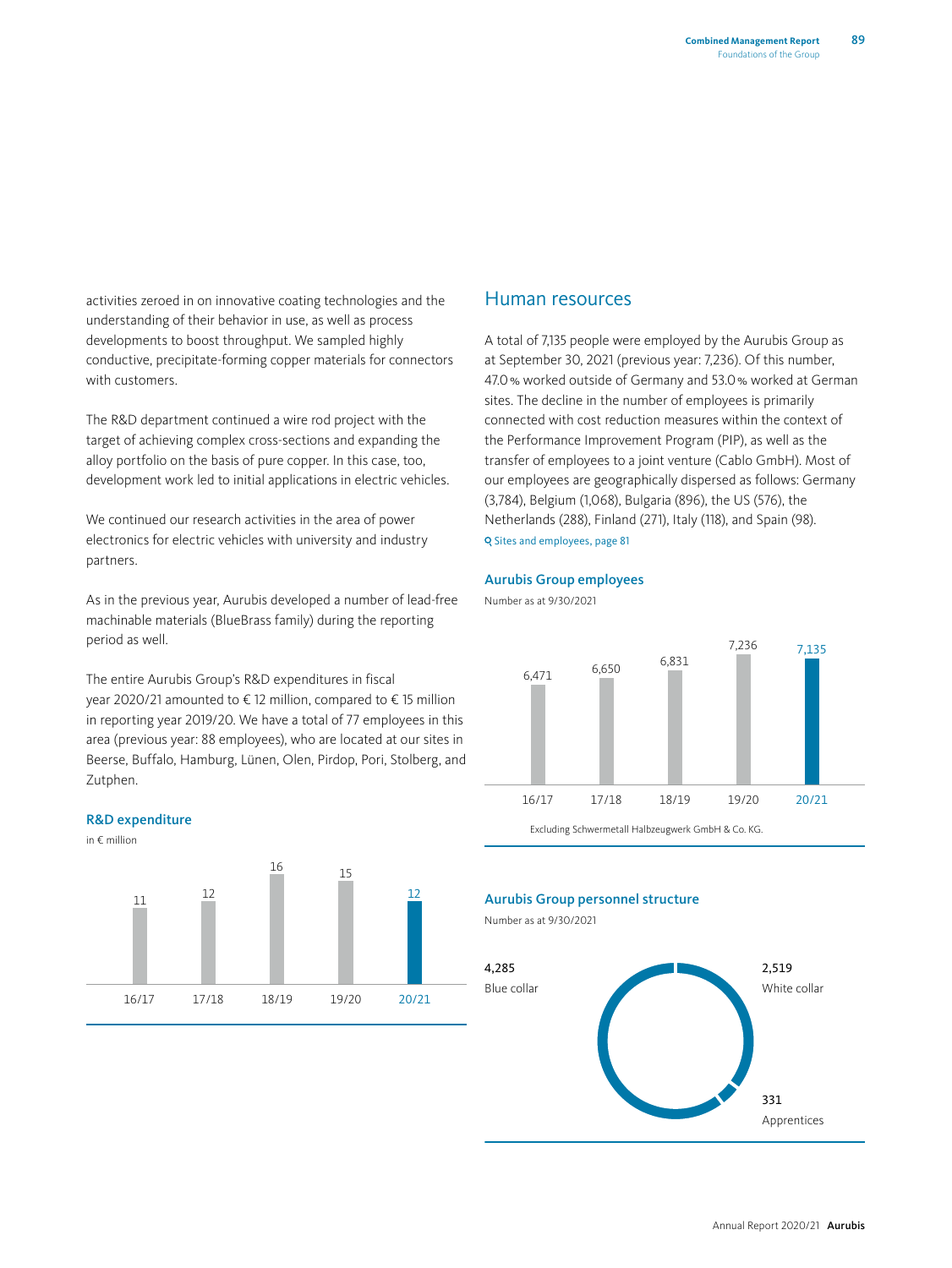activities zeroed in on innovative coating technologies and the understanding of their behavior in use, as well as process developments to boost throughput. We sampled highly conductive, precipitate-forming copper materials for connectors with customers.

The R&D department continued a wire rod project with the target of achieving complex cross-sections and expanding the alloy portfolio on the basis of pure copper. In this case, too, development work led to initial applications in electric vehicles.

We continued our research activities in the area of power electronics for electric vehicles with university and industry partners.

As in the previous year, Aurubis developed a number of lead-free machinable materials (BlueBrass family) during the reporting period as well.

The entire Aurubis Group's R&D expenditures in fiscal year 2020/21 amounted to € 12 million, compared to € 15 million in reporting year 2019/20. We have a total of 77 employees in this area (previous year: 88 employees), who are located at our sites in Beerse, Buffalo, Hamburg, Lünen, Olen, Pirdop, Pori, Stolberg, and Zutphen.

**R&D expenditure**

in € million

11
12
16
15
12

16/17
17/18
18/19
19/20
20/21

## Human resources

A total of 7,135 people were employed by the Aurubis Group as at September 30, 2021 (previous year: 7,236). Of this number, 47.0 % worked outside of Germany and 53.0 % worked at German sites. The decline in the number of employees is primarily connected with cost reduction measures within the context of the Performance Improvement Program (PIP), as well as the transfer of employees to a joint venture (Cablo GmbH). Most of our employees are geographically dispersed as follows: Germany (3,784), Belgium (1,068), Bulgaria (896), the US (576), the Netherlands (288), Finland (271), Italy (118), and Spain (98).

Sites and employees, page 81

**Aurubis Group employees**

Number as at 9/30/2021

6,471
6,650
6,831
7,236
7,135

16/17
17/18
18/19
19/20
20/21

Excluding Schwermetall Halbzeugwerk GmbH & Co. KG.

**Aurubis Group personnel structure**

Number as at 9/30/2021

4,285
Blue collar

2,519
White collar

331
Apprentices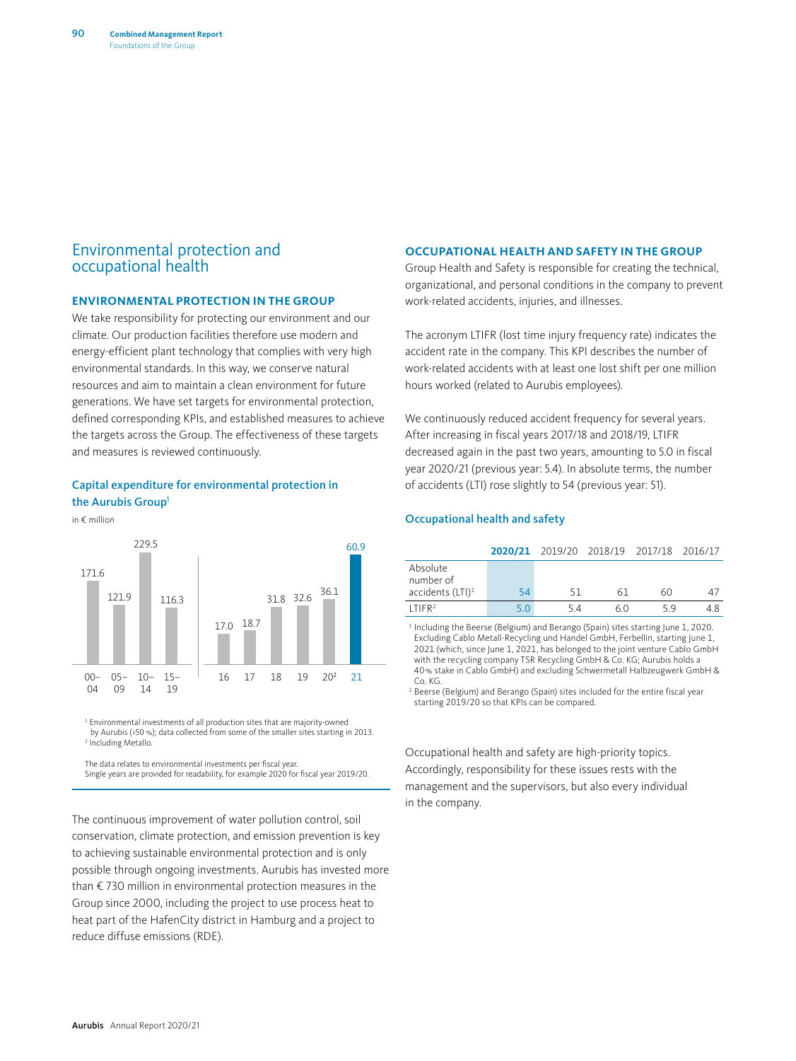# Environmental protection and occupational health

## ENVIRONMENTAL PROTECTION IN THE GROUP

We take responsibility for protecting our environment and our climate. Our production facilities therefore use modern and energy-efficient plant technology that complies with very high environmental standards. In this way, we conserve natural resources and aim to maintain a clean environment for future generations. We have set targets for environmental protection, defined corresponding KPIs, and established measures to achieve the targets across the Group. The effectiveness of these targets and measures is reviewed continuously.

### Capital expenditure for environmental protection in the Aurubis Group[1]

in € million

171.6
121.9
229.5
116.3
17.0
18.7
31.8
32.6
36.1
60.9

00–04
05–09
10–14
15–19
16
17
18
19
20[2]
21

[1] Environmental investments of all production sites that are majority-owned by Aurubis (>50 %); data collected from some of the smaller sites starting in 2013.
[2] Including Metallo.

The data relates to environmental investments per fiscal year.
Single years are provided for readability, for example 2020 for fiscal year 2019/20.

The continuous improvement of water pollution control, soil conservation, climate protection, and emission prevention is key to achieving sustainable environmental protection and is only possible through ongoing investments. Aurubis has invested more than € 730 million in environmental protection measures in the Group since 2000, including the project to use process heat to heat part of the HafenCity district in Hamburg and a project to reduce diffuse emissions (RDE).

## OCCUPATIONAL HEALTH AND SAFETY IN THE GROUP

Group Health and Safety is responsible for creating the technical, organizational, and personal conditions in the company to prevent work-related accidents, injuries, and illnesses.

The acronym LTIFR (lost time injury frequency rate) indicates the accident rate in the company. This KPI describes the number of work-related accidents with at least one lost shift per one million hours worked (related to Aurubis employees).

We continuously reduced accident frequency for several years. After increasing in fiscal years 2017/18 and 2018/19, LTIFR decreased again in the past two years, amounting to 5.0 in fiscal year 2020/21 (previous year: 5.4). In absolute terms, the number of accidents (LTI) rose slightly to 54 (previous year: 51).

### Occupational health and safety

| | **2020/21** | 2019/20 | 2018/19 | 2017/18 | 2016/17 |
|---|---|---|---|---|---|
| Absolute number of accidents (LTI)[1] | 54 | 51 | 61 | 60 | 47 |
| LTIFR[2] | 5.0 | 5.4 | 6.0 | 5.9 | 4.8 |

[1] Including the Beerse (Belgium) and Berango (Spain) sites starting June 1, 2020. Excluding Cablo Metall-Recycling und Handel GmbH, Ferbellin, starting June 1, 2021 (which, since June 1, 2021, has belonged to the joint venture Cablo GmbH with the recycling company TSR Recycling GmbH & Co. KG; Aurubis holds a 40 % stake in Cablo GmbH) and excluding Schwermetall Halbzeugwerk GmbH & Co. KG.
[2] Beerse (Belgium) and Berango (Spain) sites included for the entire fiscal year starting 2019/20 so that KPIs can be compared.

Occupational health and safety are high-priority topics. Accordingly, responsibility for these issues rests with the management and the supervisors, but also every individual in the company.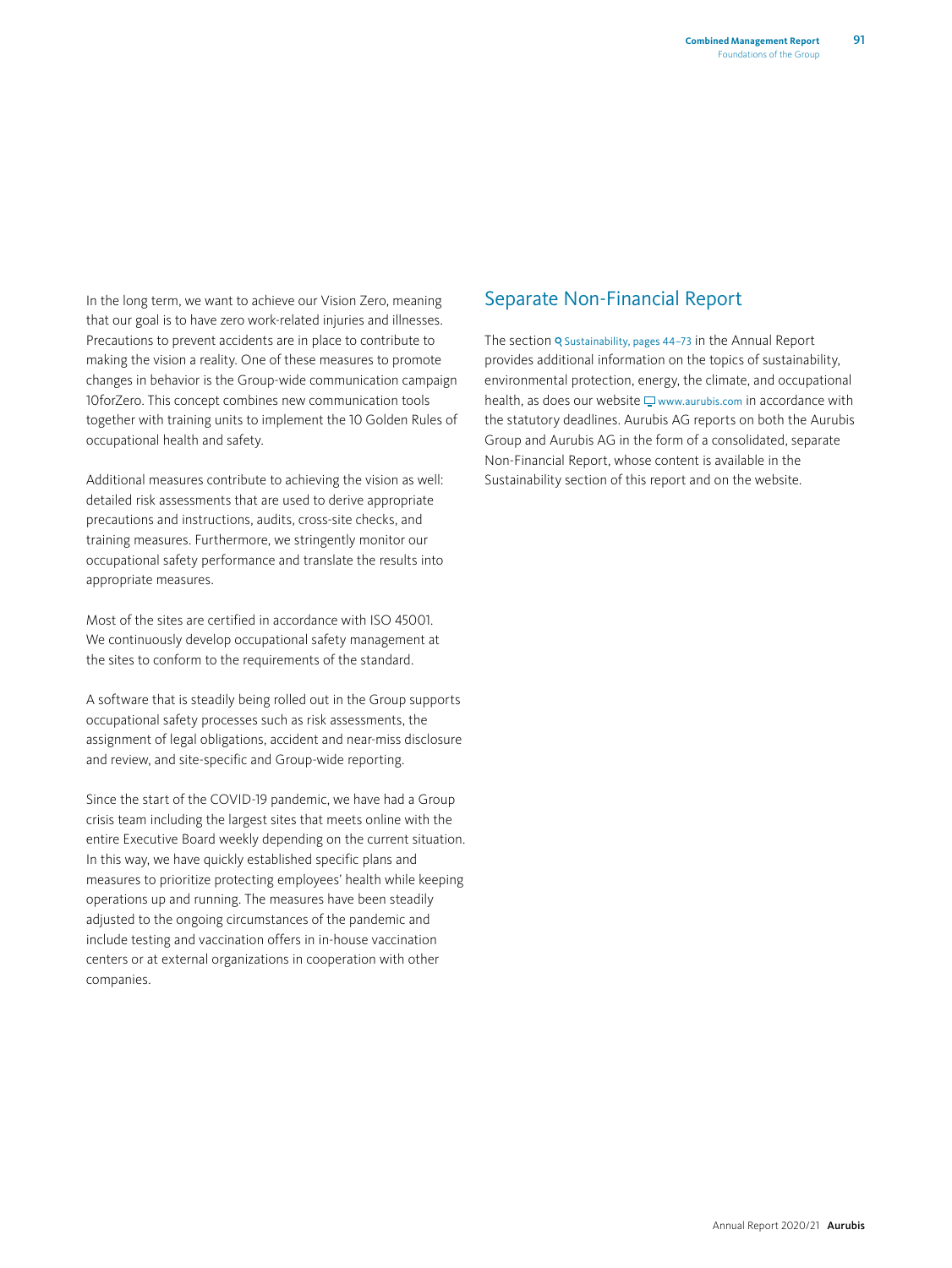In the long term, we want to achieve our Vision Zero, meaning that our goal is to have zero work-related injuries and illnesses. Precautions to prevent accidents are in place to contribute to making the vision a reality. One of these measures to promote changes in behavior is the Group-wide communication campaign 10forZero. This concept combines new communication tools together with training units to implement the 10 Golden Rules of occupational health and safety.

Additional measures contribute to achieving the vision as well: detailed risk assessments that are used to derive appropriate precautions and instructions, audits, cross-site checks, and training measures. Furthermore, we stringently monitor our occupational safety performance and translate the results into appropriate measures.

Most of the sites are certified in accordance with ISO 45001. We continuously develop occupational safety management at the sites to conform to the requirements of the standard.

A software that is steadily being rolled out in the Group supports occupational safety processes such as risk assessments, the assignment of legal obligations, accident and near-miss disclosure and review, and site-specific and Group-wide reporting.

Since the start of the COVID-19 pandemic, we have had a Group crisis team including the largest sites that meets online with the entire Executive Board weekly depending on the current situation. In this way, we have quickly established specific plans and measures to prioritize protecting employees' health while keeping operations up and running. The measures have been steadily adjusted to the ongoing circumstances of the pandemic and include testing and vaccination offers in in-house vaccination centers or at external organizations in cooperation with other companies.

## Separate Non-Financial Report

The section Sustainability, pages 44–73 in the Annual Report provides additional information on the topics of sustainability, environmental protection, energy, the climate, and occupational health, as does our website www.aurubis.com in accordance with the statutory deadlines. Aurubis AG reports on both the Aurubis Group and Aurubis AG in the form of a consolidated, separate Non-Financial Report, whose content is available in the Sustainability section of this report and on the website.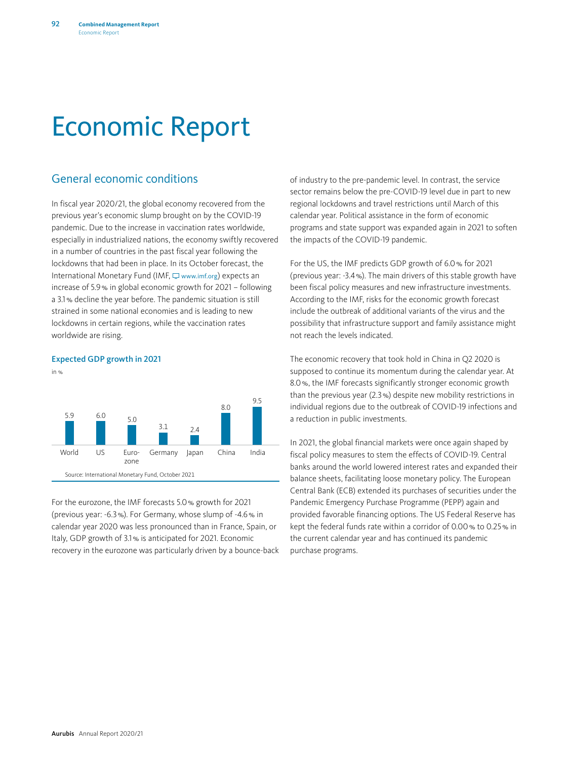# Economic Report

## General economic conditions

In fiscal year 2020/21, the global economy recovered from the previous year's economic slump brought on by the COVID-19 pandemic. Due to the increase in vaccination rates worldwide, especially in industrialized nations, the economy swiftly recovered in a number of countries in the past fiscal year following the lockdowns that had been in place. In its October forecast, the International Monetary Fund (IMF, www.imf.org) expects an increase of 5.9 % in global economic growth for 2021 – following a 3.1 % decline the year before. The pandemic situation is still strained in some national economies and is leading to new lockdowns in certain regions, while the vaccination rates worldwide are rising.

**Expected GDP growth in 2021**

in %

| World | US | Eurozone | Germany | Japan | China | India |
|---|---|---|---|---|---|---|
| 5.9 | 6.0 | 5.0 | 3.1 | 2.4 | 8.0 | 9.5 |

Source: International Monetary Fund, October 2021

For the eurozone, the IMF forecasts 5.0 % growth for 2021 (previous year: -6.3 %). For Germany, whose slump of -4.6 % in calendar year 2020 was less pronounced than in France, Spain, or Italy, GDP growth of 3.1 % is anticipated for 2021. Economic recovery in the eurozone was particularly driven by a bounce-back of industry to the pre-pandemic level. In contrast, the service sector remains below the pre-COVID-19 level due in part to new regional lockdowns and travel restrictions until March of this calendar year. Political assistance in the form of economic programs and state support was expanded again in 2021 to soften the impacts of the COVID-19 pandemic.

For the US, the IMF predicts GDP growth of 6.0 % for 2021 (previous year: -3.4 %). The main drivers of this stable growth have been fiscal policy measures and new infrastructure investments. According to the IMF, risks for the economic growth forecast include the outbreak of additional variants of the virus and the possibility that infrastructure support and family assistance might not reach the levels indicated.

The economic recovery that took hold in China in Q2 2020 is supposed to continue its momentum during the calendar year. At 8.0 %, the IMF forecasts significantly stronger economic growth than the previous year (2.3 %) despite new mobility restrictions in individual regions due to the outbreak of COVID-19 infections and a reduction in public investments.

In 2021, the global financial markets were once again shaped by fiscal policy measures to stem the effects of COVID-19. Central banks around the world lowered interest rates and expanded their balance sheets, facilitating loose monetary policy. The European Central Bank (ECB) extended its purchases of securities under the Pandemic Emergency Purchase Programme (PEPP) again and provided favorable financing options. The US Federal Reserve has kept the federal funds rate within a corridor of 0.00 % to 0.25 % in the current calendar year and has continued its pandemic purchase programs.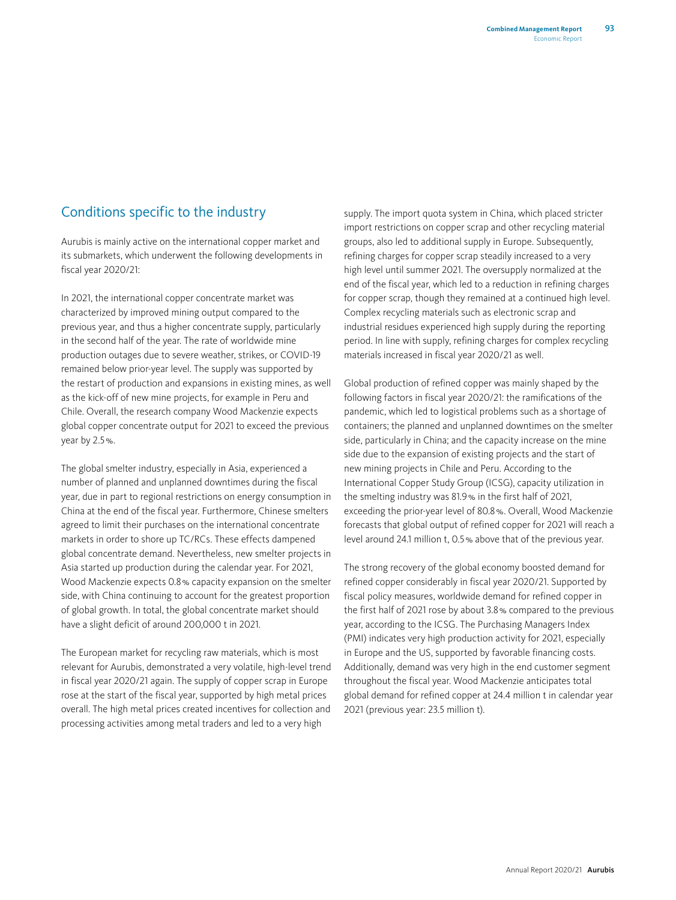## Conditions specific to the industry

Aurubis is mainly active on the international copper market and its submarkets, which underwent the following developments in fiscal year 2020/21:

In 2021, the international copper concentrate market was characterized by improved mining output compared to the previous year, and thus a higher concentrate supply, particularly in the second half of the year. The rate of worldwide mine production outages due to severe weather, strikes, or COVID-19 remained below prior-year level. The supply was supported by the restart of production and expansions in existing mines, as well as the kick-off of new mine projects, for example in Peru and Chile. Overall, the research company Wood Mackenzie expects global copper concentrate output for 2021 to exceed the previous year by 2.5 %.

The global smelter industry, especially in Asia, experienced a number of planned and unplanned downtimes during the fiscal year, due in part to regional restrictions on energy consumption in China at the end of the fiscal year. Furthermore, Chinese smelters agreed to limit their purchases on the international concentrate markets in order to shore up TC/RCs. These effects dampened global concentrate demand. Nevertheless, new smelter projects in Asia started up production during the calendar year. For 2021, Wood Mackenzie expects 0.8 % capacity expansion on the smelter side, with China continuing to account for the greatest proportion of global growth. In total, the global concentrate market should have a slight deficit of around 200,000 t in 2021.

The European market for recycling raw materials, which is most relevant for Aurubis, demonstrated a very volatile, high-level trend in fiscal year 2020/21 again. The supply of copper scrap in Europe rose at the start of the fiscal year, supported by high metal prices overall. The high metal prices created incentives for collection and processing activities among metal traders and led to a very high supply. The import quota system in China, which placed stricter import restrictions on copper scrap and other recycling material groups, also led to additional supply in Europe. Subsequently, refining charges for copper scrap steadily increased to a very high level until summer 2021. The oversupply normalized at the end of the fiscal year, which led to a reduction in refining charges for copper scrap, though they remained at a continued high level. Complex recycling materials such as electronic scrap and industrial residues experienced high supply during the reporting period. In line with supply, refining charges for complex recycling materials increased in fiscal year 2020/21 as well.

Global production of refined copper was mainly shaped by the following factors in fiscal year 2020/21: the ramifications of the pandemic, which led to logistical problems such as a shortage of containers; the planned and unplanned downtimes on the smelter side, particularly in China; and the capacity increase on the mine side due to the expansion of existing projects and the start of new mining projects in Chile and Peru. According to the International Copper Study Group (ICSG), capacity utilization in the smelting industry was 81.9 % in the first half of 2021, exceeding the prior-year level of 80.8 %. Overall, Wood Mackenzie forecasts that global output of refined copper for 2021 will reach a level around 24.1 million t, 0.5 % above that of the previous year.

The strong recovery of the global economy boosted demand for refined copper considerably in fiscal year 2020/21. Supported by fiscal policy measures, worldwide demand for refined copper in the first half of 2021 rose by about 3.8 % compared to the previous year, according to the ICSG. The Purchasing Managers Index (PMI) indicates very high production activity for 2021, especially in Europe and the US, supported by favorable financing costs. Additionally, demand was very high in the end customer segment throughout the fiscal year. Wood Mackenzie anticipates total global demand for refined copper at 24.4 million t in calendar year 2021 (previous year: 23.5 million t).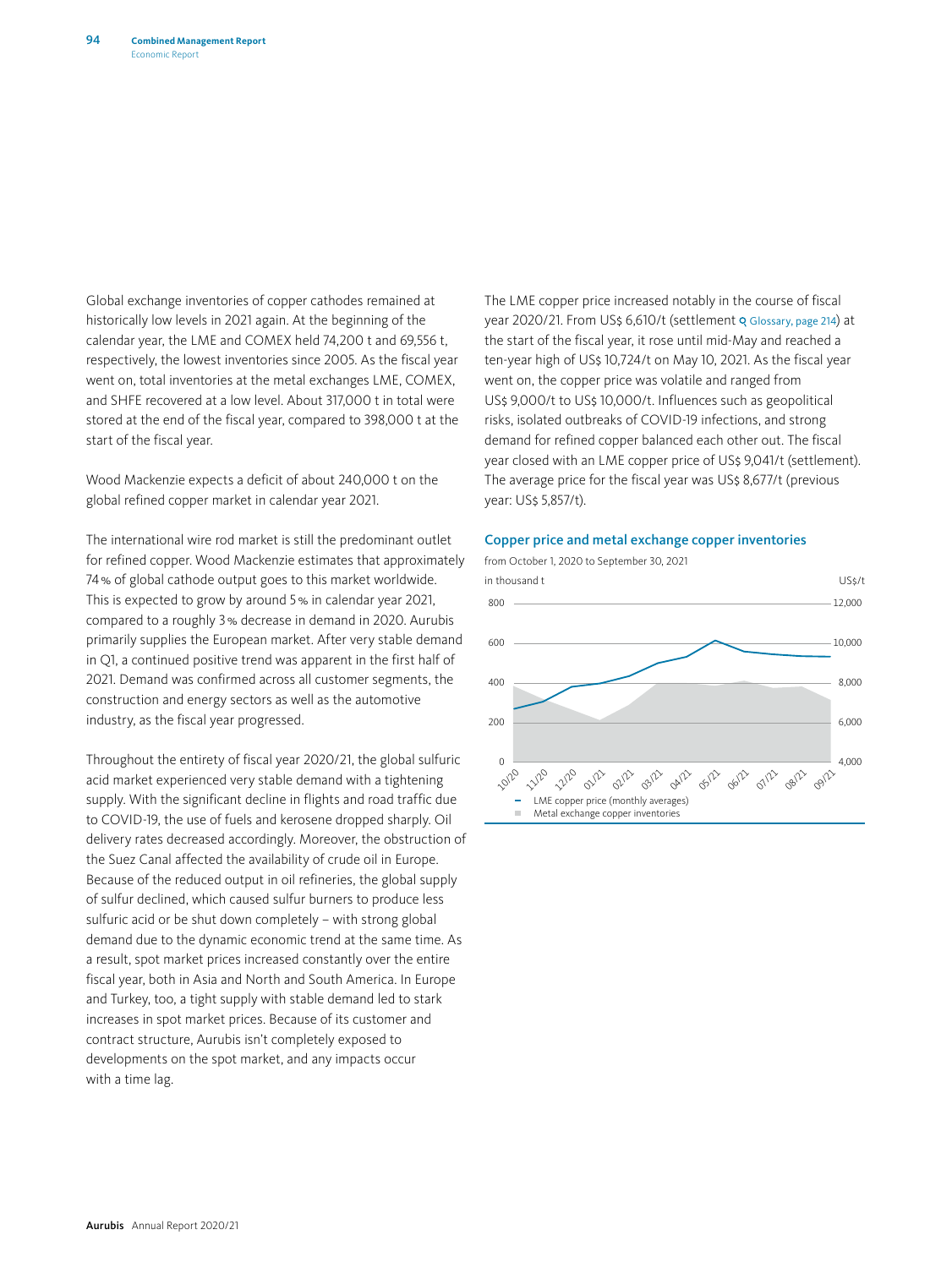Global exchange inventories of copper cathodes remained at historically low levels in 2021 again. At the beginning of the calendar year, the LME and COMEX held 74,200 t and 69,556 t, respectively, the lowest inventories since 2005. As the fiscal year went on, total inventories at the metal exchanges LME, COMEX, and SHFE recovered at a low level. About 317,000 t in total were stored at the end of the fiscal year, compared to 398,000 t at the start of the fiscal year.

Wood Mackenzie expects a deficit of about 240,000 t on the global refined copper market in calendar year 2021.

The international wire rod market is still the predominant outlet for refined copper. Wood Mackenzie estimates that approximately 74 % of global cathode output goes to this market worldwide. This is expected to grow by around 5 % in calendar year 2021, compared to a roughly 3 % decrease in demand in 2020. Aurubis primarily supplies the European market. After very stable demand in Q1, a continued positive trend was apparent in the first half of 2021. Demand was confirmed across all customer segments, the construction and energy sectors as well as the automotive industry, as the fiscal year progressed.

Throughout the entirety of fiscal year 2020/21, the global sulfuric acid market experienced very stable demand with a tightening supply. With the significant decline in flights and road traffic due to COVID-19, the use of fuels and kerosene dropped sharply. Oil delivery rates decreased accordingly. Moreover, the obstruction of the Suez Canal affected the availability of crude oil in Europe. Because of the reduced output in oil refineries, the global supply of sulfur declined, which caused sulfur burners to produce less sulfuric acid or be shut down completely – with strong global demand due to the dynamic economic trend at the same time. As a result, spot market prices increased constantly over the entire fiscal year, both in Asia and North and South America. In Europe and Turkey, too, a tight supply with stable demand led to stark increases in spot market prices. Because of its customer and contract structure, Aurubis isn't completely exposed to developments on the spot market, and any impacts occur with a time lag.

The LME copper price increased notably in the course of fiscal year 2020/21. From US$ 6,610/t (settlement Glossary, page 214) at the start of the fiscal year, it rose until mid-May and reached a ten-year high of US$ 10,724/t on May 10, 2021. As the fiscal year went on, the copper price was volatile and ranged from US$ 9,000/t to US$ 10,000/t. Influences such as geopolitical risks, isolated outbreaks of COVID-19 infections, and strong demand for refined copper balanced each other out. The fiscal year closed with an LME copper price of US$ 9,041/t (settlement). The average price for the fiscal year was US$ 8,677/t (previous year: US$ 5,857/t).

### Copper price and metal exchange copper inventories

from October 1, 2020 to September 30, 2021

in thousand t

US$/t

800
600
400
200
0

12,000
10,000
8,000
6,000
4,000

10/20 11/20 12/20 01/21 02/21 03/21 04/21 05/21 06/21 07/21 08/21 09/21

LME copper price (monthly averages)

Metal exchange copper inventories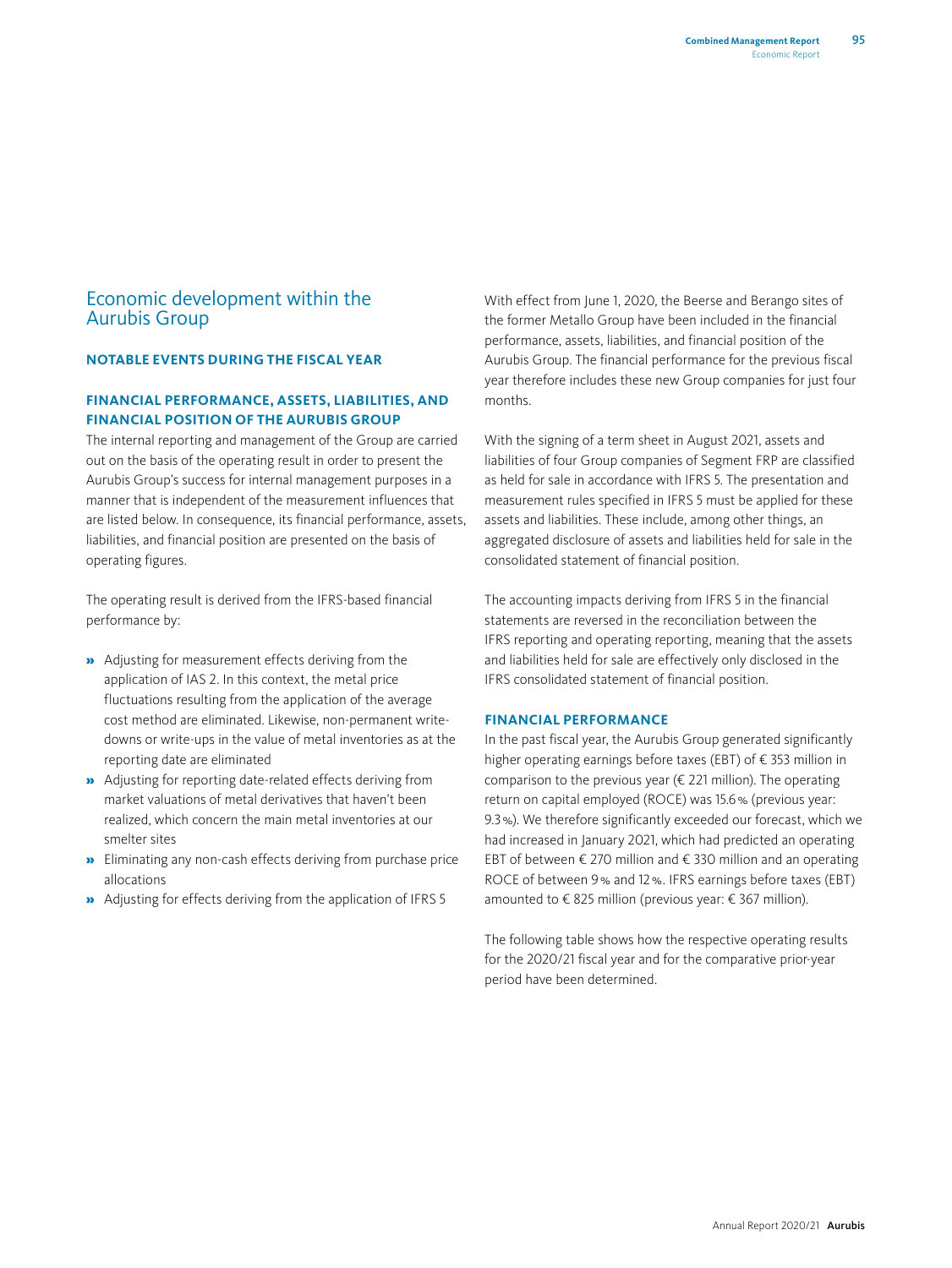# Economic development within the Aurubis Group

## NOTABLE EVENTS DURING THE FISCAL YEAR

### FINANCIAL PERFORMANCE, ASSETS, LIABILITIES, AND FINANCIAL POSITION OF THE AURUBIS GROUP

The internal reporting and management of the Group are carried out on the basis of the operating result in order to present the Aurubis Group's success for internal management purposes in a manner that is independent of the measurement influences that are listed below. In consequence, its financial performance, assets, liabilities, and financial position are presented on the basis of operating figures.

The operating result is derived from the IFRS-based financial performance by:

- Adjusting for measurement effects deriving from the application of IAS 2. In this context, the metal price fluctuations resulting from the application of the average cost method are eliminated. Likewise, non-permanent write-downs or write-ups in the value of metal inventories as at the reporting date are eliminated
- Adjusting for reporting date-related effects deriving from market valuations of metal derivatives that haven't been realized, which concern the main metal inventories at our smelter sites
- Eliminating any non-cash effects deriving from purchase price allocations
- Adjusting for effects deriving from the application of IFRS 5

With effect from June 1, 2020, the Beerse and Berango sites of the former Metallo Group have been included in the financial performance, assets, liabilities, and financial position of the Aurubis Group. The financial performance for the previous fiscal year therefore includes these new Group companies for just four months.

With the signing of a term sheet in August 2021, assets and liabilities of four Group companies of Segment FRP are classified as held for sale in accordance with IFRS 5. The presentation and measurement rules specified in IFRS 5 must be applied for these assets and liabilities. These include, among other things, an aggregated disclosure of assets and liabilities held for sale in the consolidated statement of financial position.

The accounting impacts deriving from IFRS 5 in the financial statements are reversed in the reconciliation between the IFRS reporting and operating reporting, meaning that the assets and liabilities held for sale are effectively only disclosed in the IFRS consolidated statement of financial position.

### FINANCIAL PERFORMANCE

In the past fiscal year, the Aurubis Group generated significantly higher operating earnings before taxes (EBT) of € 353 million in comparison to the previous year (€ 221 million). The operating return on capital employed (ROCE) was 15.6 % (previous year: 9.3 %). We therefore significantly exceeded our forecast, which we had increased in January 2021, which had predicted an operating EBT of between € 270 million and € 330 million and an operating ROCE of between 9 % and 12 %. IFRS earnings before taxes (EBT) amounted to € 825 million (previous year: € 367 million).

The following table shows how the respective operating results for the 2020/21 fiscal year and for the comparative prior-year period have been determined.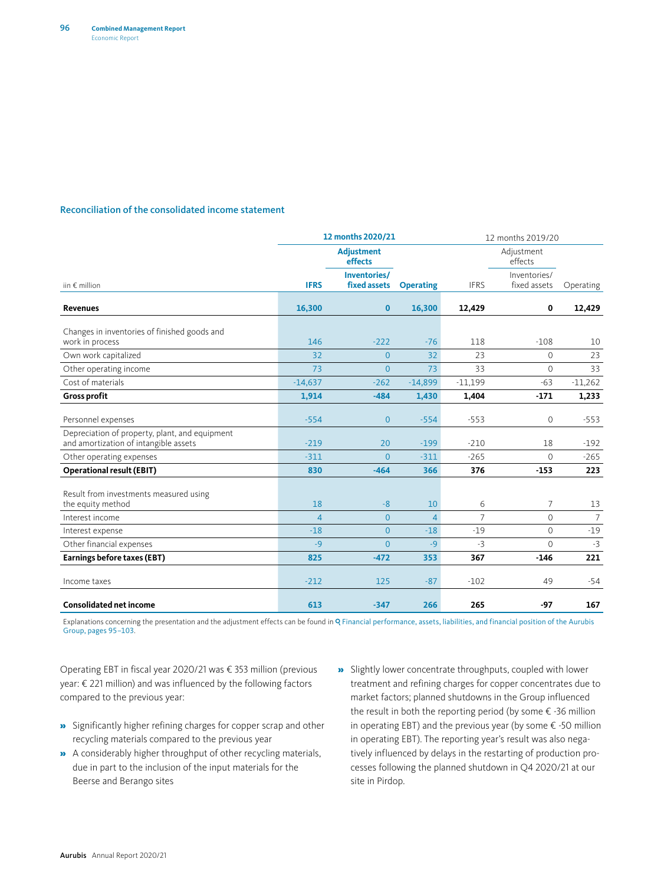### Reconciliation of the consolidated income statement

| iin € million | 12 months 2020/21 | | | 12 months 2019/20 | | |
|---|---|---|---|---|---|---|
| | | Adjustment effects | | | Adjustment effects | |
| | IFRS | Inventories/ fixed assets | Operating | IFRS | Inventories/ fixed assets | Operating |
| **Revenues** | **16,300** | **0** | **16,300** | **12,429** | **0** | **12,429** |
| Changes in inventories of finished goods and work in process | 146 | -222 | -76 | 118 | -108 | 10 |
| Own work capitalized | 32 | 0 | 32 | 23 | 0 | 23 |
| Other operating income | 73 | 0 | 73 | 33 | 0 | 33 |
| Cost of materials | -14,637 | -262 | -14,899 | -11,199 | -63 | -11,262 |
| **Gross profit** | **1,914** | **-484** | **1,430** | **1,404** | **-171** | **1,233** |
| Personnel expenses | -554 | 0 | -554 | -553 | 0 | -553 |
| Depreciation of property, plant, and equipment and amortization of intangible assets | -219 | 20 | -199 | -210 | 18 | -192 |
| Other operating expenses | -311 | 0 | -311 | -265 | 0 | -265 |
| **Operational result (EBIT)** | **830** | **-464** | **366** | **376** | **-153** | **223** |
| Result from investments measured using the equity method | 18 | -8 | 10 | 6 | 7 | 13 |
| Interest income | 4 | 0 | 4 | 7 | 0 | 7 |
| Interest expense | -18 | 0 | -18 | -19 | 0 | -19 |
| Other financial expenses | -9 | 0 | -9 | -3 | 0 | -3 |
| **Earnings before taxes (EBT)** | **825** | **-472** | **353** | **367** | **-146** | **221** |
| Income taxes | -212 | 125 | -87 | -102 | 49 | -54 |
| **Consolidated net income** | **613** | **-347** | **266** | **265** | **-97** | **167** |

Explanations concerning the presentation and the adjustment effects can be found in Financial performance, assets, liabilities, and financial position of the Aurubis Group, pages 95–103.

Operating EBT in fiscal year 2020/21 was € 353 million (previous year: € 221 million) and was influenced by the following factors compared to the previous year:

» Significantly higher refining charges for copper scrap and other recycling materials compared to the previous year
» A considerably higher throughput of other recycling materials, due in part to the inclusion of the input materials for the Beerse and Berango sites
» Slightly lower concentrate throughputs, coupled with lower treatment and refining charges for copper concentrates due to market factors; planned shutdowns in the Group influenced the result in both the reporting period (by some € -36 million in operating EBT) and the previous year (by some € -50 million in operating EBT). The reporting year's result was also negatively influenced by delays in the restarting of production processes following the planned shutdown in Q4 2020/21 at our site in Pirdop.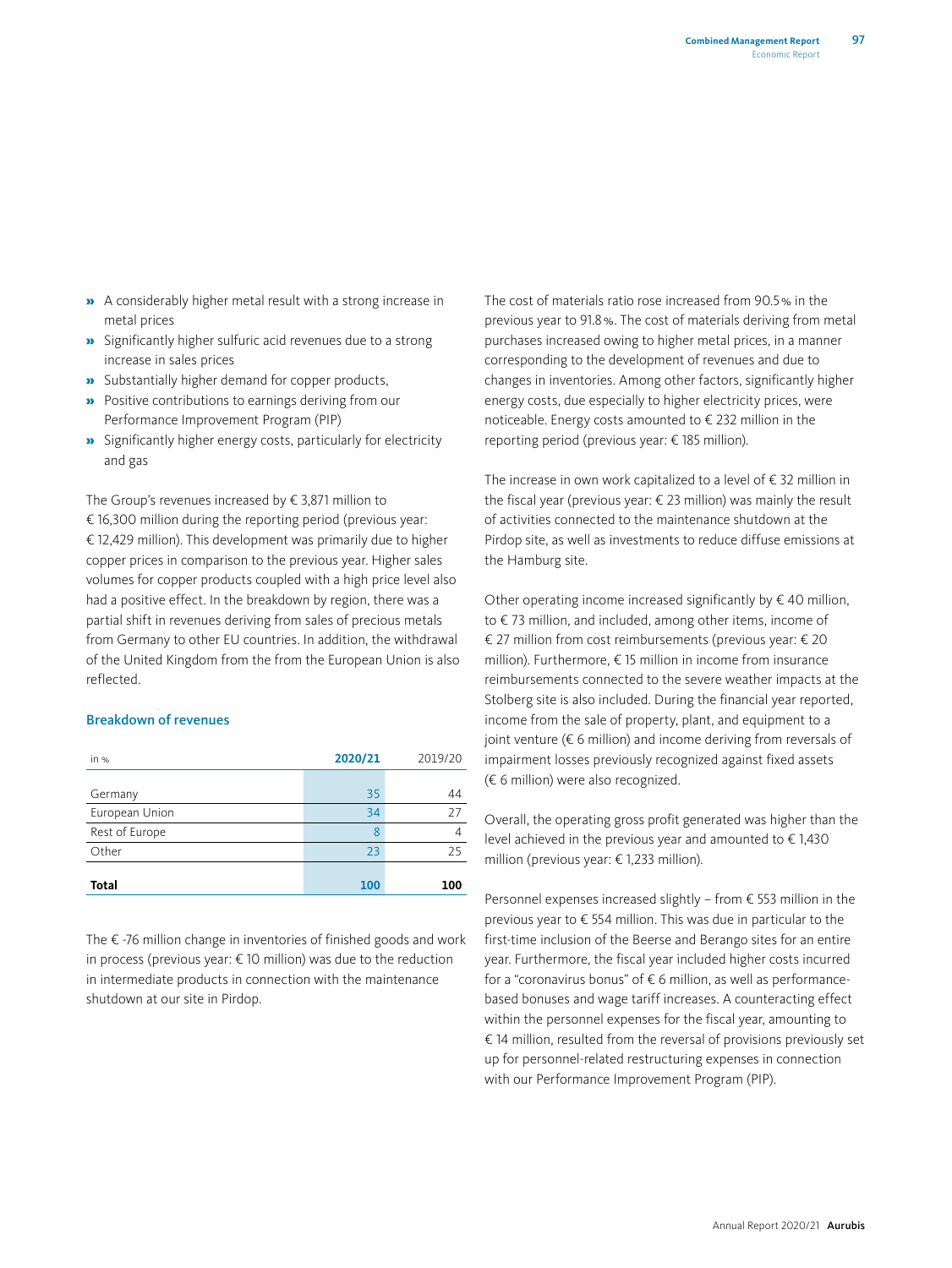- A considerably higher metal result with a strong increase in metal prices
- Significantly higher sulfuric acid revenues due to a strong increase in sales prices
- Substantially higher demand for copper products,
- Positive contributions to earnings deriving from our Performance Improvement Program (PIP)
- Significantly higher energy costs, particularly for electricity and gas

The Group's revenues increased by € 3,871 million to € 16,300 million during the reporting period (previous year: € 12,429 million). This development was primarily due to higher copper prices in comparison to the previous year. Higher sales volumes for copper products coupled with a high price level also had a positive effect. In the breakdown by region, there was a partial shift in revenues deriving from sales of precious metals from Germany to other EU countries. In addition, the withdrawal of the United Kingdom from the from the European Union is also reflected.

### Breakdown of revenues

| in % | 2020/21 | 2019/20 |
|---|---|---|
| Germany | 35 | 44 |
| European Union | 34 | 27 |
| Rest of Europe | 8 | 4 |
| Other | 23 | 25 |
| **Total** | **100** | **100** |

The € -76 million change in inventories of finished goods and work in process (previous year: € 10 million) was due to the reduction in intermediate products in connection with the maintenance shutdown at our site in Pirdop.

The cost of materials ratio rose increased from 90.5 % in the previous year to 91.8 %. The cost of materials deriving from metal purchases increased owing to higher metal prices, in a manner corresponding to the development of revenues and due to changes in inventories. Among other factors, significantly higher energy costs, due especially to higher electricity prices, were noticeable. Energy costs amounted to € 232 million in the reporting period (previous year: € 185 million).

The increase in own work capitalized to a level of € 32 million in the fiscal year (previous year: € 23 million) was mainly the result of activities connected to the maintenance shutdown at the Pirdop site, as well as investments to reduce diffuse emissions at the Hamburg site.

Other operating income increased significantly by € 40 million, to € 73 million, and included, among other items, income of € 27 million from cost reimbursements (previous year: € 20 million). Furthermore, € 15 million in income from insurance reimbursements connected to the severe weather impacts at the Stolberg site is also included. During the financial year reported, income from the sale of property, plant, and equipment to a joint venture (€ 6 million) and income deriving from reversals of impairment losses previously recognized against fixed assets (€ 6 million) were also recognized.

Overall, the operating gross profit generated was higher than the level achieved in the previous year and amounted to € 1,430 million (previous year: € 1,233 million).

Personnel expenses increased slightly – from € 553 million in the previous year to € 554 million. This was due in particular to the first-time inclusion of the Beerse and Berango sites for an entire year. Furthermore, the fiscal year included higher costs incurred for a "coronavirus bonus" of € 6 million, as well as performance-based bonuses and wage tariff increases. A counteracting effect within the personnel expenses for the fiscal year, amounting to € 14 million, resulted from the reversal of provisions previously set up for personnel-related restructuring expenses in connection with our Performance Improvement Program (PIP).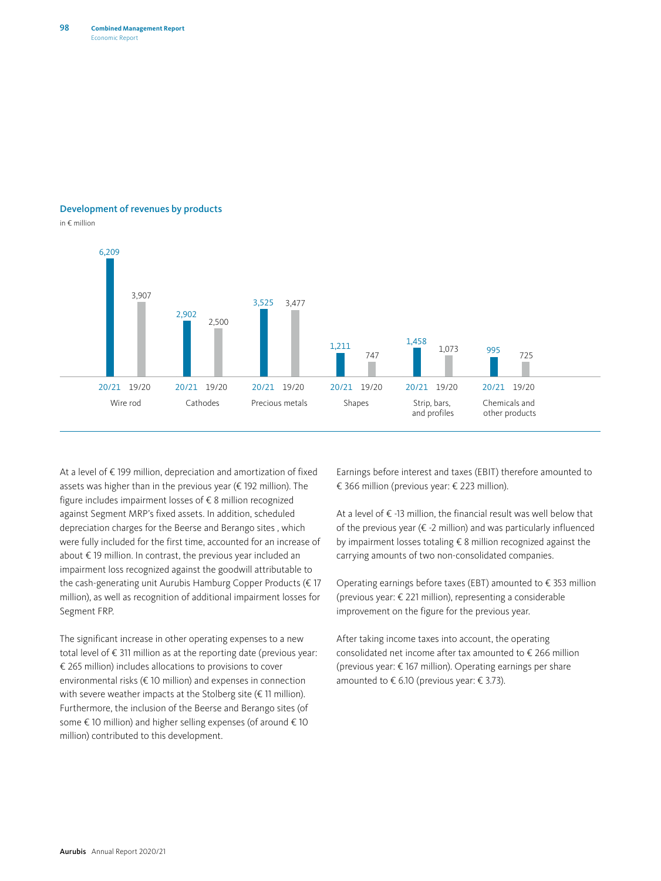### Development of revenues by products

in € million

6,209
3,907
2,902
2,500
3,525
3,477
1,211
747
1,458
1,073
995
725

20/21 19/20
Wire rod

20/21 19/20
Cathodes

20/21 19/20
Precious metals

20/21 19/20
Shapes

20/21 19/20
Strip, bars, and profiles

20/21 19/20
Chemicals and other products

At a level of € 199 million, depreciation and amortization of fixed assets was higher than in the previous year (€ 192 million). The figure includes impairment losses of € 8 million recognized against Segment MRP's fixed assets. In addition, scheduled depreciation charges for the Beerse and Berango sites , which were fully included for the first time, accounted for an increase of about € 19 million. In contrast, the previous year included an impairment loss recognized against the goodwill attributable to the cash-generating unit Aurubis Hamburg Copper Products (€ 17 million), as well as recognition of additional impairment losses for Segment FRP.

The significant increase in other operating expenses to a new total level of € 311 million as at the reporting date (previous year: € 265 million) includes allocations to provisions to cover environmental risks (€ 10 million) and expenses in connection with severe weather impacts at the Stolberg site (€ 11 million). Furthermore, the inclusion of the Beerse and Berango sites (of some € 10 million) and higher selling expenses (of around € 10 million) contributed to this development.

Earnings before interest and taxes (EBIT) therefore amounted to € 366 million (previous year: € 223 million).

At a level of € -13 million, the financial result was well below that of the previous year (€ -2 million) and was particularly influenced by impairment losses totaling € 8 million recognized against the carrying amounts of two non-consolidated companies.

Operating earnings before taxes (EBT) amounted to € 353 million (previous year: € 221 million), representing a considerable improvement on the figure for the previous year.

After taking income taxes into account, the operating consolidated net income after tax amounted to € 266 million (previous year: € 167 million). Operating earnings per share amounted to € 6.10 (previous year: € 3.73).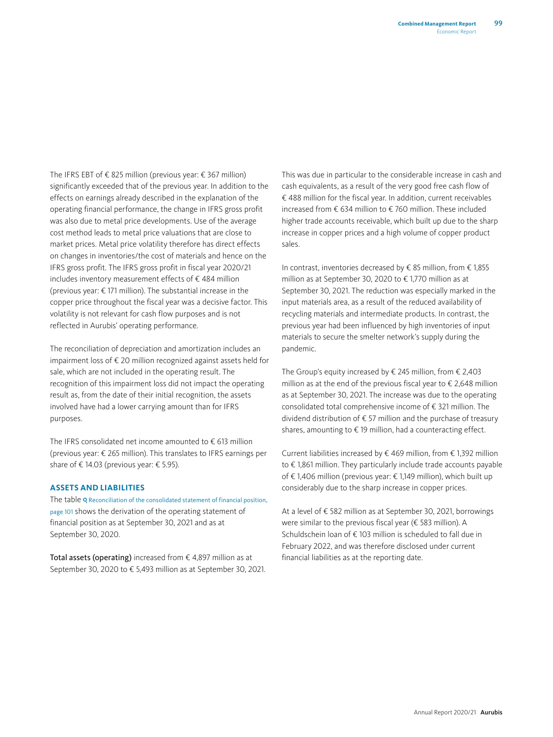The IFRS EBT of € 825 million (previous year: € 367 million) significantly exceeded that of the previous year. In addition to the effects on earnings already described in the explanation of the operating financial performance, the change in IFRS gross profit was also due to metal price developments. Use of the average cost method leads to metal price valuations that are close to market prices. Metal price volatility therefore has direct effects on changes in inventories/the cost of materials and hence on the IFRS gross profit. The IFRS gross profit in fiscal year 2020/21 includes inventory measurement effects of € 484 million (previous year: € 171 million). The substantial increase in the copper price throughout the fiscal year was a decisive factor. This volatility is not relevant for cash flow purposes and is not reflected in Aurubis' operating performance.

The reconciliation of depreciation and amortization includes an impairment loss of € 20 million recognized against assets held for sale, which are not included in the operating result. The recognition of this impairment loss did not impact the operating result as, from the date of their initial recognition, the assets involved have had a lower carrying amount than for IFRS purposes.

The IFRS consolidated net income amounted to € 613 million (previous year: € 265 million). This translates to IFRS earnings per share of € 14.03 (previous year: € 5.95).

## ASSETS AND LIABILITIES

The table Reconciliation of the consolidated statement of financial position, page 101 shows the derivation of the operating statement of financial position as at September 30, 2021 and as at September 30, 2020.

**Total assets (operating)** increased from € 4,897 million as at September 30, 2020 to € 5,493 million as at September 30, 2021. This was due in particular to the considerable increase in cash and cash equivalents, as a result of the very good free cash flow of € 488 million for the fiscal year. In addition, current receivables increased from € 634 million to € 760 million. These included higher trade accounts receivable, which built up due to the sharp increase in copper prices and a high volume of copper product sales.

In contrast, inventories decreased by € 85 million, from € 1,855 million as at September 30, 2020 to € 1,770 million as at September 30, 2021. The reduction was especially marked in the input materials area, as a result of the reduced availability of recycling materials and intermediate products. In contrast, the previous year had been influenced by high inventories of input materials to secure the smelter network's supply during the pandemic.

The Group's equity increased by € 245 million, from € 2,403 million as at the end of the previous fiscal year to € 2,648 million as at September 30, 2021. The increase was due to the operating consolidated total comprehensive income of € 321 million. The dividend distribution of € 57 million and the purchase of treasury shares, amounting to € 19 million, had a counteracting effect.

Current liabilities increased by € 469 million, from € 1,392 million to € 1,861 million. They particularly include trade accounts payable of € 1,406 million (previous year: € 1,149 million), which built up considerably due to the sharp increase in copper prices.

At a level of € 582 million as at September 30, 2021, borrowings were similar to the previous fiscal year (€ 583 million). A Schuldschein loan of € 103 million is scheduled to fall due in February 2022, and was therefore disclosed under current financial liabilities as at the reporting date.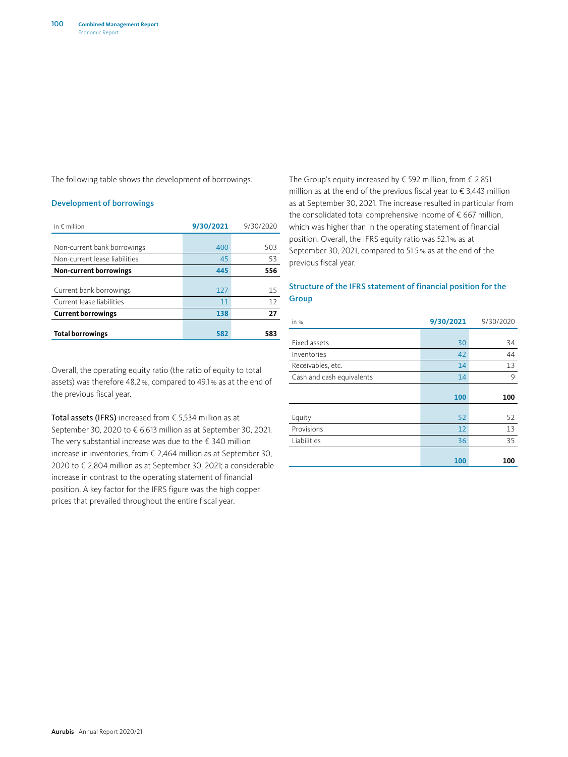The following table shows the development of borrowings.

### Development of borrowings

| in € million | 9/30/2021 | 9/30/2020 |
|---|---|---|
| Non-current bank borrowings | 400 | 503 |
| Non-current lease liabilities | 45 | 53 |
| **Non-current borrowings** | **445** | **556** |
| Current bank borrowings | 127 | 15 |
| Current lease liabilities | 11 | 12 |
| **Current borrowings** | **138** | **27** |
| **Total borrowings** | **582** | **583** |

Overall, the operating equity ratio (the ratio of equity to total assets) was therefore 48.2 %, compared to 49.1 % as at the end of the previous fiscal year.

**Total assets (IFRS)** increased from € 5,534 million as at September 30, 2020 to € 6,613 million as at September 30, 2021. The very substantial increase was due to the € 340 million increase in inventories, from € 2,464 million as at September 30, 2020 to € 2,804 million as at September 30, 2021; a considerable increase in contrast to the operating statement of financial position. A key factor for the IFRS figure was the high copper prices that prevailed throughout the entire fiscal year.

The Group's equity increased by € 592 million, from € 2,851 million as at the end of the previous fiscal year to € 3,443 million as at September 30, 2021. The increase resulted in particular from the consolidated total comprehensive income of € 667 million, which was higher than in the operating statement of financial position. Overall, the IFRS equity ratio was 52.1 % as at September 30, 2021, compared to 51.5 % as at the end of the previous fiscal year.

### Structure of the IFRS statement of financial position for the Group

| in % | 9/30/2021 | 9/30/2020 |
|---|---|---|
| Fixed assets | 30 | 34 |
| Inventories | 42 | 44 |
| Receivables, etc. | 14 | 13 |
| Cash and cash equivalents | 14 | 9 |
| | **100** | **100** |
| Equity | 52 | 52 |
| Provisions | 12 | 13 |
| Liabilities | 36 | 35 |
| | **100** | **100** |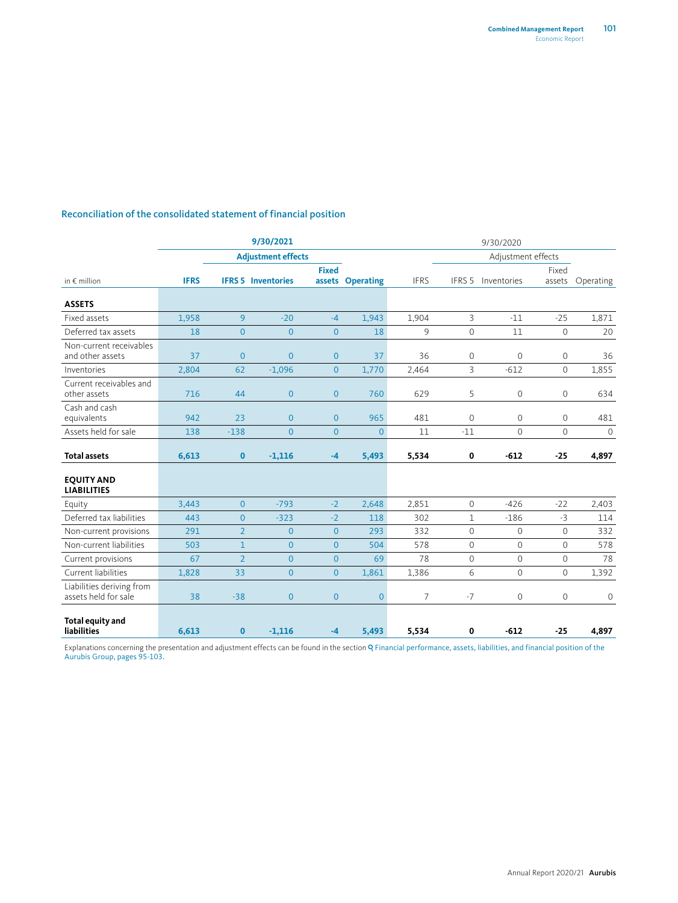## Reconciliation of the consolidated statement of financial position

| in € million | 9/30/2021 | | | | | 9/30/2020 | | | | |
|---|---|---|---|---|---|---|---|---|---|---|
| | | Adjustment effects | | | | | Adjustment effects | | | |
| | IFRS | IFRS 5 | Inventories | Fixed assets | Operating | IFRS | IFRS 5 | Inventories | Fixed assets | Operating |
| **ASSETS** | | | | | | | | | | |
| Fixed assets | 1,958 | 9 | -20 | -4 | 1,943 | 1,904 | 3 | -11 | -25 | 1,871 |
| Deferred tax assets | 18 | 0 | 0 | 0 | 18 | 9 | 0 | 11 | 0 | 20 |
| Non-current receivables and other assets | 37 | 0 | 0 | 0 | 37 | 36 | 0 | 0 | 0 | 36 |
| Inventories | 2,804 | 62 | -1,096 | 0 | 1,770 | 2,464 | 3 | -612 | 0 | 1,855 |
| Current receivables and other assets | 716 | 44 | 0 | 0 | 760 | 629 | 5 | 0 | 0 | 634 |
| Cash and cash equivalents | 942 | 23 | 0 | 0 | 965 | 481 | 0 | 0 | 0 | 481 |
| Assets held for sale | 138 | -138 | 0 | 0 | 0 | 11 | -11 | 0 | 0 | 0 |
| **Total assets** | **6,613** | **0** | **-1,116** | **-4** | **5,493** | **5,534** | **0** | **-612** | **-25** | **4,897** |
| **EQUITY AND LIABILITIES** | | | | | | | | | | |
| Equity | 3,443 | 0 | -793 | -2 | 2,648 | 2,851 | 0 | -426 | -22 | 2,403 |
| Deferred tax liabilities | 443 | 0 | -323 | -2 | 118 | 302 | 1 | -186 | -3 | 114 |
| Non-current provisions | 291 | 2 | 0 | 0 | 293 | 332 | 0 | 0 | 0 | 332 |
| Non-current liabilities | 503 | 1 | 0 | 0 | 504 | 578 | 0 | 0 | 0 | 578 |
| Current provisions | 67 | 2 | 0 | 0 | 69 | 78 | 0 | 0 | 0 | 78 |
| Current liabilities | 1,828 | 33 | 0 | 0 | 1,861 | 1,386 | 6 | 0 | 0 | 1,392 |
| Liabilities deriving from assets held for sale | 38 | -38 | 0 | 0 | 0 | 7 | -7 | 0 | 0 | 0 |
| **Total equity and liabilities** | **6,613** | **0** | **-1,116** | **-4** | **5,493** | **5,534** | **0** | **-612** | **-25** | **4,897** |

Explanations concerning the presentation and adjustment effects can be found in the section Financial performance, assets, liabilities, and financial position of the Aurubis Group, pages 95-103.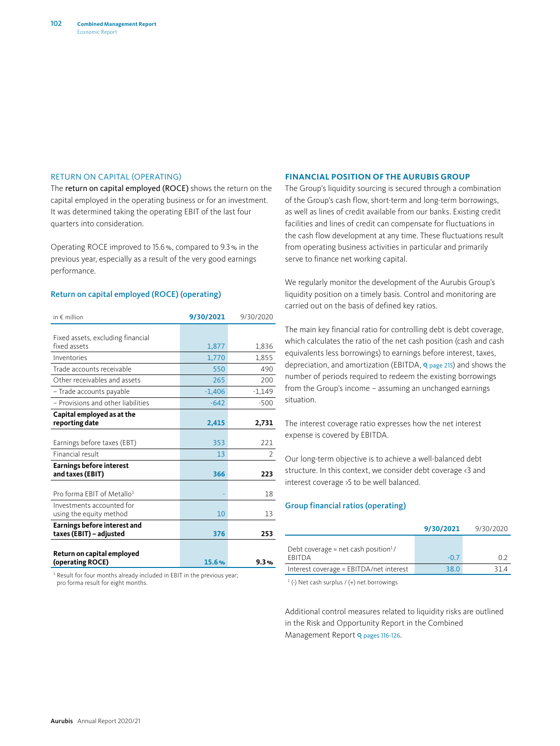## RETURN ON CAPITAL (OPERATING)

The **return on capital employed (ROCE)** shows the return on the capital employed in the operating business or for an investment. It was determined taking the operating EBIT of the last four quarters into consideration.

Operating ROCE improved to 15.6 %, compared to 9.3 % in the previous year, especially as a result of the very good earnings performance.

### Return on capital employed (ROCE) (operating)

| in € million | 9/30/2021 | 9/30/2020 |
|---|---|---|
| Fixed assets, excluding financial fixed assets | 1,877 | 1,836 |
| Inventories | 1,770 | 1,855 |
| Trade accounts receivable | 550 | 490 |
| Other receivables and assets | 265 | 200 |
| – Trade accounts payable | -1,406 | -1,149 |
| – Provisions and other liabilities | -642 | -500 |
| **Capital employed as at the reporting date** | **2,415** | **2,731** |
| Earnings before taxes (EBT) | 353 | 221 |
| Financial result | 13 | 2 |
| **Earnings before interest and taxes (EBIT)** | **366** | **223** |
| Pro forma EBIT of Metallo[1] | - | 18 |
| Investments accounted for using the equity method | 10 | 13 |
| **Earnings before interest and taxes (EBIT) – adjusted** | **376** | **253** |
| **Return on capital employed (operating ROCE)** | **15.6 %** | **9.3 %** |

[1] Result for four months already included in EBIT in the previous year; pro forma result for eight months.

## FINANCIAL POSITION OF THE AURUBIS GROUP

The Group's liquidity sourcing is secured through a combination of the Group's cash flow, short-term and long-term borrowings, as well as lines of credit available from our banks. Existing credit facilities and lines of credit can compensate for fluctuations in the cash flow development at any time. These fluctuations result from operating business activities in particular and primarily serve to finance net working capital.

We regularly monitor the development of the Aurubis Group's liquidity position on a timely basis. Control and monitoring are carried out on the basis of defined key ratios.

The main key financial ratio for controlling debt is debt coverage, which calculates the ratio of the net cash position (cash and cash equivalents less borrowings) to earnings before interest, taxes, depreciation, and amortization (EBITDA, page 215) and shows the number of periods required to redeem the existing borrowings from the Group's income – assuming an unchanged earnings situation.

The interest coverage ratio expresses how the net interest expense is covered by EBITDA.

Our long-term objective is to achieve a well-balanced debt structure. In this context, we consider debt coverage <3 and interest coverage >5 to be well balanced.

### Group financial ratios (operating)

| | 9/30/2021 | 9/30/2020 |
|---|---|---|
| Debt coverage = net cash position[1] / EBITDA | -0.7 | 0.2 |
| Interest coverage = EBITDA/net interest | 38.0 | 31.4 |

[1] (-) Net cash surplus / (+) net borrowings

Additional control measures related to liquidity risks are outlined in the Risk and Opportunity Report in the Combined Management Report pages 116-126.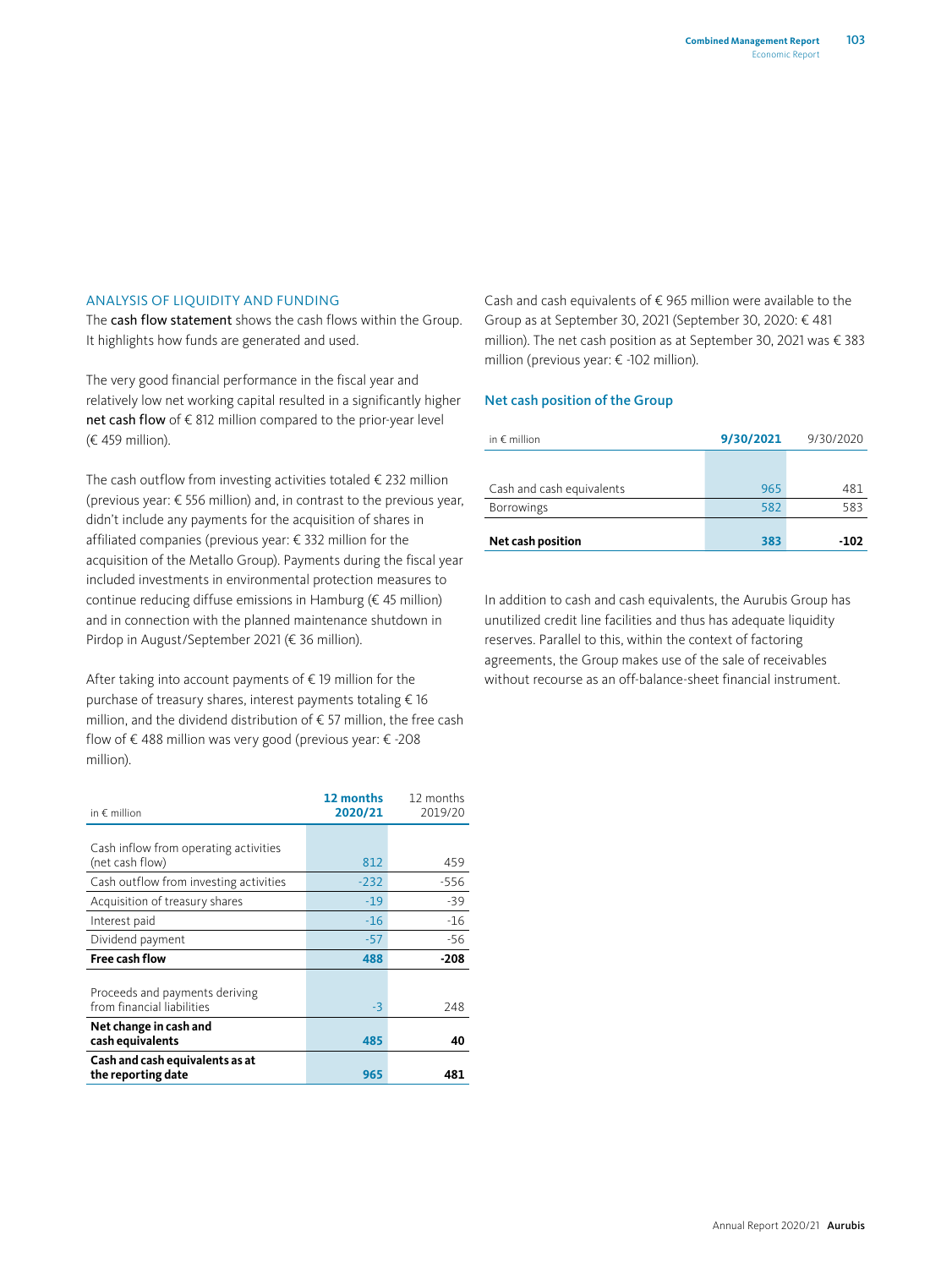## ANALYSIS OF LIQUIDITY AND FUNDING

The **cash flow statement** shows the cash flows within the Group. It highlights how funds are generated and used.

The very good financial performance in the fiscal year and relatively low net working capital resulted in a significantly higher **net cash flow** of € 812 million compared to the prior-year level (€ 459 million).

The cash outflow from investing activities totaled € 232 million (previous year: € 556 million) and, in contrast to the previous year, didn't include any payments for the acquisition of shares in affiliated companies (previous year: € 332 million for the acquisition of the Metallo Group). Payments during the fiscal year included investments in environmental protection measures to continue reducing diffuse emissions in Hamburg (€ 45 million) and in connection with the planned maintenance shutdown in Pirdop in August/September 2021 (€ 36 million).

After taking into account payments of € 19 million for the purchase of treasury shares, interest payments totaling € 16 million, and the dividend distribution of € 57 million, the free cash flow of € 488 million was very good (previous year: € -208 million).

| in € million | 12 months 2020/21 | 12 months 2019/20 |
|---|---|---|
| Cash inflow from operating activities (net cash flow) | 812 | 459 |
| Cash outflow from investing activities | -232 | -556 |
| Acquisition of treasury shares | -19 | -39 |
| Interest paid | -16 | -16 |
| Dividend payment | -57 | -56 |
| **Free cash flow** | **488** | **-208** |
| Proceeds and payments deriving from financial liabilities | -3 | 248 |
| **Net change in cash and cash equivalents** | **485** | **40** |
| **Cash and cash equivalents as at the reporting date** | **965** | **481** |

Cash and cash equivalents of € 965 million were available to the Group as at September 30, 2021 (September 30, 2020: € 481 million). The net cash position as at September 30, 2021 was € 383 million (previous year: € -102 million).

### Net cash position of the Group

| in € million | 9/30/2021 | 9/30/2020 |
|---|---|---|
| Cash and cash equivalents | 965 | 481 |
| Borrowings | 582 | 583 |
| **Net cash position** | **383** | **-102** |

In addition to cash and cash equivalents, the Aurubis Group has unutilized credit line facilities and thus has adequate liquidity reserves. Parallel to this, within the context of factoring agreements, the Group makes use of the sale of receivables without recourse as an off-balance-sheet financial instrument.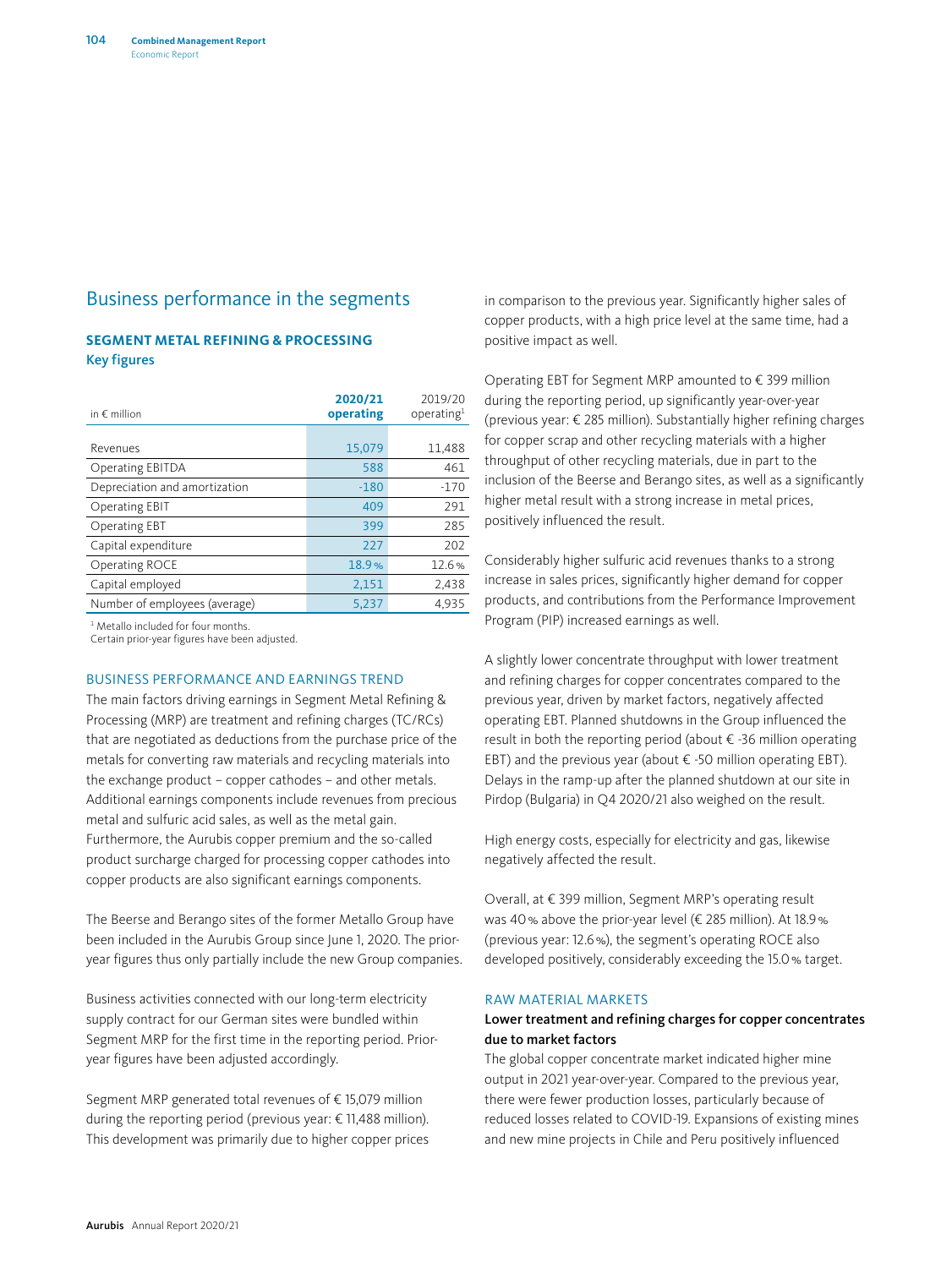# Business performance in the segments

## SEGMENT METAL REFINING & PROCESSING

### Key figures

| in € million | 2020/21 operating | 2019/20 operating[1] |
|---|---|---|
| Revenues | 15,079 | 11,488 |
| Operating EBITDA | 588 | 461 |
| Depreciation and amortization | -180 | -170 |
| Operating EBIT | 409 | 291 |
| Operating EBT | 399 | 285 |
| Capital expenditure | 227 | 202 |
| Operating ROCE | 18.9 % | 12.6 % |
| Capital employed | 2,151 | 2,438 |
| Number of employees (average) | 5,237 | 4,935 |

[1] Metallo included for four months.
Certain prior-year figures have been adjusted.

### BUSINESS PERFORMANCE AND EARNINGS TREND

The main factors driving earnings in Segment Metal Refining & Processing (MRP) are treatment and refining charges (TC/RCs) that are negotiated as deductions from the purchase price of the metals for converting raw materials and recycling materials into the exchange product – copper cathodes – and other metals. Additional earnings components include revenues from precious metal and sulfuric acid sales, as well as the metal gain. Furthermore, the Aurubis copper premium and the so-called product surcharge charged for processing copper cathodes into copper products are also significant earnings components.

The Beerse and Berango sites of the former Metallo Group have been included in the Aurubis Group since June 1, 2020. The prior-year figures thus only partially include the new Group companies.

Business activities connected with our long-term electricity supply contract for our German sites were bundled within Segment MRP for the first time in the reporting period. Prior-year figures have been adjusted accordingly.

Segment MRP generated total revenues of € 15,079 million during the reporting period (previous year: € 11,488 million). This development was primarily due to higher copper prices in comparison to the previous year. Significantly higher sales of copper products, with a high price level at the same time, had a positive impact as well.

Operating EBT for Segment MRP amounted to € 399 million during the reporting period, up significantly year-over-year (previous year: € 285 million). Substantially higher refining charges for copper scrap and other recycling materials with a higher throughput of other recycling materials, due in part to the inclusion of the Beerse and Berango sites, as well as a significantly higher metal result with a strong increase in metal prices, positively influenced the result.

Considerably higher sulfuric acid revenues thanks to a strong increase in sales prices, significantly higher demand for copper products, and contributions from the Performance Improvement Program (PIP) increased earnings as well.

A slightly lower concentrate throughput with lower treatment and refining charges for copper concentrates compared to the previous year, driven by market factors, negatively affected operating EBT. Planned shutdowns in the Group influenced the result in both the reporting period (about € -36 million operating EBT) and the previous year (about € -50 million operating EBT). Delays in the ramp-up after the planned shutdown at our site in Pirdop (Bulgaria) in Q4 2020/21 also weighed on the result.

High energy costs, especially for electricity and gas, likewise negatively affected the result.

Overall, at € 399 million, Segment MRP's operating result was 40 % above the prior-year level (€ 285 million). At 18.9 % (previous year: 12.6 %), the segment's operating ROCE also developed positively, considerably exceeding the 15.0 % target.

### RAW MATERIAL MARKETS

**Lower treatment and refining charges for copper concentrates due to market factors**

The global copper concentrate market indicated higher mine output in 2021 year-over-year. Compared to the previous year, there were fewer production losses, particularly because of reduced losses related to COVID-19. Expansions of existing mines and new mine projects in Chile and Peru positively influenced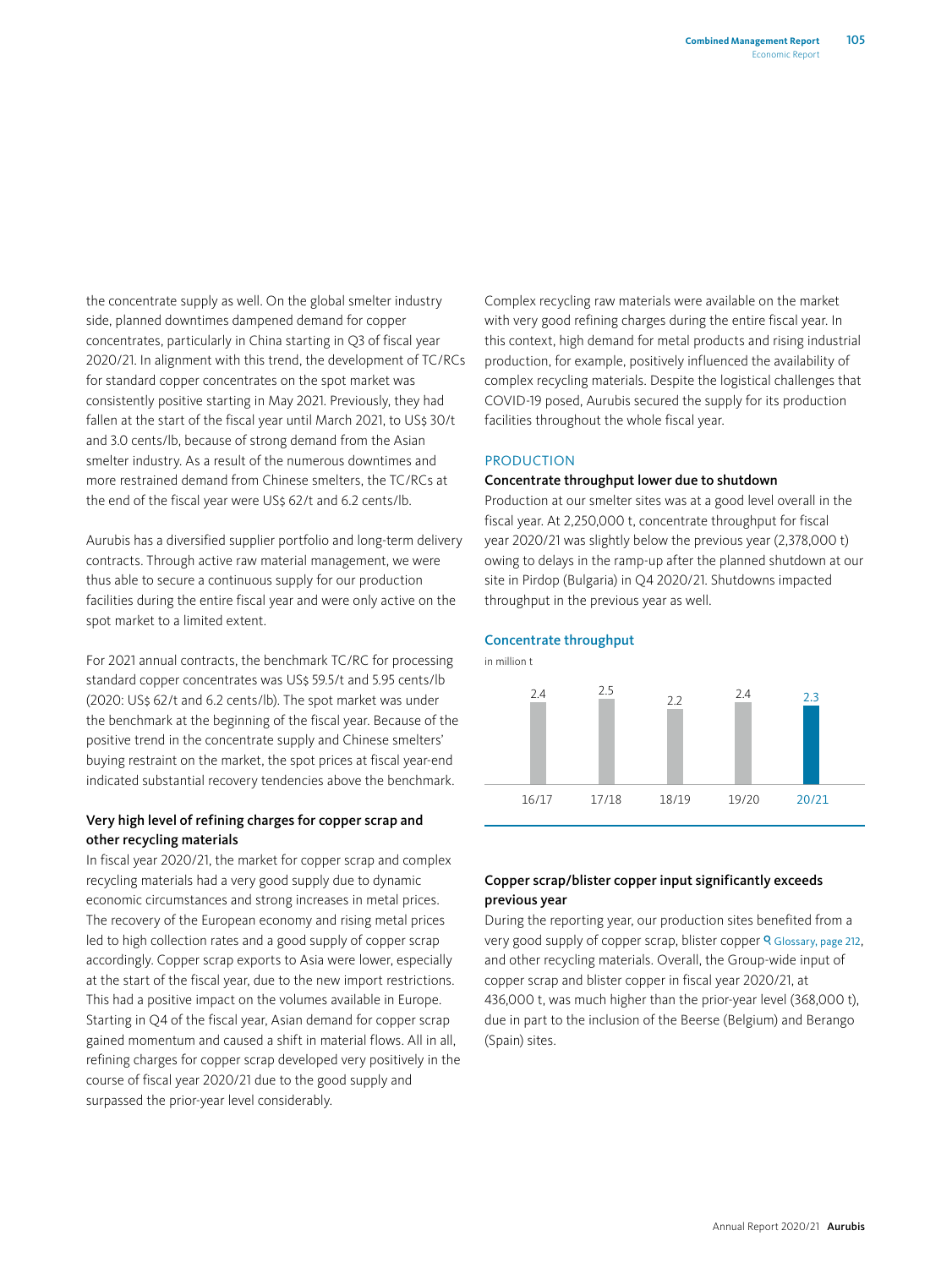the concentrate supply as well. On the global smelter industry side, planned downtimes dampened demand for copper concentrates, particularly in China starting in Q3 of fiscal year 2020/21. In alignment with this trend, the development of TC/RCs for standard copper concentrates on the spot market was consistently positive starting in May 2021. Previously, they had fallen at the start of the fiscal year until March 2021, to US$ 30/t and 3.0 cents/lb, because of strong demand from the Asian smelter industry. As a result of the numerous downtimes and more restrained demand from Chinese smelters, the TC/RCs at the end of the fiscal year were US$ 62/t and 6.2 cents/lb.

Aurubis has a diversified supplier portfolio and long-term delivery contracts. Through active raw material management, we were thus able to secure a continuous supply for our production facilities during the entire fiscal year and were only active on the spot market to a limited extent.

For 2021 annual contracts, the benchmark TC/RC for processing standard copper concentrates was US$ 59.5/t and 5.95 cents/lb (2020: US$ 62/t and 6.2 cents/lb). The spot market was under the benchmark at the beginning of the fiscal year. Because of the positive trend in the concentrate supply and Chinese smelters' buying restraint on the market, the spot prices at fiscal year-end indicated substantial recovery tendencies above the benchmark.

### Very high level of refining charges for copper scrap and other recycling materials

In fiscal year 2020/21, the market for copper scrap and complex recycling materials had a very good supply due to dynamic economic circumstances and strong increases in metal prices. The recovery of the European economy and rising metal prices led to high collection rates and a good supply of copper scrap accordingly. Copper scrap exports to Asia were lower, especially at the start of the fiscal year, due to the new import restrictions. This had a positive impact on the volumes available in Europe. Starting in Q4 of the fiscal year, Asian demand for copper scrap gained momentum and caused a shift in material flows. All in all, refining charges for copper scrap developed very positively in the course of fiscal year 2020/21 due to the good supply and surpassed the prior-year level considerably.

Complex recycling raw materials were available on the market with very good refining charges during the entire fiscal year. In this context, high demand for metal products and rising industrial production, for example, positively influenced the availability of complex recycling materials. Despite the logistical challenges that COVID-19 posed, Aurubis secured the supply for its production facilities throughout the whole fiscal year.

## PRODUCTION

### Concentrate throughput lower due to shutdown

Production at our smelter sites was at a good level overall in the fiscal year. At 2,250,000 t, concentrate throughput for fiscal year 2020/21 was slightly below the previous year (2,378,000 t) owing to delays in the ramp-up after the planned shutdown at our site in Pirdop (Bulgaria) in Q4 2020/21. Shutdowns impacted throughput in the previous year as well.

**Concentrate throughput**

in million t

2.4 2.5 2.2 2.4 2.3

16/17 17/18 18/19 19/20 20/21

### Copper scrap/blister copper input significantly exceeds previous year

During the reporting year, our production sites benefited from a very good supply of copper scrap, blister copper Glossary, page 212, and other recycling materials. Overall, the Group-wide input of copper scrap and blister copper in fiscal year 2020/21, at 436,000 t, was much higher than the prior-year level (368,000 t), due in part to the inclusion of the Beerse (Belgium) and Berango (Spain) sites.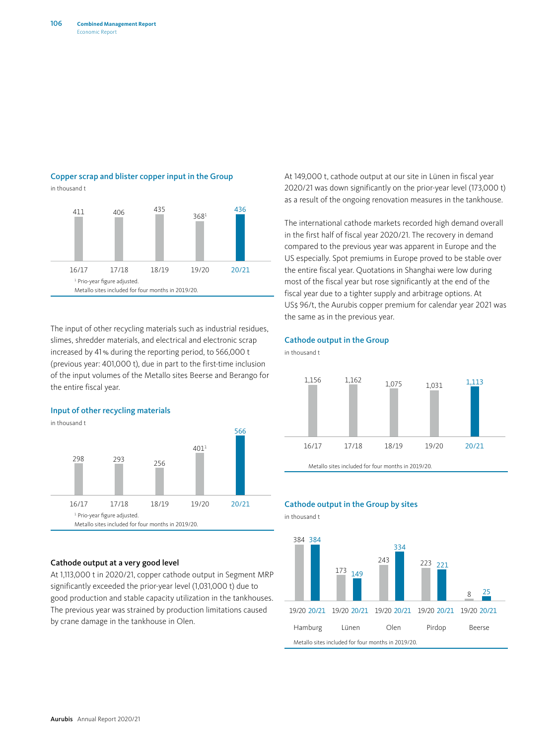## Copper scrap and blister copper input in the Group

in thousand t

411
406
435
368[1]
436

16/17 17/18 18/19 19/20 20/21

[1] Prio-year figure adjusted.
Metallo sites included for four months in 2019/20.

The input of other recycling materials such as industrial residues, slimes, shredder materials, and electrical and electronic scrap increased by 41 % during the reporting period, to 566,000 t (previous year: 401,000 t), due in part to the first-time inclusion of the input volumes of the Metallo sites Beerse and Berango for the entire fiscal year.

## Input of other recycling materials

in thousand t

298
293
256
401[1]
566

16/17 17/18 18/19 19/20 20/21

[1] Prio-year figure adjusted.
Metallo sites included for four months in 2019/20.

### Cathode output at a very good level

At 1,113,000 t in 2020/21, copper cathode output in Segment MRP significantly exceeded the prior-year level (1,031,000 t) due to good production and stable capacity utilization in the tankhouses. The previous year was strained by production limitations caused by crane damage in the tankhouse in Olen.

At 149,000 t, cathode output at our site in Lünen in fiscal year 2020/21 was down significantly on the prior-year level (173,000 t) as a result of the ongoing renovation measures in the tankhouse.

The international cathode markets recorded high demand overall in the first half of fiscal year 2020/21. The recovery in demand compared to the previous year was apparent in Europe and the US especially. Spot premiums in Europe proved to be stable over the entire fiscal year. Quotations in Shanghai were low during most of the fiscal year but rose significantly at the end of the fiscal year due to a tighter supply and arbitrage options. At US$ 96/t, the Aurubis copper premium for calendar year 2021 was the same as in the previous year.

## Cathode output in the Group

in thousand t

1,156
1,162
1,075
1,031
1,113

16/17 17/18 18/19 19/20 20/21

Metallo sites included for four months in 2019/20.

## Cathode output in the Group by sites

in thousand t

Hamburg: 19/20 384, 20/21 384
Lünen: 19/20 173, 20/21 149
Olen: 19/20 243, 20/21 334
Pirdop: 19/20 223, 20/21 221
Beerse: 19/20 8, 20/21 25

Metallo sites included for four months in 2019/20.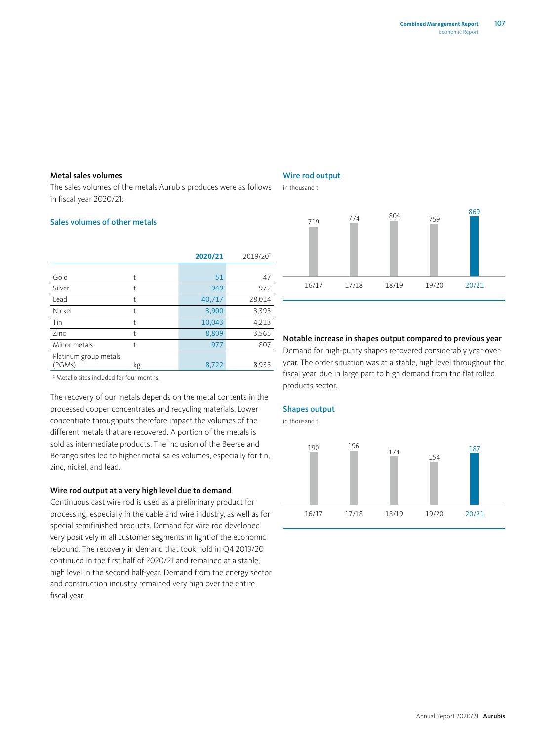### Metal sales volumes

The sales volumes of the metals Aurubis produces were as follows in fiscal year 2020/21:

#### Sales volumes of other metals

| | | 2020/21 | 2019/20[1] |
|---|---|---|---|
| Gold | t | 51 | 47 |
| Silver | t | 949 | 972 |
| Lead | t | 40,717 | 28,014 |
| Nickel | t | 3,900 | 3,395 |
| Tin | t | 10,043 | 4,213 |
| Zinc | t | 8,809 | 3,565 |
| Minor metals | t | 977 | 807 |
| Platinum group metals (PGMs) | kg | 8,722 | 8,935 |

[1] Metallo sites included for four months.

The recovery of our metals depends on the metal contents in the processed copper concentrates and recycling materials. Lower concentrate throughputs therefore impact the volumes of the different metals that are recovered. A portion of the metals is sold as intermediate products. The inclusion of the Beerse and Berango sites led to higher metal sales volumes, especially for tin, zinc, nickel, and lead.

### Wire rod output at a very high level due to demand

Continuous cast wire rod is used as a preliminary product for processing, especially in the cable and wire industry, as well as for special semifinished products. Demand for wire rod developed very positively in all customer segments in light of the economic rebound. The recovery in demand that took hold in Q4 2019/20 continued in the first half of 2020/21 and remained at a stable, high level in the second half-year. Demand from the energy sector and construction industry remained very high over the entire fiscal year.

#### Wire rod output

in thousand t

719 774 804 759 869

16/17 17/18 18/19 19/20 20/21

### Notable increase in shapes output compared to previous year

Demand for high-purity shapes recovered considerably year-over-year. The order situation was at a stable, high level throughout the fiscal year, due in large part to high demand from the flat rolled products sector.

#### Shapes output

in thousand t

190 196 174 154 187

16/17 17/18 18/19 19/20 20/21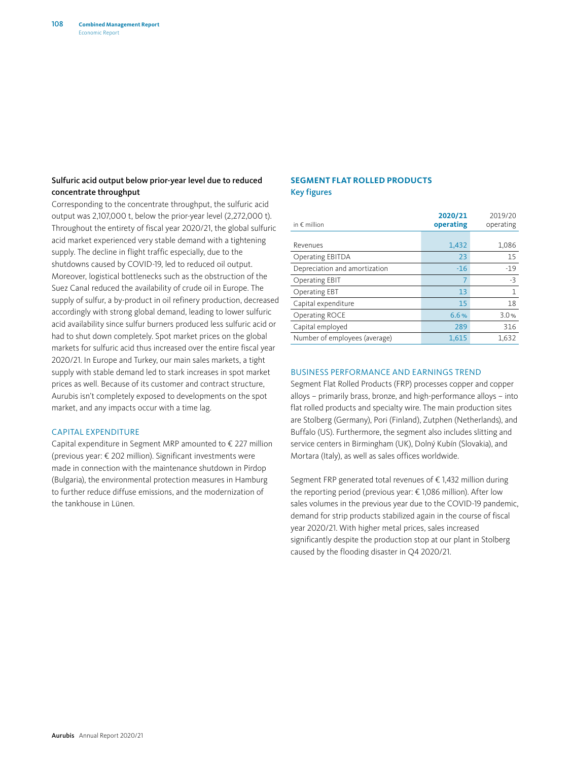### Sulfuric acid output below prior-year level due to reduced concentrate throughput

Corresponding to the concentrate throughput, the sulfuric acid output was 2,107,000 t, below the prior-year level (2,272,000 t). Throughout the entirety of fiscal year 2020/21, the global sulfuric acid market experienced very stable demand with a tightening supply. The decline in flight traffic especially, due to the shutdowns caused by COVID-19, led to reduced oil output. Moreover, logistical bottlenecks such as the obstruction of the Suez Canal reduced the availability of crude oil in Europe. The supply of sulfur, a by-product in oil refinery production, decreased accordingly with strong global demand, leading to lower sulfuric acid availability since sulfur burners produced less sulfuric acid or had to shut down completely. Spot market prices on the global markets for sulfuric acid thus increased over the entire fiscal year 2020/21. In Europe and Turkey, our main sales markets, a tight supply with stable demand led to stark increases in spot market prices as well. Because of its customer and contract structure, Aurubis isn't completely exposed to developments on the spot market, and any impacts occur with a time lag.

### CAPITAL EXPENDITURE

Capital expenditure in Segment MRP amounted to € 227 million (previous year: € 202 million). Significant investments were made in connection with the maintenance shutdown in Pirdop (Bulgaria), the environmental protection measures in Hamburg to further reduce diffuse emissions, and the modernization of the tankhouse in Lünen.

## SEGMENT FLAT ROLLED PRODUCTS

### Key figures

| in € million | 2020/21 operating | 2019/20 operating |
|---|---|---|
| Revenues | 1,432 | 1,086 |
| Operating EBITDA | 23 | 15 |
| Depreciation and amortization | -16 | -19 |
| Operating EBIT | 7 | -3 |
| Operating EBT | 13 | 1 |
| Capital expenditure | 15 | 18 |
| Operating ROCE | 6.6% | 3.0% |
| Capital employed | 289 | 316 |
| Number of employees (average) | 1,615 | 1,632 |

### BUSINESS PERFORMANCE AND EARNINGS TREND

Segment Flat Rolled Products (FRP) processes copper and copper alloys – primarily brass, bronze, and high-performance alloys – into flat rolled products and specialty wire. The main production sites are Stolberg (Germany), Pori (Finland), Zutphen (Netherlands), and Buffalo (US). Furthermore, the segment also includes slitting and service centers in Birmingham (UK), Dolný Kubín (Slovakia), and Mortara (Italy), as well as sales offices worldwide.

Segment FRP generated total revenues of € 1,432 million during the reporting period (previous year: € 1,086 million). After low sales volumes in the previous year due to the COVID-19 pandemic, demand for strip products stabilized again in the course of fiscal year 2020/21. With higher metal prices, sales increased significantly despite the production stop at our plant in Stolberg caused by the flooding disaster in Q4 2020/21.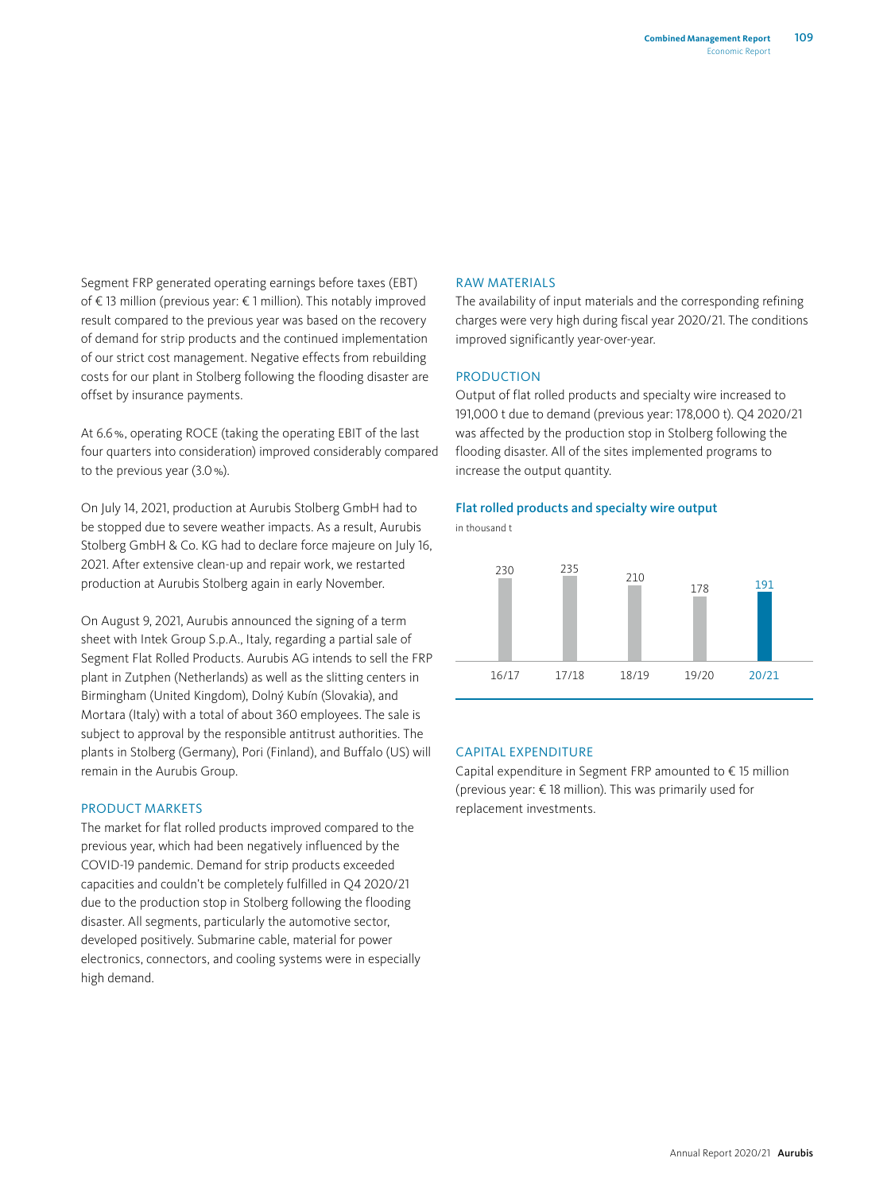Segment FRP generated operating earnings before taxes (EBT) of € 13 million (previous year: € 1 million). This notably improved result compared to the previous year was based on the recovery of demand for strip products and the continued implementation of our strict cost management. Negative effects from rebuilding costs for our plant in Stolberg following the flooding disaster are offset by insurance payments.

At 6.6 %, operating ROCE (taking the operating EBIT of the last four quarters into consideration) improved considerably compared to the previous year (3.0 %).

On July 14, 2021, production at Aurubis Stolberg GmbH had to be stopped due to severe weather impacts. As a result, Aurubis Stolberg GmbH & Co. KG had to declare force majeure on July 16, 2021. After extensive clean-up and repair work, we restarted production at Aurubis Stolberg again in early November.

On August 9, 2021, Aurubis announced the signing of a term sheet with Intek Group S.p.A., Italy, regarding a partial sale of Segment Flat Rolled Products. Aurubis AG intends to sell the FRP plant in Zutphen (Netherlands) as well as the slitting centers in Birmingham (United Kingdom), Dolný Kubín (Slovakia), and Mortara (Italy) with a total of about 360 employees. The sale is subject to approval by the responsible antitrust authorities. The plants in Stolberg (Germany), Pori (Finland), and Buffalo (US) will remain in the Aurubis Group.

## PRODUCT MARKETS

The market for flat rolled products improved compared to the previous year, which had been negatively influenced by the COVID-19 pandemic. Demand for strip products exceeded capacities and couldn't be completely fulfilled in Q4 2020/21 due to the production stop in Stolberg following the flooding disaster. All segments, particularly the automotive sector, developed positively. Submarine cable, material for power electronics, connectors, and cooling systems were in especially high demand.

## RAW MATERIALS

The availability of input materials and the corresponding refining charges were very high during fiscal year 2020/21. The conditions improved significantly year-over-year.

## PRODUCTION

Output of flat rolled products and specialty wire increased to 191,000 t due to demand (previous year: 178,000 t). Q4 2020/21 was affected by the production stop in Stolberg following the flooding disaster. All of the sites implemented programs to increase the output quantity.

**Flat rolled products and specialty wire output**

in thousand t

230
235
210
178
191

16/17
17/18
18/19
19/20
20/21

## CAPITAL EXPENDITURE

Capital expenditure in Segment FRP amounted to € 15 million (previous year: € 18 million). This was primarily used for replacement investments.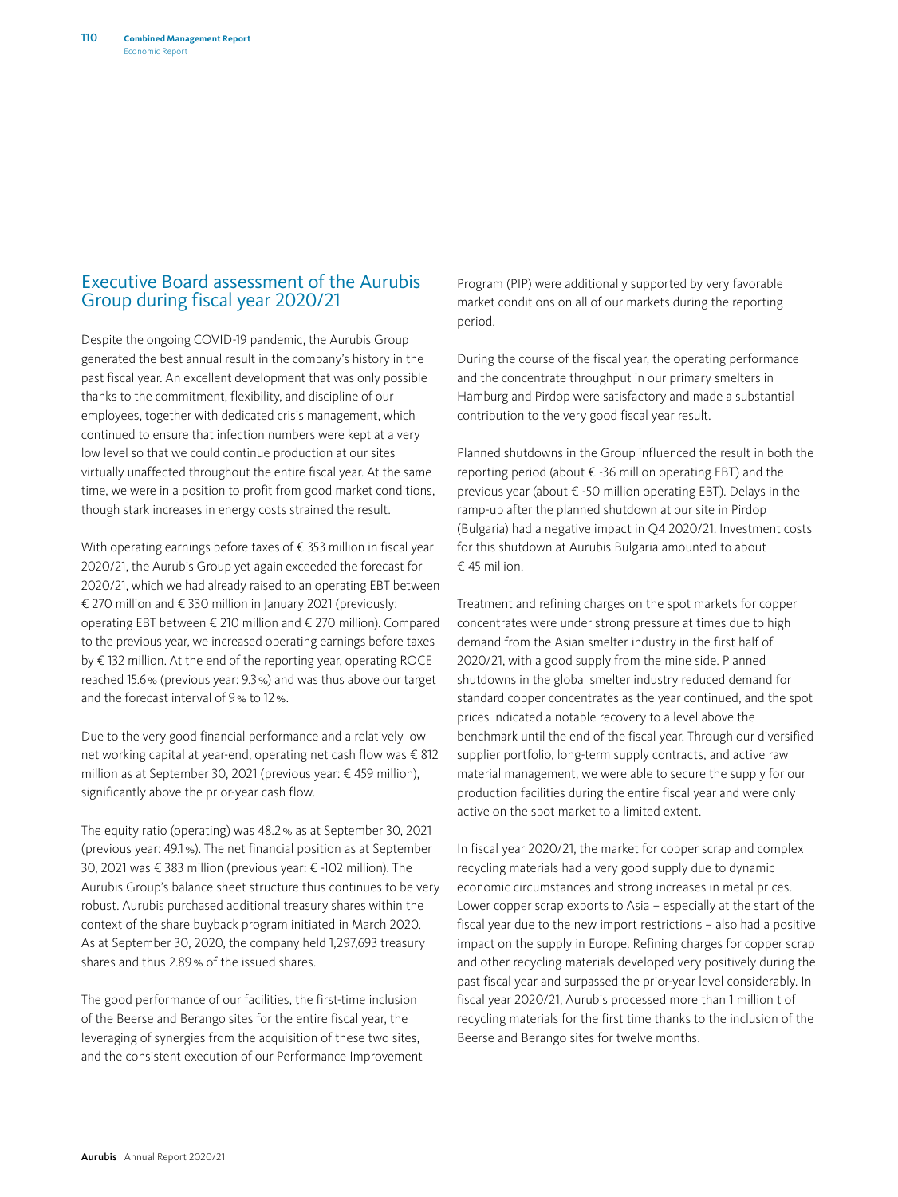## Executive Board assessment of the Aurubis Group during fiscal year 2020/21

Despite the ongoing COVID-19 pandemic, the Aurubis Group generated the best annual result in the company's history in the past fiscal year. An excellent development that was only possible thanks to the commitment, flexibility, and discipline of our employees, together with dedicated crisis management, which continued to ensure that infection numbers were kept at a very low level so that we could continue production at our sites virtually unaffected throughout the entire fiscal year. At the same time, we were in a position to profit from good market conditions, though stark increases in energy costs strained the result.

With operating earnings before taxes of € 353 million in fiscal year 2020/21, the Aurubis Group yet again exceeded the forecast for 2020/21, which we had already raised to an operating EBT between € 270 million and € 330 million in January 2021 (previously: operating EBT between € 210 million and € 270 million). Compared to the previous year, we increased operating earnings before taxes by € 132 million. At the end of the reporting year, operating ROCE reached 15.6 % (previous year: 9.3 %) and was thus above our target and the forecast interval of 9 % to 12 %.

Due to the very good financial performance and a relatively low net working capital at year-end, operating net cash flow was € 812 million as at September 30, 2021 (previous year: € 459 million), significantly above the prior-year cash flow.

The equity ratio (operating) was 48.2 % as at September 30, 2021 (previous year: 49.1 %). The net financial position as at September 30, 2021 was € 383 million (previous year: € -102 million). The Aurubis Group's balance sheet structure thus continues to be very robust. Aurubis purchased additional treasury shares within the context of the share buyback program initiated in March 2020. As at September 30, 2020, the company held 1,297,693 treasury shares and thus 2.89 % of the issued shares.

The good performance of our facilities, the first-time inclusion of the Beerse and Berango sites for the entire fiscal year, the leveraging of synergies from the acquisition of these two sites, and the consistent execution of our Performance Improvement Program (PIP) were additionally supported by very favorable market conditions on all of our markets during the reporting period.

During the course of the fiscal year, the operating performance and the concentrate throughput in our primary smelters in Hamburg and Pirdop were satisfactory and made a substantial contribution to the very good fiscal year result.

Planned shutdowns in the Group influenced the result in both the reporting period (about € -36 million operating EBT) and the previous year (about € -50 million operating EBT). Delays in the ramp-up after the planned shutdown at our site in Pirdop (Bulgaria) had a negative impact in Q4 2020/21. Investment costs for this shutdown at Aurubis Bulgaria amounted to about € 45 million.

Treatment and refining charges on the spot markets for copper concentrates were under strong pressure at times due to high demand from the Asian smelter industry in the first half of 2020/21, with a good supply from the mine side. Planned shutdowns in the global smelter industry reduced demand for standard copper concentrates as the year continued, and the spot prices indicated a notable recovery to a level above the benchmark until the end of the fiscal year. Through our diversified supplier portfolio, long-term supply contracts, and active raw material management, we were able to secure the supply for our production facilities during the entire fiscal year and were only active on the spot market to a limited extent.

In fiscal year 2020/21, the market for copper scrap and complex recycling materials had a very good supply due to dynamic economic circumstances and strong increases in metal prices. Lower copper scrap exports to Asia – especially at the start of the fiscal year due to the new import restrictions – also had a positive impact on the supply in Europe. Refining charges for copper scrap and other recycling materials developed very positively during the past fiscal year and surpassed the prior-year level considerably. In fiscal year 2020/21, Aurubis processed more than 1 million t of recycling materials for the first time thanks to the inclusion of the Beerse and Berango sites for twelve months.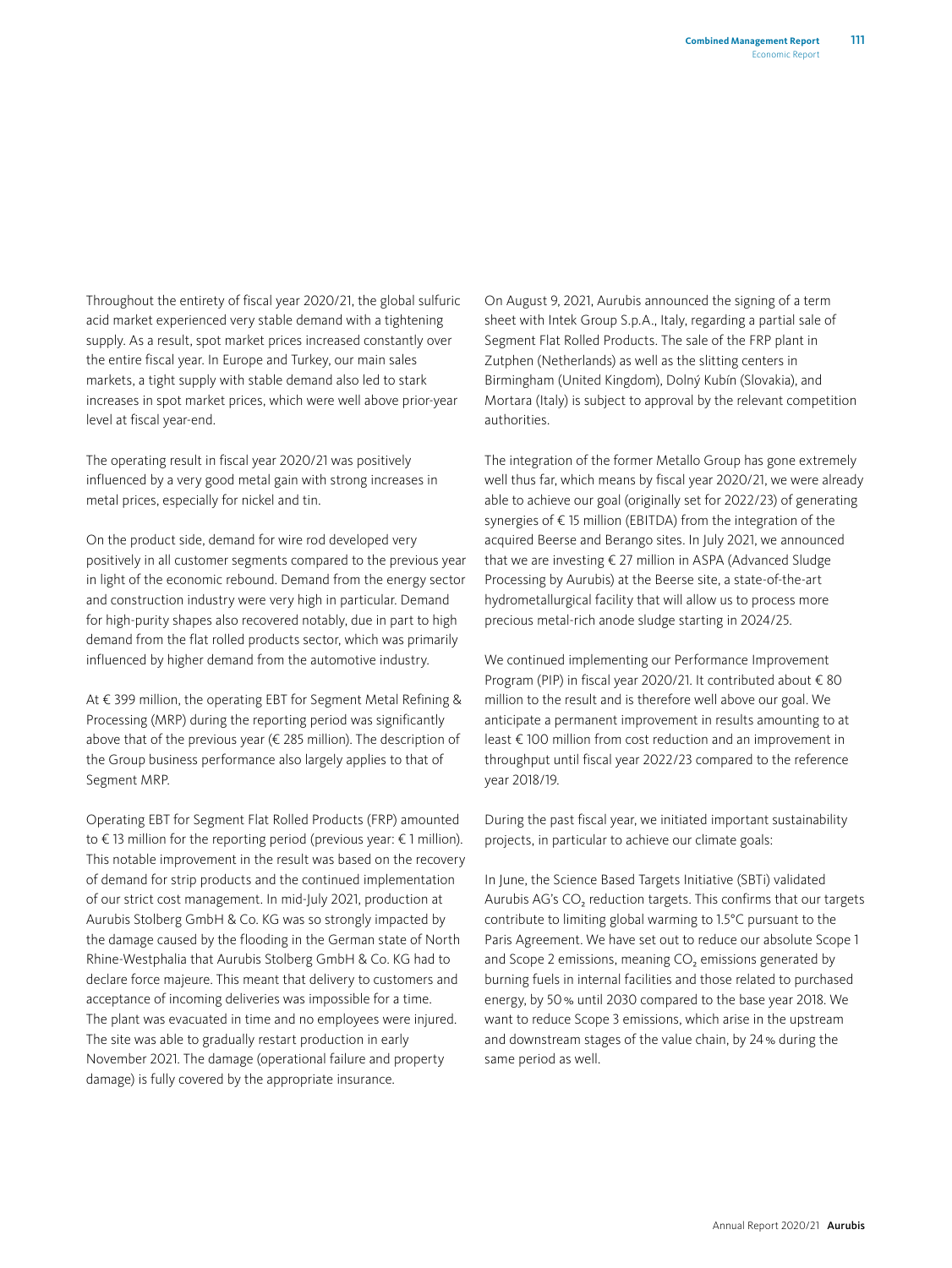Throughout the entirety of fiscal year 2020/21, the global sulfuric acid market experienced very stable demand with a tightening supply. As a result, spot market prices increased constantly over the entire fiscal year. In Europe and Turkey, our main sales markets, a tight supply with stable demand also led to stark increases in spot market prices, which were well above prior-year level at fiscal year-end.

The operating result in fiscal year 2020/21 was positively influenced by a very good metal gain with strong increases in metal prices, especially for nickel and tin.

On the product side, demand for wire rod developed very positively in all customer segments compared to the previous year in light of the economic rebound. Demand from the energy sector and construction industry were very high in particular. Demand for high-purity shapes also recovered notably, due in part to high demand from the flat rolled products sector, which was primarily influenced by higher demand from the automotive industry.

At € 399 million, the operating EBT for Segment Metal Refining & Processing (MRP) during the reporting period was significantly above that of the previous year (€ 285 million). The description of the Group business performance also largely applies to that of Segment MRP.

Operating EBT for Segment Flat Rolled Products (FRP) amounted to € 13 million for the reporting period (previous year: € 1 million). This notable improvement in the result was based on the recovery of demand for strip products and the continued implementation of our strict cost management. In mid-July 2021, production at Aurubis Stolberg GmbH & Co. KG was so strongly impacted by the damage caused by the flooding in the German state of North Rhine-Westphalia that Aurubis Stolberg GmbH & Co. KG had to declare force majeure. This meant that delivery to customers and acceptance of incoming deliveries was impossible for a time. The plant was evacuated in time and no employees were injured. The site was able to gradually restart production in early November 2021. The damage (operational failure and property damage) is fully covered by the appropriate insurance.

On August 9, 2021, Aurubis announced the signing of a term sheet with Intek Group S.p.A., Italy, regarding a partial sale of Segment Flat Rolled Products. The sale of the FRP plant in Zutphen (Netherlands) as well as the slitting centers in Birmingham (United Kingdom), Dolný Kubín (Slovakia), and Mortara (Italy) is subject to approval by the relevant competition authorities.

The integration of the former Metallo Group has gone extremely well thus far, which means by fiscal year 2020/21, we were already able to achieve our goal (originally set for 2022/23) of generating synergies of € 15 million (EBITDA) from the integration of the acquired Beerse and Berango sites. In July 2021, we announced that we are investing € 27 million in ASPA (Advanced Sludge Processing by Aurubis) at the Beerse site, a state-of-the-art hydrometallurgical facility that will allow us to process more precious metal-rich anode sludge starting in 2024/25.

We continued implementing our Performance Improvement Program (PIP) in fiscal year 2020/21. It contributed about € 80 million to the result and is therefore well above our goal. We anticipate a permanent improvement in results amounting to at least € 100 million from cost reduction and an improvement in throughput until fiscal year 2022/23 compared to the reference year 2018/19.

During the past fiscal year, we initiated important sustainability projects, in particular to achieve our climate goals:

In June, the Science Based Targets Initiative (SBTi) validated Aurubis AG's $CO_2$ reduction targets. This confirms that our targets contribute to limiting global warming to 1.5°C pursuant to the Paris Agreement. We have set out to reduce our absolute Scope 1 and Scope 2 emissions, meaning $CO_2$ emissions generated by burning fuels in internal facilities and those related to purchased energy, by 50 % until 2030 compared to the base year 2018. We want to reduce Scope 3 emissions, which arise in the upstream and downstream stages of the value chain, by 24 % during the same period as well.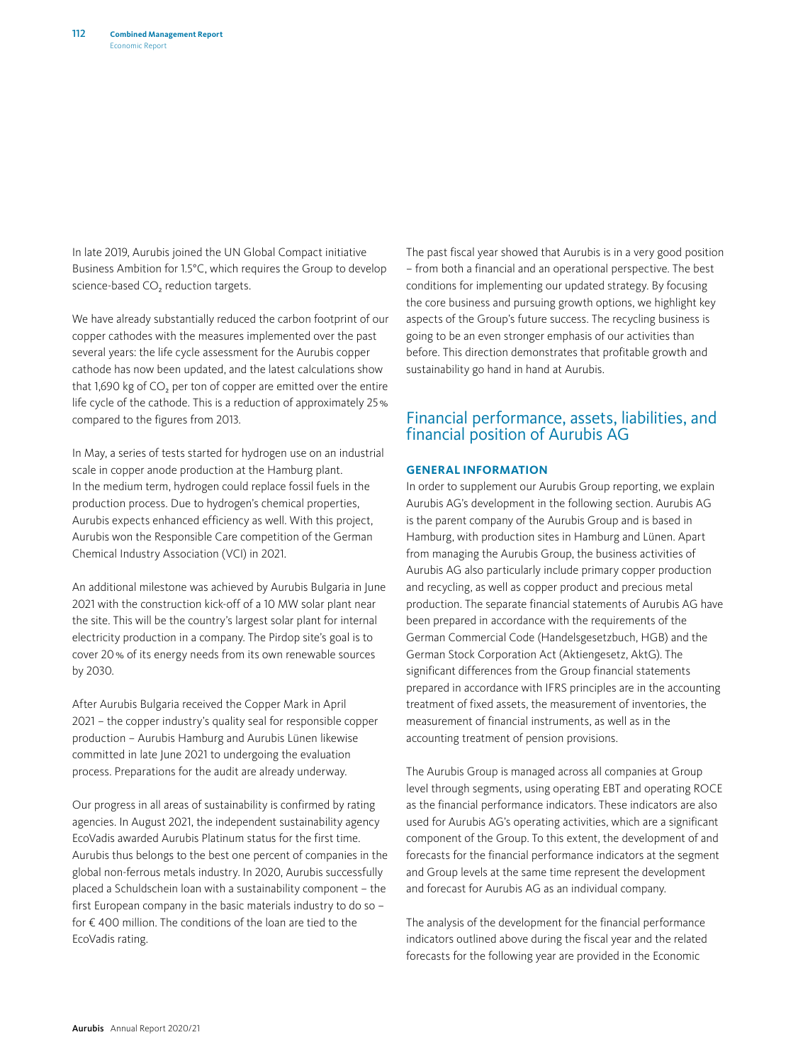In late 2019, Aurubis joined the UN Global Compact initiative Business Ambition for 1.5°C, which requires the Group to develop science-based $CO_2$ reduction targets.

We have already substantially reduced the carbon footprint of our copper cathodes with the measures implemented over the past several years: the life cycle assessment for the Aurubis copper cathode has now been updated, and the latest calculations show that 1,690 kg of $CO_2$ per ton of copper are emitted over the entire life cycle of the cathode. This is a reduction of approximately 25 % compared to the figures from 2013.

In May, a series of tests started for hydrogen use on an industrial scale in copper anode production at the Hamburg plant. In the medium term, hydrogen could replace fossil fuels in the production process. Due to hydrogen's chemical properties, Aurubis expects enhanced efficiency as well. With this project, Aurubis won the Responsible Care competition of the German Chemical Industry Association (VCI) in 2021.

An additional milestone was achieved by Aurubis Bulgaria in June 2021 with the construction kick-off of a 10 MW solar plant near the site. This will be the country's largest solar plant for internal electricity production in a company. The Pirdop site's goal is to cover 20 % of its energy needs from its own renewable sources by 2030.

After Aurubis Bulgaria received the Copper Mark in April 2021 – the copper industry's quality seal for responsible copper production – Aurubis Hamburg and Aurubis Lünen likewise committed in late June 2021 to undergoing the evaluation process. Preparations for the audit are already underway.

Our progress in all areas of sustainability is confirmed by rating agencies. In August 2021, the independent sustainability agency EcoVadis awarded Aurubis Platinum status for the first time. Aurubis thus belongs to the best one percent of companies in the global non-ferrous metals industry. In 2020, Aurubis successfully placed a Schuldschein loan with a sustainability component – the first European company in the basic materials industry to do so – for € 400 million. The conditions of the loan are tied to the EcoVadis rating.

The past fiscal year showed that Aurubis is in a very good position – from both a financial and an operational perspective. The best conditions for implementing our updated strategy. By focusing the core business and pursuing growth options, we highlight key aspects of the Group's future success. The recycling business is going to be an even stronger emphasis of our activities than before. This direction demonstrates that profitable growth and sustainability go hand in hand at Aurubis.

## Financial performance, assets, liabilities, and financial position of Aurubis AG

### GENERAL INFORMATION

In order to supplement our Aurubis Group reporting, we explain Aurubis AG's development in the following section. Aurubis AG is the parent company of the Aurubis Group and is based in Hamburg, with production sites in Hamburg and Lünen. Apart from managing the Aurubis Group, the business activities of Aurubis AG also particularly include primary copper production and recycling, as well as copper product and precious metal production. The separate financial statements of Aurubis AG have been prepared in accordance with the requirements of the German Commercial Code (Handelsgesetzbuch, HGB) and the German Stock Corporation Act (Aktiengesetz, AktG). The significant differences from the Group financial statements prepared in accordance with IFRS principles are in the accounting treatment of fixed assets, the measurement of inventories, the measurement of financial instruments, as well as in the accounting treatment of pension provisions.

The Aurubis Group is managed across all companies at Group level through segments, using operating EBT and operating ROCE as the financial performance indicators. These indicators are also used for Aurubis AG's operating activities, which are a significant component of the Group. To this extent, the development of and forecasts for the financial performance indicators at the segment and Group levels at the same time represent the development and forecast for Aurubis AG as an individual company.

The analysis of the development for the financial performance indicators outlined above during the fiscal year and the related forecasts for the following year are provided in the Economic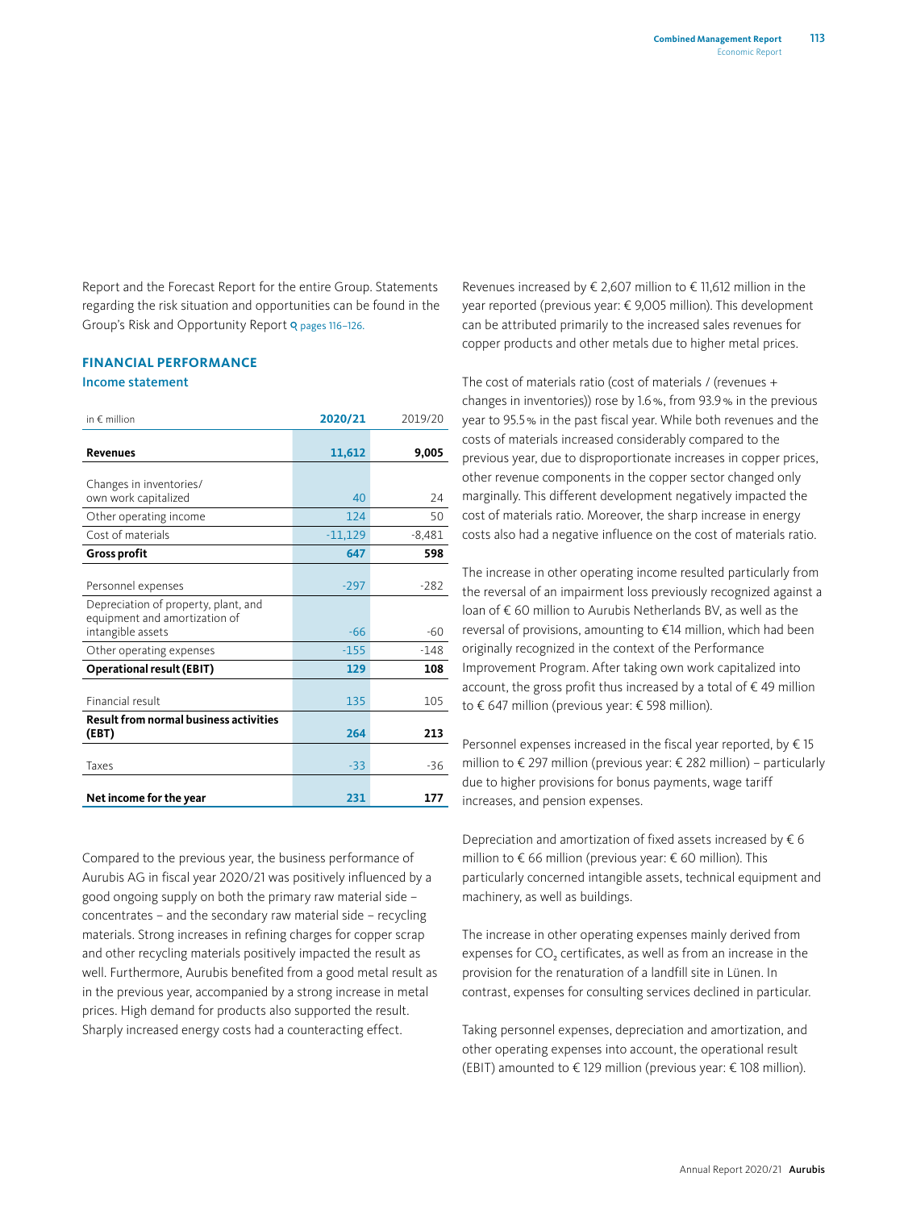Report and the Forecast Report for the entire Group. Statements regarding the risk situation and opportunities can be found in the Group's Risk and Opportunity Report pages 116–126.

## FINANCIAL PERFORMANCE

### Income statement

| in € million | 2020/21 | 2019/20 |
|---|---|---|
| **Revenues** | **11,612** | **9,005** |
| Changes in inventories/ own work capitalized | 40 | 24 |
| Other operating income | 124 | 50 |
| Cost of materials | -11,129 | -8,481 |
| **Gross profit** | **647** | **598** |
| Personnel expenses | -297 | -282 |
| Depreciation of property, plant, and equipment and amortization of intangible assets | -66 | -60 |
| Other operating expenses | -155 | -148 |
| **Operational result (EBIT)** | **129** | **108** |
| Financial result | 135 | 105 |
| **Result from normal business activities (EBT)** | **264** | **213** |
| Taxes | -33 | -36 |
| **Net income for the year** | **231** | **177** |

Compared to the previous year, the business performance of Aurubis AG in fiscal year 2020/21 was positively influenced by a good ongoing supply on both the primary raw material side – concentrates – and the secondary raw material side – recycling materials. Strong increases in refining charges for copper scrap and other recycling materials positively impacted the result as well. Furthermore, Aurubis benefited from a good metal result as in the previous year, accompanied by a strong increase in metal prices. High demand for products also supported the result. Sharply increased energy costs had a counteracting effect.

Revenues increased by € 2,607 million to € 11,612 million in the year reported (previous year: € 9,005 million). This development can be attributed primarily to the increased sales revenues for copper products and other metals due to higher metal prices.

The cost of materials ratio (cost of materials / (revenues + changes in inventories)) rose by 1.6 %, from 93.9 % in the previous year to 95.5 % in the past fiscal year. While both revenues and the costs of materials increased considerably compared to the previous year, due to disproportionate increases in copper prices, other revenue components in the copper sector changed only marginally. This different development negatively impacted the cost of materials ratio. Moreover, the sharp increase in energy costs also had a negative influence on the cost of materials ratio.

The increase in other operating income resulted particularly from the reversal of an impairment loss previously recognized against a loan of € 60 million to Aurubis Netherlands BV, as well as the reversal of provisions, amounting to €14 million, which had been originally recognized in the context of the Performance Improvement Program. After taking own work capitalized into account, the gross profit thus increased by a total of € 49 million to € 647 million (previous year: € 598 million).

Personnel expenses increased in the fiscal year reported, by € 15 million to € 297 million (previous year: € 282 million) – particularly due to higher provisions for bonus payments, wage tariff increases, and pension expenses.

Depreciation and amortization of fixed assets increased by € 6 million to € 66 million (previous year: € 60 million). This particularly concerned intangible assets, technical equipment and machinery, as well as buildings.

The increase in other operating expenses mainly derived from expenses for $CO_2$ certificates, as well as from an increase in the provision for the renaturation of a landfill site in Lünen. In contrast, expenses for consulting services declined in particular.

Taking personnel expenses, depreciation and amortization, and other operating expenses into account, the operational result (EBIT) amounted to € 129 million (previous year: € 108 million).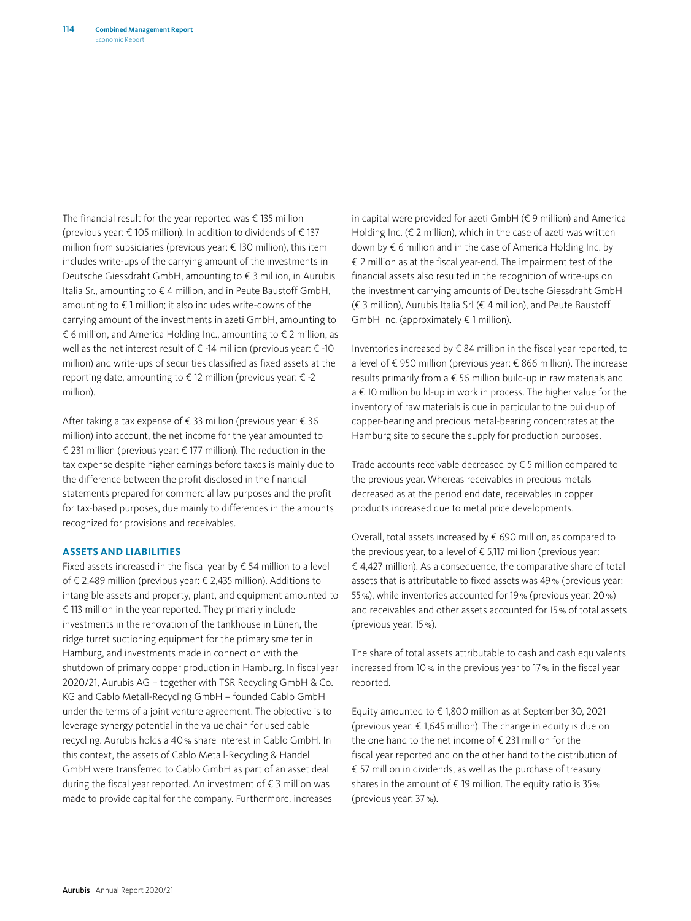The financial result for the year reported was € 135 million (previous year: € 105 million). In addition to dividends of € 137 million from subsidiaries (previous year: € 130 million), this item includes write-ups of the carrying amount of the investments in Deutsche Giessdraht GmbH, amounting to € 3 million, in Aurubis Italia Sr., amounting to € 4 million, and in Peute Baustoff GmbH, amounting to € 1 million; it also includes write-downs of the carrying amount of the investments in azeti GmbH, amounting to € 6 million, and America Holding Inc., amounting to € 2 million, as well as the net interest result of € -14 million (previous year: € -10 million) and write-ups of securities classified as fixed assets at the reporting date, amounting to € 12 million (previous year: € -2 million).

After taking a tax expense of € 33 million (previous year: € 36 million) into account, the net income for the year amounted to € 231 million (previous year: € 177 million). The reduction in the tax expense despite higher earnings before taxes is mainly due to the difference between the profit disclosed in the financial statements prepared for commercial law purposes and the profit for tax-based purposes, due mainly to differences in the amounts recognized for provisions and receivables.

## ASSETS AND LIABILITIES

Fixed assets increased in the fiscal year by € 54 million to a level of € 2,489 million (previous year: € 2,435 million). Additions to intangible assets and property, plant, and equipment amounted to € 113 million in the year reported. They primarily include investments in the renovation of the tankhouse in Lünen, the ridge turret suctioning equipment for the primary smelter in Hamburg, and investments made in connection with the shutdown of primary copper production in Hamburg. In fiscal year 2020/21, Aurubis AG – together with TSR Recycling GmbH & Co. KG and Cablo Metall-Recycling GmbH – founded Cablo GmbH under the terms of a joint venture agreement. The objective is to leverage synergy potential in the value chain for used cable recycling. Aurubis holds a 40 % share interest in Cablo GmbH. In this context, the assets of Cablo Metall-Recycling & Handel GmbH were transferred to Cablo GmbH as part of an asset deal during the fiscal year reported. An investment of € 3 million was made to provide capital for the company. Furthermore, increases in capital were provided for azeti GmbH (€ 9 million) and America Holding Inc. (€ 2 million), which in the case of azeti was written down by € 6 million and in the case of America Holding Inc. by € 2 million as at the fiscal year-end. The impairment test of the financial assets also resulted in the recognition of write-ups on the investment carrying amounts of Deutsche Giessdraht GmbH (€ 3 million), Aurubis Italia Srl (€ 4 million), and Peute Baustoff GmbH Inc. (approximately € 1 million).

Inventories increased by € 84 million in the fiscal year reported, to a level of € 950 million (previous year: € 866 million). The increase results primarily from a € 56 million build-up in raw materials and a € 10 million build-up in work in process. The higher value for the inventory of raw materials is due in particular to the build-up of copper-bearing and precious metal-bearing concentrates at the Hamburg site to secure the supply for production purposes.

Trade accounts receivable decreased by € 5 million compared to the previous year. Whereas receivables in precious metals decreased as at the period end date, receivables in copper products increased due to metal price developments.

Overall, total assets increased by € 690 million, as compared to the previous year, to a level of € 5,117 million (previous year: € 4,427 million). As a consequence, the comparative share of total assets that is attributable to fixed assets was 49 % (previous year: 55 %), while inventories accounted for 19 % (previous year: 20 %) and receivables and other assets accounted for 15 % of total assets (previous year: 15 %).

The share of total assets attributable to cash and cash equivalents increased from 10 % in the previous year to 17 % in the fiscal year reported.

Equity amounted to € 1,800 million as at September 30, 2021 (previous year: € 1,645 million). The change in equity is due on the one hand to the net income of € 231 million for the fiscal year reported and on the other hand to the distribution of € 57 million in dividends, as well as the purchase of treasury shares in the amount of € 19 million. The equity ratio is 35 % (previous year: 37 %).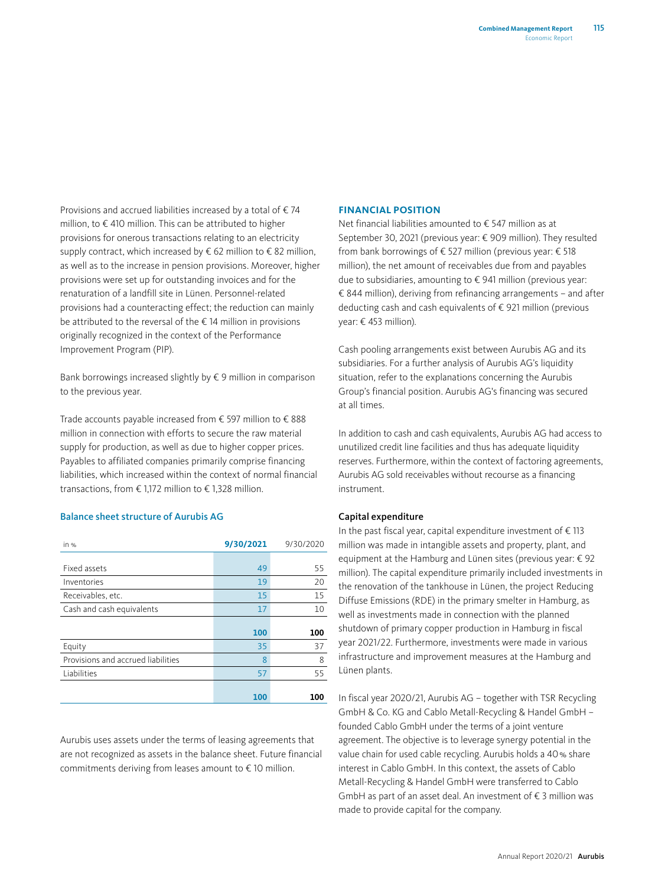Provisions and accrued liabilities increased by a total of € 74 million, to € 410 million. This can be attributed to higher provisions for onerous transactions relating to an electricity supply contract, which increased by € 62 million to € 82 million, as well as to the increase in pension provisions. Moreover, higher provisions were set up for outstanding invoices and for the renaturation of a landfill site in Lünen. Personnel-related provisions had a counteracting effect; the reduction can mainly be attributed to the reversal of the € 14 million in provisions originally recognized in the context of the Performance Improvement Program (PIP).

Bank borrowings increased slightly by € 9 million in comparison to the previous year.

Trade accounts payable increased from € 597 million to € 888 million in connection with efforts to secure the raw material supply for production, as well as due to higher copper prices. Payables to affiliated companies primarily comprise financing liabilities, which increased within the context of normal financial transactions, from € 1,172 million to € 1,328 million.

### Balance sheet structure of Aurubis AG

| in % | **9/30/2021** | 9/30/2020 |
|---|---|---|
| Fixed assets | 49 | 55 |
| Inventories | 19 | 20 |
| Receivables, etc. | 15 | 15 |
| Cash and cash equivalents | 17 | 10 |
| | **100** | **100** |
| Equity | 35 | 37 |
| Provisions and accrued liabilities | 8 | 8 |
| Liabilities | 57 | 55 |
| | **100** | **100** |

Aurubis uses assets under the terms of leasing agreements that are not recognized as assets in the balance sheet. Future financial commitments deriving from leases amount to € 10 million.

## FINANCIAL POSITION

Net financial liabilities amounted to € 547 million as at September 30, 2021 (previous year: € 909 million). They resulted from bank borrowings of € 527 million (previous year: € 518 million), the net amount of receivables due from and payables due to subsidiaries, amounting to € 941 million (previous year: € 844 million), deriving from refinancing arrangements – and after deducting cash and cash equivalents of € 921 million (previous year: € 453 million).

Cash pooling arrangements exist between Aurubis AG and its subsidiaries. For a further analysis of Aurubis AG's liquidity situation, refer to the explanations concerning the Aurubis Group's financial position. Aurubis AG's financing was secured at all times.

In addition to cash and cash equivalents, Aurubis AG had access to unutilized credit line facilities and thus has adequate liquidity reserves. Furthermore, within the context of factoring agreements, Aurubis AG sold receivables without recourse as a financing instrument.

### Capital expenditure

In the past fiscal year, capital expenditure investment of € 113 million was made in intangible assets and property, plant, and equipment at the Hamburg and Lünen sites (previous year: € 92 million). The capital expenditure primarily included investments in the renovation of the tankhouse in Lünen, the project Reducing Diffuse Emissions (RDE) in the primary smelter in Hamburg, as well as investments made in connection with the planned shutdown of primary copper production in Hamburg in fiscal year 2021/22. Furthermore, investments were made in various infrastructure and improvement measures at the Hamburg and Lünen plants.

In fiscal year 2020/21, Aurubis AG – together with TSR Recycling GmbH & Co. KG and Cablo Metall-Recycling & Handel GmbH – founded Cablo GmbH under the terms of a joint venture agreement. The objective is to leverage synergy potential in the value chain for used cable recycling. Aurubis holds a 40 % share interest in Cablo GmbH. In this context, the assets of Cablo Metall-Recycling & Handel GmbH were transferred to Cablo GmbH as part of an asset deal. An investment of € 3 million was made to provide capital for the company.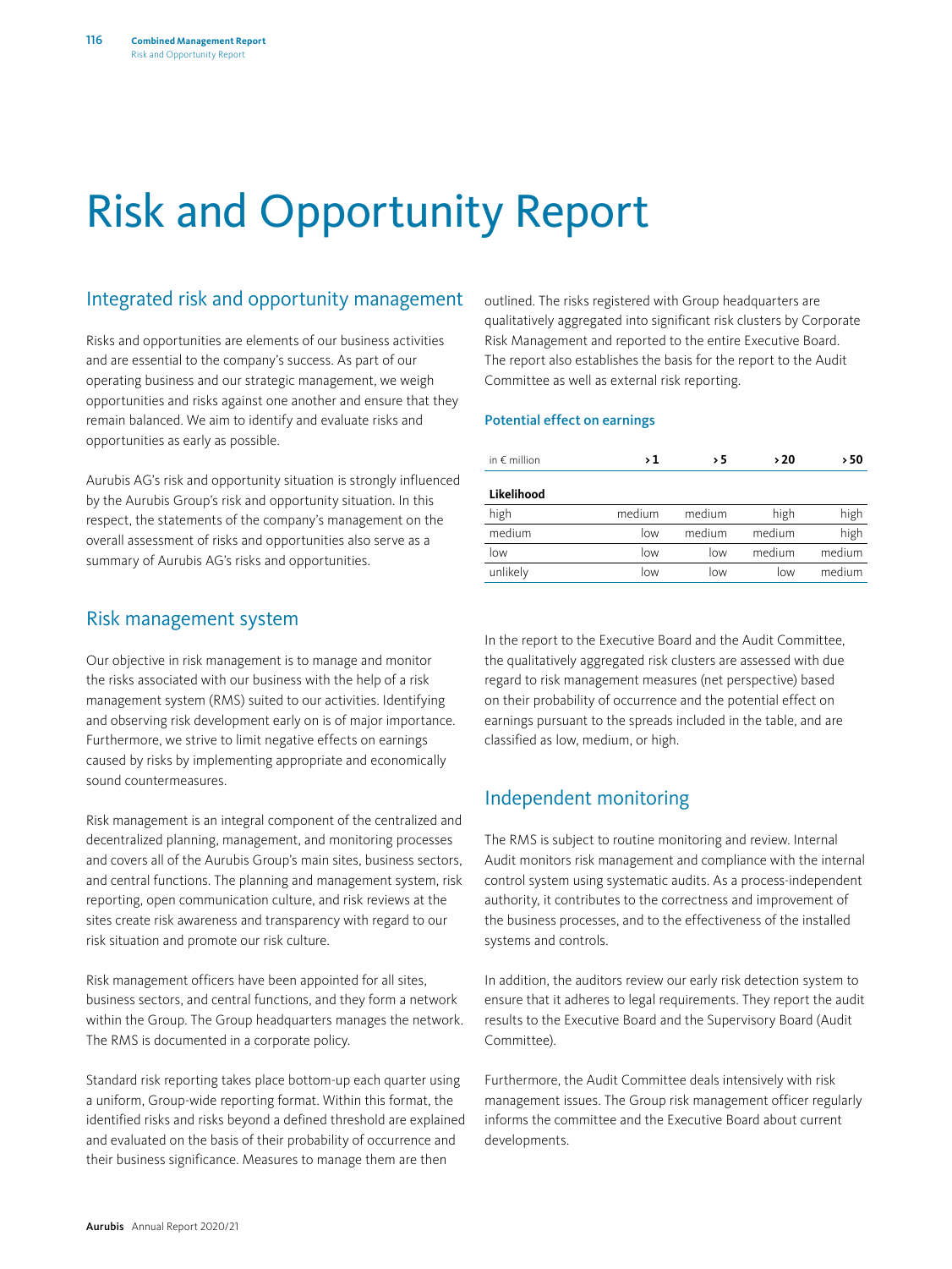# Risk and Opportunity Report

## Integrated risk and opportunity management

Risks and opportunities are elements of our business activities and are essential to the company's success. As part of our operating business and our strategic management, we weigh opportunities and risks against one another and ensure that they remain balanced. We aim to identify and evaluate risks and opportunities as early as possible.

Aurubis AG's risk and opportunity situation is strongly influenced by the Aurubis Group's risk and opportunity situation. In this respect, the statements of the company's management on the overall assessment of risks and opportunities also serve as a summary of Aurubis AG's risks and opportunities.

## Risk management system

Our objective in risk management is to manage and monitor the risks associated with our business with the help of a risk management system (RMS) suited to our activities. Identifying and observing risk development early on is of major importance. Furthermore, we strive to limit negative effects on earnings caused by risks by implementing appropriate and economically sound countermeasures.

Risk management is an integral component of the centralized and decentralized planning, management, and monitoring processes and covers all of the Aurubis Group's main sites, business sectors, and central functions. The planning and management system, risk reporting, open communication culture, and risk reviews at the sites create risk awareness and transparency with regard to our risk situation and promote our risk culture.

Risk management officers have been appointed for all sites, business sectors, and central functions, and they form a network within the Group. The Group headquarters manages the network. The RMS is documented in a corporate policy.

Standard risk reporting takes place bottom-up each quarter using a uniform, Group-wide reporting format. Within this format, the identified risks and risks beyond a defined threshold are explained and evaluated on the basis of their probability of occurrence and their business significance. Measures to manage them are then outlined. The risks registered with Group headquarters are qualitatively aggregated into significant risk clusters by Corporate Risk Management and reported to the entire Executive Board. The report also establishes the basis for the report to the Audit Committee as well as external risk reporting.

### Potential effect on earnings

| in € million | > 1 | > 5 | > 20 | > 50 |
|---|---|---|---|---|
| **Likelihood** | | | | |
| high | medium | medium | high | high |
| medium | low | medium | medium | high |
| low | low | low | medium | medium |
| unlikely | low | low | low | medium |

In the report to the Executive Board and the Audit Committee, the qualitatively aggregated risk clusters are assessed with due regard to risk management measures (net perspective) based on their probability of occurrence and the potential effect on earnings pursuant to the spreads included in the table, and are classified as low, medium, or high.

## Independent monitoring

The RMS is subject to routine monitoring and review. Internal Audit monitors risk management and compliance with the internal control system using systematic audits. As a process-independent authority, it contributes to the correctness and improvement of the business processes, and to the effectiveness of the installed systems and controls.

In addition, the auditors review our early risk detection system to ensure that it adheres to legal requirements. They report the audit results to the Executive Board and the Supervisory Board (Audit Committee).

Furthermore, the Audit Committee deals intensively with risk management issues. The Group risk management officer regularly informs the committee and the Executive Board about current developments.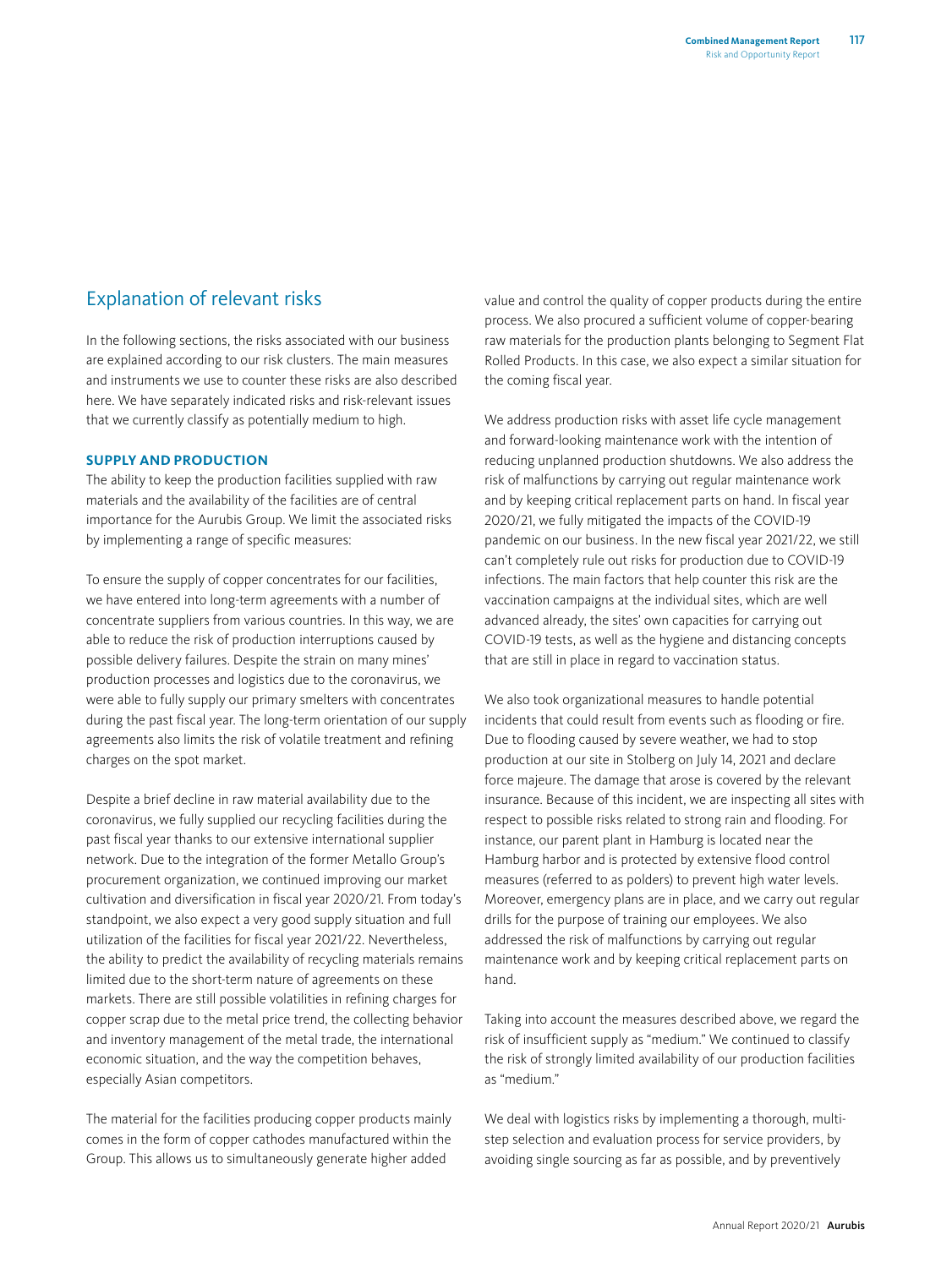## Explanation of relevant risks

In the following sections, the risks associated with our business are explained according to our risk clusters. The main measures and instruments we use to counter these risks are also described here. We have separately indicated risks and risk-relevant issues that we currently classify as potentially medium to high.

### SUPPLY AND PRODUCTION

The ability to keep the production facilities supplied with raw materials and the availability of the facilities are of central importance for the Aurubis Group. We limit the associated risks by implementing a range of specific measures:

To ensure the supply of copper concentrates for our facilities, we have entered into long-term agreements with a number of concentrate suppliers from various countries. In this way, we are able to reduce the risk of production interruptions caused by possible delivery failures. Despite the strain on many mines' production processes and logistics due to the coronavirus, we were able to fully supply our primary smelters with concentrates during the past fiscal year. The long-term orientation of our supply agreements also limits the risk of volatile treatment and refining charges on the spot market.

Despite a brief decline in raw material availability due to the coronavirus, we fully supplied our recycling facilities during the past fiscal year thanks to our extensive international supplier network. Due to the integration of the former Metallo Group's procurement organization, we continued improving our market cultivation and diversification in fiscal year 2020/21. From today's standpoint, we also expect a very good supply situation and full utilization of the facilities for fiscal year 2021/22. Nevertheless, the ability to predict the availability of recycling materials remains limited due to the short-term nature of agreements on these markets. There are still possible volatilities in refining charges for copper scrap due to the metal price trend, the collecting behavior and inventory management of the metal trade, the international economic situation, and the way the competition behaves, especially Asian competitors.

The material for the facilities producing copper products mainly comes in the form of copper cathodes manufactured within the Group. This allows us to simultaneously generate higher added value and control the quality of copper products during the entire process. We also procured a sufficient volume of copper-bearing raw materials for the production plants belonging to Segment Flat Rolled Products. In this case, we also expect a similar situation for the coming fiscal year.

We address production risks with asset life cycle management and forward-looking maintenance work with the intention of reducing unplanned production shutdowns. We also address the risk of malfunctions by carrying out regular maintenance work and by keeping critical replacement parts on hand. In fiscal year 2020/21, we fully mitigated the impacts of the COVID-19 pandemic on our business. In the new fiscal year 2021/22, we still can't completely rule out risks for production due to COVID-19 infections. The main factors that help counter this risk are the vaccination campaigns at the individual sites, which are well advanced already, the sites' own capacities for carrying out COVID-19 tests, as well as the hygiene and distancing concepts that are still in place in regard to vaccination status.

We also took organizational measures to handle potential incidents that could result from events such as flooding or fire. Due to flooding caused by severe weather, we had to stop production at our site in Stolberg on July 14, 2021 and declare force majeure. The damage that arose is covered by the relevant insurance. Because of this incident, we are inspecting all sites with respect to possible risks related to strong rain and flooding. For instance, our parent plant in Hamburg is located near the Hamburg harbor and is protected by extensive flood control measures (referred to as polders) to prevent high water levels. Moreover, emergency plans are in place, and we carry out regular drills for the purpose of training our employees. We also addressed the risk of malfunctions by carrying out regular maintenance work and by keeping critical replacement parts on hand.

Taking into account the measures described above, we regard the risk of insufficient supply as "medium." We continued to classify the risk of strongly limited availability of our production facilities as "medium."

We deal with logistics risks by implementing a thorough, multi-step selection and evaluation process for service providers, by avoiding single sourcing as far as possible, and by preventively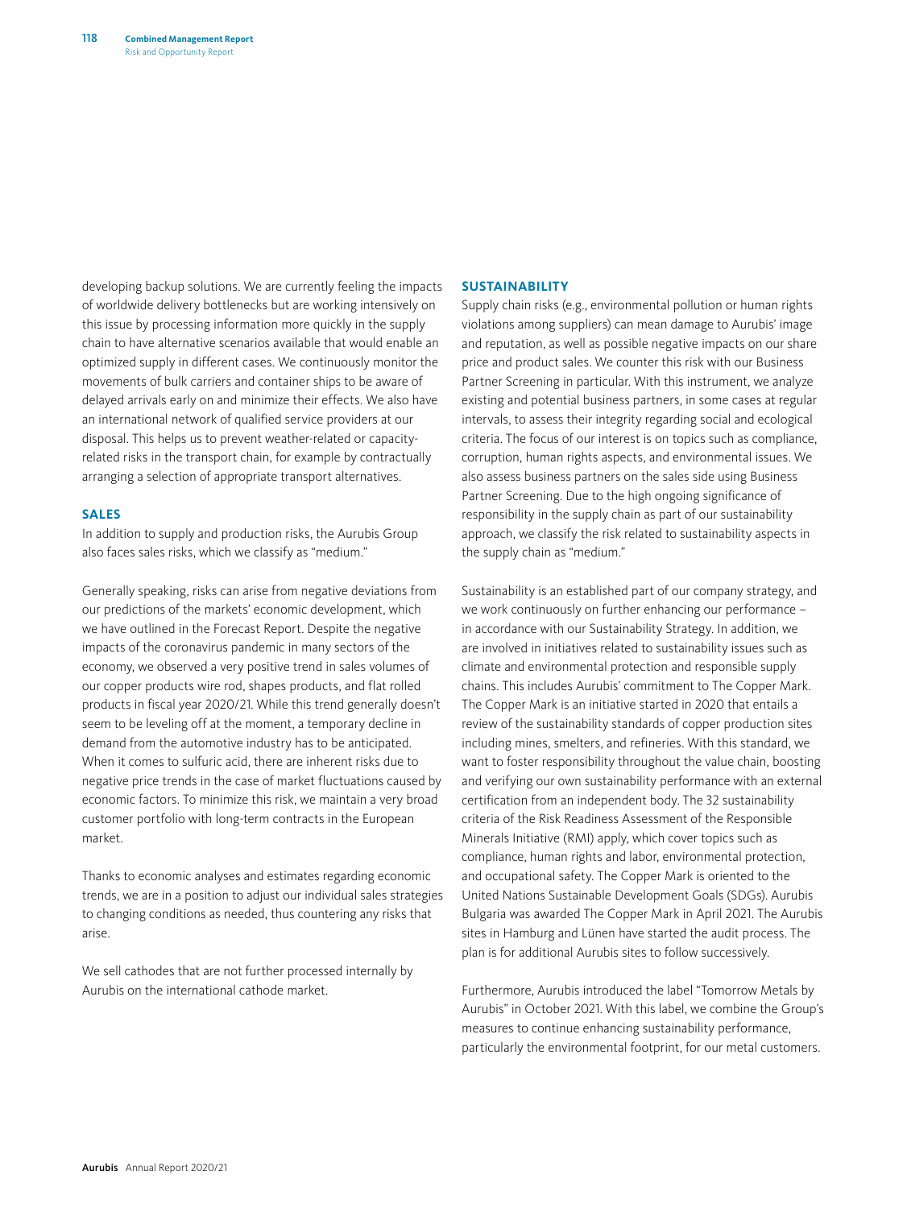developing backup solutions. We are currently feeling the impacts of worldwide delivery bottlenecks but are working intensively on this issue by processing information more quickly in the supply chain to have alternative scenarios available that would enable an optimized supply in different cases. We continuously monitor the movements of bulk carriers and container ships to be aware of delayed arrivals early on and minimize their effects. We also have an international network of qualified service providers at our disposal. This helps us to prevent weather-related or capacity-related risks in the transport chain, for example by contractually arranging a selection of appropriate transport alternatives.

### SALES

In addition to supply and production risks, the Aurubis Group also faces sales risks, which we classify as "medium."

Generally speaking, risks can arise from negative deviations from our predictions of the markets' economic development, which we have outlined in the Forecast Report. Despite the negative impacts of the coronavirus pandemic in many sectors of the economy, we observed a very positive trend in sales volumes of our copper products wire rod, shapes products, and flat rolled products in fiscal year 2020/21. While this trend generally doesn't seem to be leveling off at the moment, a temporary decline in demand from the automotive industry has to be anticipated. When it comes to sulfuric acid, there are inherent risks due to negative price trends in the case of market fluctuations caused by economic factors. To minimize this risk, we maintain a very broad customer portfolio with long-term contracts in the European market.

Thanks to economic analyses and estimates regarding economic trends, we are in a position to adjust our individual sales strategies to changing conditions as needed, thus countering any risks that arise.

We sell cathodes that are not further processed internally by Aurubis on the international cathode market.

### SUSTAINABILITY

Supply chain risks (e.g., environmental pollution or human rights violations among suppliers) can mean damage to Aurubis' image and reputation, as well as possible negative impacts on our share price and product sales. We counter this risk with our Business Partner Screening in particular. With this instrument, we analyze existing and potential business partners, in some cases at regular intervals, to assess their integrity regarding social and ecological criteria. The focus of our interest is on topics such as compliance, corruption, human rights aspects, and environmental issues. We also assess business partners on the sales side using Business Partner Screening. Due to the high ongoing significance of responsibility in the supply chain as part of our sustainability approach, we classify the risk related to sustainability aspects in the supply chain as "medium."

Sustainability is an established part of our company strategy, and we work continuously on further enhancing our performance – in accordance with our Sustainability Strategy. In addition, we are involved in initiatives related to sustainability issues such as climate and environmental protection and responsible supply chains. This includes Aurubis' commitment to The Copper Mark. The Copper Mark is an initiative started in 2020 that entails a review of the sustainability standards of copper production sites including mines, smelters, and refineries. With this standard, we want to foster responsibility throughout the value chain, boosting and verifying our own sustainability performance with an external certification from an independent body. The 32 sustainability criteria of the Risk Readiness Assessment of the Responsible Minerals Initiative (RMI) apply, which cover topics such as compliance, human rights and labor, environmental protection, and occupational safety. The Copper Mark is oriented to the United Nations Sustainable Development Goals (SDGs). Aurubis Bulgaria was awarded The Copper Mark in April 2021. The Aurubis sites in Hamburg and Lünen have started the audit process. The plan is for additional Aurubis sites to follow successively.

Furthermore, Aurubis introduced the label "Tomorrow Metals by Aurubis" in October 2021. With this label, we combine the Group's measures to continue enhancing sustainability performance, particularly the environmental footprint, for our metal customers.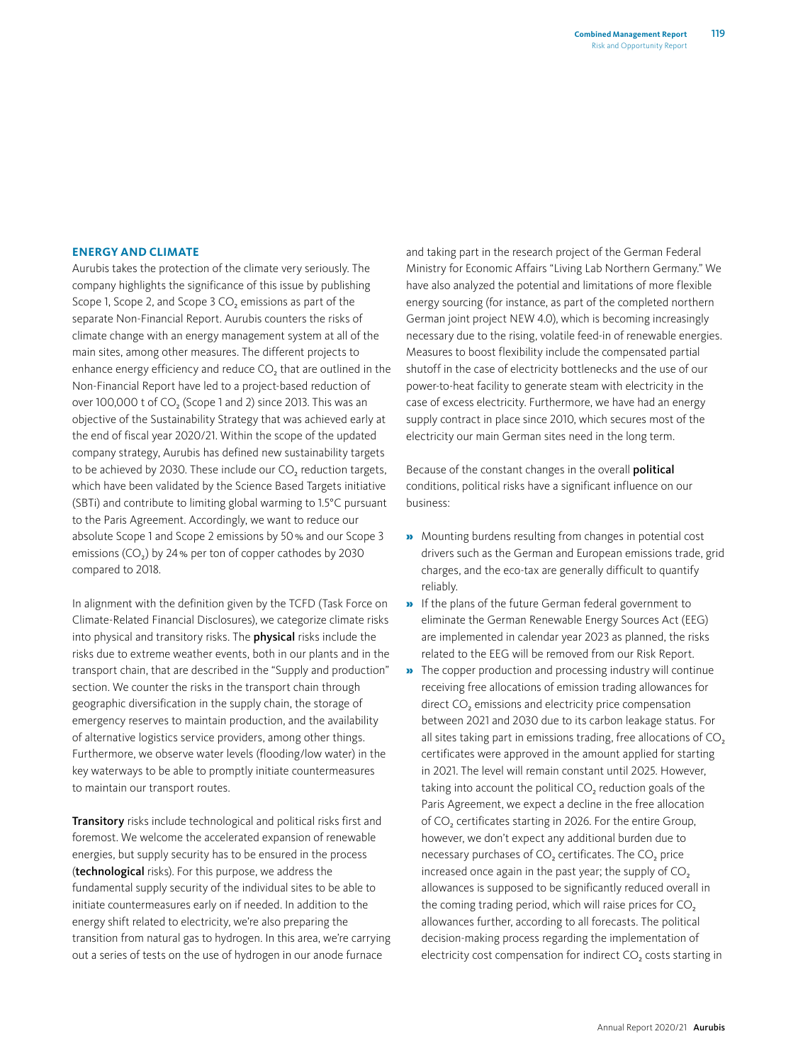## ENERGY AND CLIMATE

Aurubis takes the protection of the climate very seriously. The company highlights the significance of this issue by publishing Scope 1, Scope 2, and Scope 3 $CO_2$ emissions as part of the separate Non-Financial Report. Aurubis counters the risks of climate change with an energy management system at all of the main sites, among other measures. The different projects to enhance energy efficiency and reduce $CO_2$ that are outlined in the Non-Financial Report have led to a project-based reduction of over 100,000 t of $CO_2$ (Scope 1 and 2) since 2013. This was an objective of the Sustainability Strategy that was achieved early at the end of fiscal year 2020/21. Within the scope of the updated company strategy, Aurubis has defined new sustainability targets to be achieved by 2030. These include our $CO_2$ reduction targets, which have been validated by the Science Based Targets initiative (SBTi) and contribute to limiting global warming to 1.5°C pursuant to the Paris Agreement. Accordingly, we want to reduce our absolute Scope 1 and Scope 2 emissions by 50 % and our Scope 3 emissions ($CO_2$) by 24 % per ton of copper cathodes by 2030 compared to 2018.

In alignment with the definition given by the TCFD (Task Force on Climate-Related Financial Disclosures), we categorize climate risks into physical and transitory risks. The **physical** risks include the risks due to extreme weather events, both in our plants and in the transport chain, that are described in the "Supply and production" section. We counter the risks in the transport chain through geographic diversification in the supply chain, the storage of emergency reserves to maintain production, and the availability of alternative logistics service providers, among other things. Furthermore, we observe water levels (flooding/low water) in the key waterways to be able to promptly initiate countermeasures to maintain our transport routes.

**Transitory** risks include technological and political risks first and foremost. We welcome the accelerated expansion of renewable energies, but supply security has to be ensured in the process (**technological** risks). For this purpose, we address the fundamental supply security of the individual sites to be able to initiate countermeasures early on if needed. In addition to the energy shift related to electricity, we're also preparing the transition from natural gas to hydrogen. In this area, we're carrying out a series of tests on the use of hydrogen in our anode furnace and taking part in the research project of the German Federal Ministry for Economic Affairs "Living Lab Northern Germany." We have also analyzed the potential and limitations of more flexible energy sourcing (for instance, as part of the completed northern German joint project NEW 4.0), which is becoming increasingly necessary due to the rising, volatile feed-in of renewable energies. Measures to boost flexibility include the compensated partial shutoff in the case of electricity bottlenecks and the use of our power-to-heat facility to generate steam with electricity in the case of excess electricity. Furthermore, we have had an energy supply contract in place since 2010, which secures most of the electricity our main German sites need in the long term.

Because of the constant changes in the overall **political** conditions, political risks have a significant influence on our business:

- Mounting burdens resulting from changes in potential cost drivers such as the German and European emissions trade, grid charges, and the eco-tax are generally difficult to quantify reliably.
- If the plans of the future German federal government to eliminate the German Renewable Energy Sources Act (EEG) are implemented in calendar year 2023 as planned, the risks related to the EEG will be removed from our Risk Report.
- The copper production and processing industry will continue receiving free allocations of emission trading allowances for direct $CO_2$ emissions and electricity price compensation between 2021 and 2030 due to its carbon leakage status. For all sites taking part in emissions trading, free allocations of $CO_2$ certificates were approved in the amount applied for starting in 2021. The level will remain constant until 2025. However, taking into account the political $CO_2$ reduction goals of the Paris Agreement, we expect a decline in the free allocation of $CO_2$ certificates starting in 2026. For the entire Group, however, we don't expect any additional burden due to necessary purchases of $CO_2$ certificates. The $CO_2$ price increased once again in the past year; the supply of $CO_2$ allowances is supposed to be significantly reduced overall in the coming trading period, which will raise prices for $CO_2$ allowances further, according to all forecasts. The political decision-making process regarding the implementation of electricity cost compensation for indirect $CO_2$ costs starting in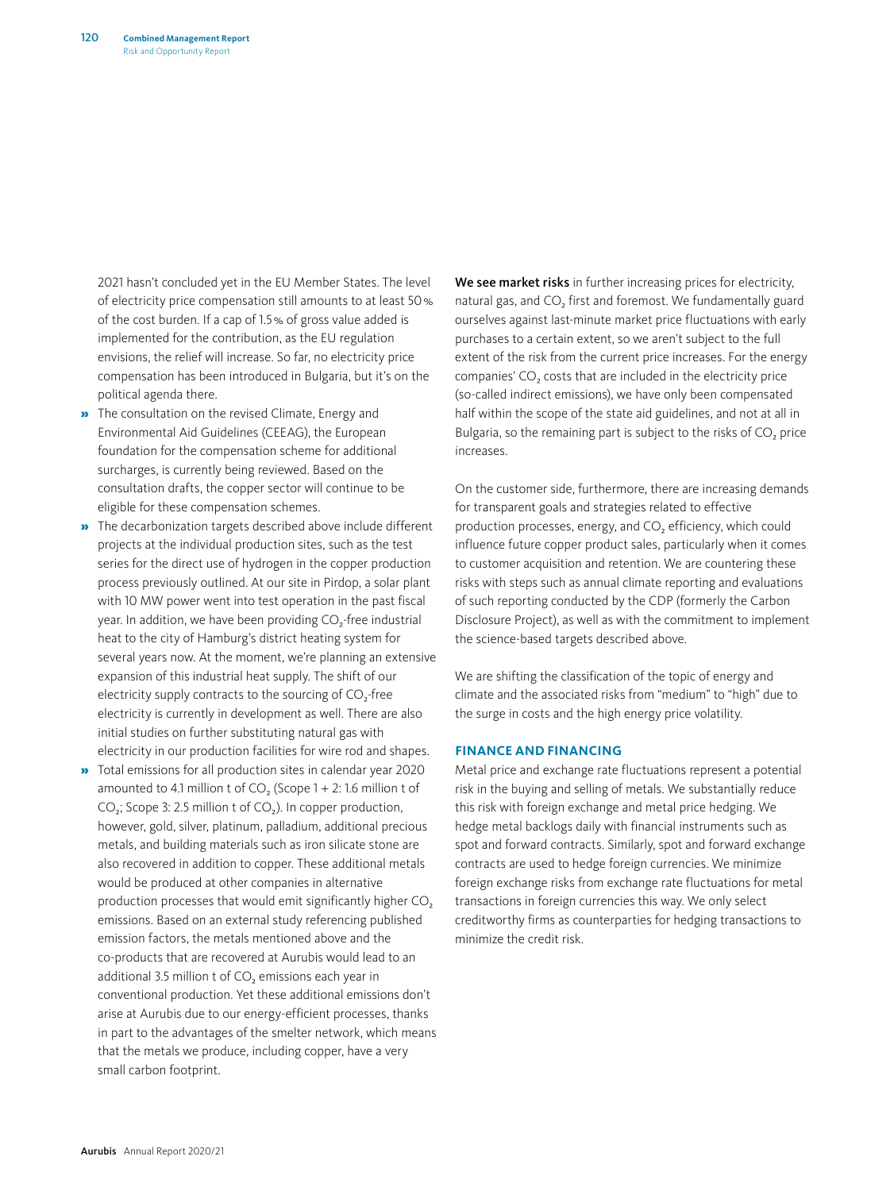2021 hasn't concluded yet in the EU Member States. The level of electricity price compensation still amounts to at least 50 % of the cost burden. If a cap of 1.5 % of gross value added is implemented for the contribution, as the EU regulation envisions, the relief will increase. So far, no electricity price compensation has been introduced in Bulgaria, but it's on the political agenda there.

- The consultation on the revised Climate, Energy and Environmental Aid Guidelines (CEEAG), the European foundation for the compensation scheme for additional surcharges, is currently being reviewed. Based on the consultation drafts, the copper sector will continue to be eligible for these compensation schemes.
- The decarbonization targets described above include different projects at the individual production sites, such as the test series for the direct use of hydrogen in the copper production process previously outlined. At our site in Pirdop, a solar plant with 10 MW power went into test operation in the past fiscal year. In addition, we have been providing $CO_2$-free industrial heat to the city of Hamburg's district heating system for several years now. At the moment, we're planning an extensive expansion of this industrial heat supply. The shift of our electricity supply contracts to the sourcing of $CO_2$-free electricity is currently in development as well. There are also initial studies on further substituting natural gas with electricity in our production facilities for wire rod and shapes.
- Total emissions for all production sites in calendar year 2020 amounted to 4.1 million t of $CO_2$ (Scope 1 + 2: 1.6 million t of $CO_2$; Scope 3: 2.5 million t of $CO_2$). In copper production, however, gold, silver, platinum, palladium, additional precious metals, and building materials such as iron silicate stone are also recovered in addition to copper. These additional metals would be produced at other companies in alternative production processes that would emit significantly higher $CO_2$ emissions. Based on an external study referencing published emission factors, the metals mentioned above and the co-products that are recovered at Aurubis would lead to an additional 3.5 million t of $CO_2$ emissions each year in conventional production. Yet these additional emissions don't arise at Aurubis due to our energy-efficient processes, thanks in part to the advantages of the smelter network, which means that the metals we produce, including copper, have a very small carbon footprint.

**We see market risks** in further increasing prices for electricity, natural gas, and $CO_2$ first and foremost. We fundamentally guard ourselves against last-minute market price fluctuations with early purchases to a certain extent, so we aren't subject to the full extent of the risk from the current price increases. For the energy companies' $CO_2$ costs that are included in the electricity price (so-called indirect emissions), we have only been compensated half within the scope of the state aid guidelines, and not at all in Bulgaria, so the remaining part is subject to the risks of $CO_2$ price increases.

On the customer side, furthermore, there are increasing demands for transparent goals and strategies related to effective production processes, energy, and $CO_2$ efficiency, which could influence future copper product sales, particularly when it comes to customer acquisition and retention. We are countering these risks with steps such as annual climate reporting and evaluations of such reporting conducted by the CDP (formerly the Carbon Disclosure Project), as well as with the commitment to implement the science-based targets described above.

We are shifting the classification of the topic of energy and climate and the associated risks from "medium" to "high" due to the surge in costs and the high energy price volatility.

### FINANCE AND FINANCING

Metal price and exchange rate fluctuations represent a potential risk in the buying and selling of metals. We substantially reduce this risk with foreign exchange and metal price hedging. We hedge metal backlogs daily with financial instruments such as spot and forward contracts. Similarly, spot and forward exchange contracts are used to hedge foreign currencies. We minimize foreign exchange risks from exchange rate fluctuations for metal transactions in foreign currencies this way. We only select creditworthy firms as counterparties for hedging transactions to minimize the credit risk.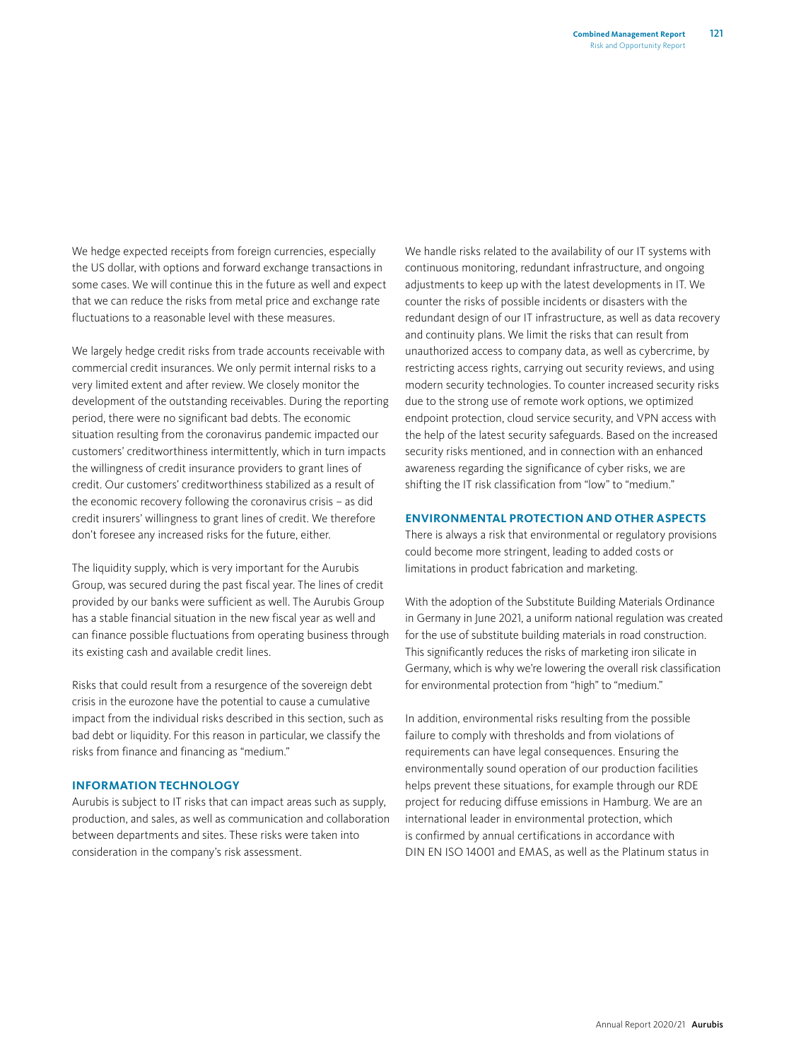We hedge expected receipts from foreign currencies, especially the US dollar, with options and forward exchange transactions in some cases. We will continue this in the future as well and expect that we can reduce the risks from metal price and exchange rate fluctuations to a reasonable level with these measures.

We largely hedge credit risks from trade accounts receivable with commercial credit insurances. We only permit internal risks to a very limited extent and after review. We closely monitor the development of the outstanding receivables. During the reporting period, there were no significant bad debts. The economic situation resulting from the coronavirus pandemic impacted our customers' creditworthiness intermittently, which in turn impacts the willingness of credit insurance providers to grant lines of credit. Our customers' creditworthiness stabilized as a result of the economic recovery following the coronavirus crisis – as did credit insurers' willingness to grant lines of credit. We therefore don't foresee any increased risks for the future, either.

The liquidity supply, which is very important for the Aurubis Group, was secured during the past fiscal year. The lines of credit provided by our banks were sufficient as well. The Aurubis Group has a stable financial situation in the new fiscal year as well and can finance possible fluctuations from operating business through its existing cash and available credit lines.

Risks that could result from a resurgence of the sovereign debt crisis in the eurozone have the potential to cause a cumulative impact from the individual risks described in this section, such as bad debt or liquidity. For this reason in particular, we classify the risks from finance and financing as "medium."

## INFORMATION TECHNOLOGY

Aurubis is subject to IT risks that can impact areas such as supply, production, and sales, as well as communication and collaboration between departments and sites. These risks were taken into consideration in the company's risk assessment.

We handle risks related to the availability of our IT systems with continuous monitoring, redundant infrastructure, and ongoing adjustments to keep up with the latest developments in IT. We counter the risks of possible incidents or disasters with the redundant design of our IT infrastructure, as well as data recovery and continuity plans. We limit the risks that can result from unauthorized access to company data, as well as cybercrime, by restricting access rights, carrying out security reviews, and using modern security technologies. To counter increased security risks due to the strong use of remote work options, we optimized endpoint protection, cloud service security, and VPN access with the help of the latest security safeguards. Based on the increased security risks mentioned, and in connection with an enhanced awareness regarding the significance of cyber risks, we are shifting the IT risk classification from "low" to "medium."

## ENVIRONMENTAL PROTECTION AND OTHER ASPECTS

There is always a risk that environmental or regulatory provisions could become more stringent, leading to added costs or limitations in product fabrication and marketing.

With the adoption of the Substitute Building Materials Ordinance in Germany in June 2021, a uniform national regulation was created for the use of substitute building materials in road construction. This significantly reduces the risks of marketing iron silicate in Germany, which is why we're lowering the overall risk classification for environmental protection from "high" to "medium."

In addition, environmental risks resulting from the possible failure to comply with thresholds and from violations of requirements can have legal consequences. Ensuring the environmentally sound operation of our production facilities helps prevent these situations, for example through our RDE project for reducing diffuse emissions in Hamburg. We are an international leader in environmental protection, which is confirmed by annual certifications in accordance with DIN EN ISO 14001 and EMAS, as well as the Platinum status in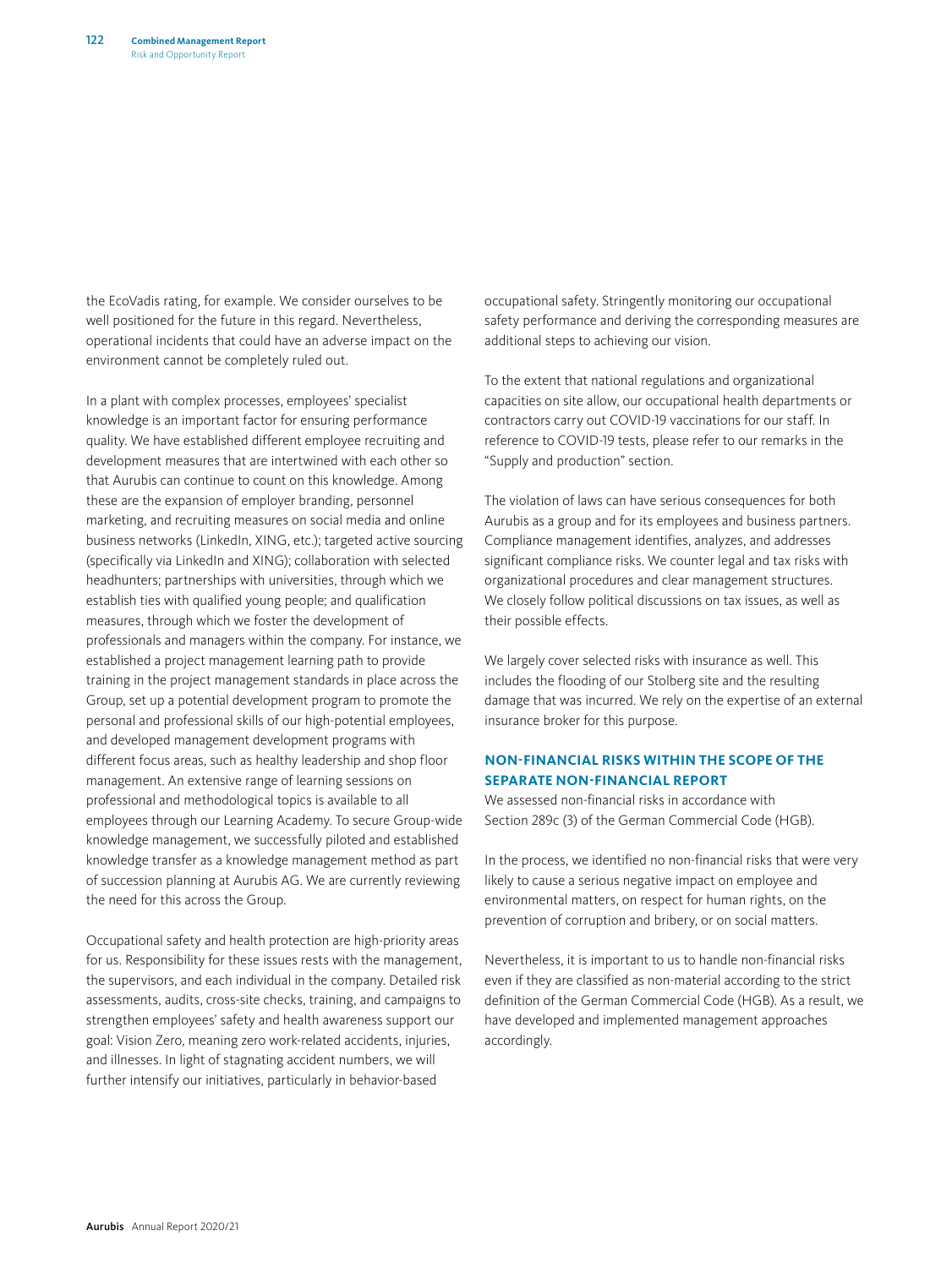the EcoVadis rating, for example. We consider ourselves to be well positioned for the future in this regard. Nevertheless, operational incidents that could have an adverse impact on the environment cannot be completely ruled out.

In a plant with complex processes, employees' specialist knowledge is an important factor for ensuring performance quality. We have established different employee recruiting and development measures that are intertwined with each other so that Aurubis can continue to count on this knowledge. Among these are the expansion of employer branding, personnel marketing, and recruiting measures on social media and online business networks (LinkedIn, XING, etc.); targeted active sourcing (specifically via LinkedIn and XING); collaboration with selected headhunters; partnerships with universities, through which we establish ties with qualified young people; and qualification measures, through which we foster the development of professionals and managers within the company. For instance, we established a project management learning path to provide training in the project management standards in place across the Group, set up a potential development program to promote the personal and professional skills of our high-potential employees, and developed management development programs with different focus areas, such as healthy leadership and shop floor management. An extensive range of learning sessions on professional and methodological topics is available to all employees through our Learning Academy. To secure Group-wide knowledge management, we successfully piloted and established knowledge transfer as a knowledge management method as part of succession planning at Aurubis AG. We are currently reviewing the need for this across the Group.

Occupational safety and health protection are high-priority areas for us. Responsibility for these issues rests with the management, the supervisors, and each individual in the company. Detailed risk assessments, audits, cross-site checks, training, and campaigns to strengthen employees' safety and health awareness support our goal: Vision Zero, meaning zero work-related accidents, injuries, and illnesses. In light of stagnating accident numbers, we will further intensify our initiatives, particularly in behavior-based occupational safety. Stringently monitoring our occupational safety performance and deriving the corresponding measures are additional steps to achieving our vision.

To the extent that national regulations and organizational capacities on site allow, our occupational health departments or contractors carry out COVID-19 vaccinations for our staff. In reference to COVID-19 tests, please refer to our remarks in the "Supply and production" section.

The violation of laws can have serious consequences for both Aurubis as a group and for its employees and business partners. Compliance management identifies, analyzes, and addresses significant compliance risks. We counter legal and tax risks with organizational procedures and clear management structures. We closely follow political discussions on tax issues, as well as their possible effects.

We largely cover selected risks with insurance as well. This includes the flooding of our Stolberg site and the resulting damage that was incurred. We rely on the expertise of an external insurance broker for this purpose.

## NON-FINANCIAL RISKS WITHIN THE SCOPE OF THE SEPARATE NON-FINANCIAL REPORT

We assessed non-financial risks in accordance with Section 289c (3) of the German Commercial Code (HGB).

In the process, we identified no non-financial risks that were very likely to cause a serious negative impact on employee and environmental matters, on respect for human rights, on the prevention of corruption and bribery, or on social matters.

Nevertheless, it is important to us to handle non-financial risks even if they are classified as non-material according to the strict definition of the German Commercial Code (HGB). As a result, we have developed and implemented management approaches accordingly.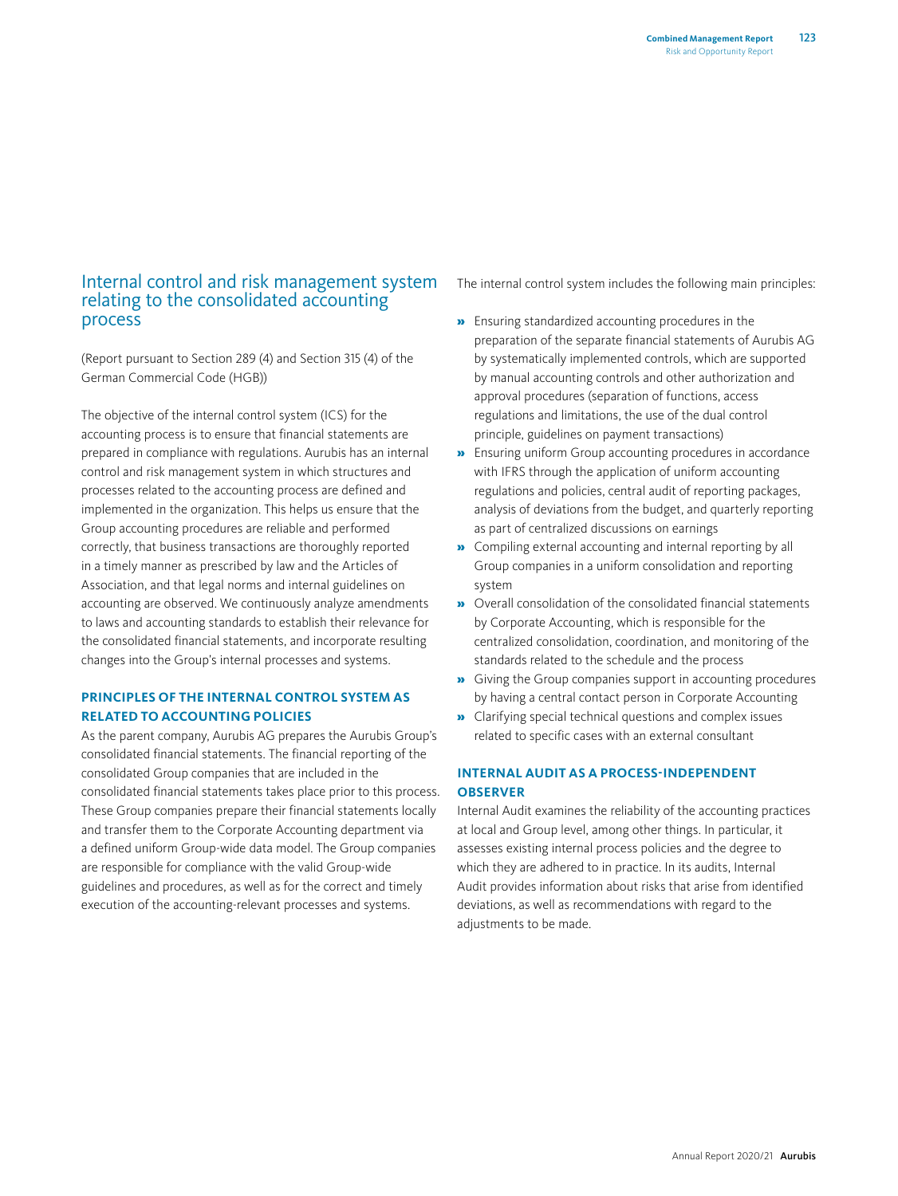## Internal control and risk management system relating to the consolidated accounting process

(Report pursuant to Section 289 (4) and Section 315 (4) of the German Commercial Code (HGB))

The objective of the internal control system (ICS) for the accounting process is to ensure that financial statements are prepared in compliance with regulations. Aurubis has an internal control and risk management system in which structures and processes related to the accounting process are defined and implemented in the organization. This helps us ensure that the Group accounting procedures are reliable and performed correctly, that business transactions are thoroughly reported in a timely manner as prescribed by law and the Articles of Association, and that legal norms and internal guidelines on accounting are observed. We continuously analyze amendments to laws and accounting standards to establish their relevance for the consolidated financial statements, and incorporate resulting changes into the Group's internal processes and systems.

### PRINCIPLES OF THE INTERNAL CONTROL SYSTEM AS RELATED TO ACCOUNTING POLICIES

As the parent company, Aurubis AG prepares the Aurubis Group's consolidated financial statements. The financial reporting of the consolidated Group companies that are included in the consolidated financial statements takes place prior to this process. These Group companies prepare their financial statements locally and transfer them to the Corporate Accounting department via a defined uniform Group-wide data model. The Group companies are responsible for compliance with the valid Group-wide guidelines and procedures, as well as for the correct and timely execution of the accounting-relevant processes and systems.

The internal control system includes the following main principles:

- Ensuring standardized accounting procedures in the preparation of the separate financial statements of Aurubis AG by systematically implemented controls, which are supported by manual accounting controls and other authorization and approval procedures (separation of functions, access regulations and limitations, the use of the dual control principle, guidelines on payment transactions)
- Ensuring uniform Group accounting procedures in accordance with IFRS through the application of uniform accounting regulations and policies, central audit of reporting packages, analysis of deviations from the budget, and quarterly reporting as part of centralized discussions on earnings
- Compiling external accounting and internal reporting by all Group companies in a uniform consolidation and reporting system
- Overall consolidation of the consolidated financial statements by Corporate Accounting, which is responsible for the centralized consolidation, coordination, and monitoring of the standards related to the schedule and the process
- Giving the Group companies support in accounting procedures by having a central contact person in Corporate Accounting
- Clarifying special technical questions and complex issues related to specific cases with an external consultant

### INTERNAL AUDIT AS A PROCESS-INDEPENDENT OBSERVER

Internal Audit examines the reliability of the accounting practices at local and Group level, among other things. In particular, it assesses existing internal process policies and the degree to which they are adhered to in practice. In its audits, Internal Audit provides information about risks that arise from identified deviations, as well as recommendations with regard to the adjustments to be made.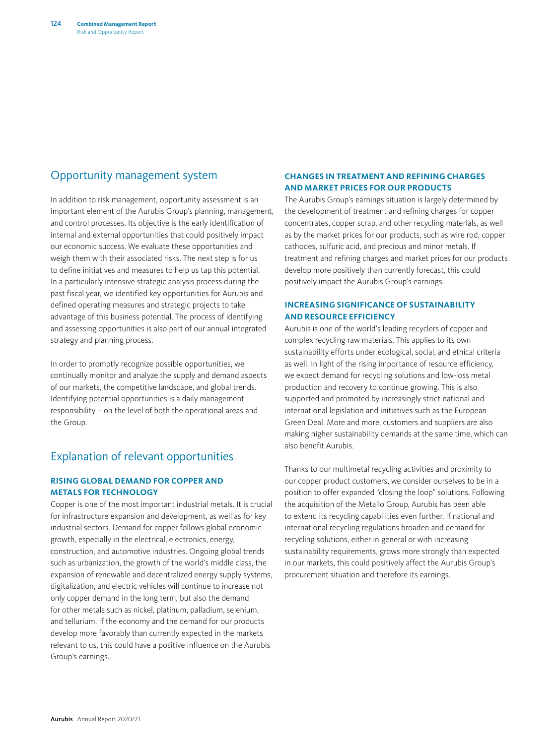## Opportunity management system

In addition to risk management, opportunity assessment is an important element of the Aurubis Group's planning, management, and control processes. Its objective is the early identification of internal and external opportunities that could positively impact our economic success. We evaluate these opportunities and weigh them with their associated risks. The next step is for us to define initiatives and measures to help us tap this potential. In a particularly intensive strategic analysis process during the past fiscal year, we identified key opportunities for Aurubis and defined operating measures and strategic projects to take advantage of this business potential. The process of identifying and assessing opportunities is also part of our annual integrated strategy and planning process.

In order to promptly recognize possible opportunities, we continually monitor and analyze the supply and demand aspects of our markets, the competitive landscape, and global trends. Identifying potential opportunities is a daily management responsibility – on the level of both the operational areas and the Group.

## Explanation of relevant opportunities

### RISING GLOBAL DEMAND FOR COPPER AND METALS FOR TECHNOLOGY

Copper is one of the most important industrial metals. It is crucial for infrastructure expansion and development, as well as for key industrial sectors. Demand for copper follows global economic growth, especially in the electrical, electronics, energy, construction, and automotive industries. Ongoing global trends such as urbanization, the growth of the world's middle class, the expansion of renewable and decentralized energy supply systems, digitalization, and electric vehicles will continue to increase not only copper demand in the long term, but also the demand for other metals such as nickel, platinum, palladium, selenium, and tellurium. If the economy and the demand for our products develop more favorably than currently expected in the markets relevant to us, this could have a positive influence on the Aurubis Group's earnings.

### CHANGES IN TREATMENT AND REFINING CHARGES AND MARKET PRICES FOR OUR PRODUCTS

The Aurubis Group's earnings situation is largely determined by the development of treatment and refining charges for copper concentrates, copper scrap, and other recycling materials, as well as by the market prices for our products, such as wire rod, copper cathodes, sulfuric acid, and precious and minor metals. If treatment and refining charges and market prices for our products develop more positively than currently forecast, this could positively impact the Aurubis Group's earnings.

### INCREASING SIGNIFICANCE OF SUSTAINABILITY AND RESOURCE EFFICIENCY

Aurubis is one of the world's leading recyclers of copper and complex recycling raw materials. This applies to its own sustainability efforts under ecological, social, and ethical criteria as well. In light of the rising importance of resource efficiency, we expect demand for recycling solutions and low-loss metal production and recovery to continue growing. This is also supported and promoted by increasingly strict national and international legislation and initiatives such as the European Green Deal. More and more, customers and suppliers are also making higher sustainability demands at the same time, which can also benefit Aurubis.

Thanks to our multimetal recycling activities and proximity to our copper product customers, we consider ourselves to be in a position to offer expanded "closing the loop" solutions. Following the acquisition of the Metallo Group, Aurubis has been able to extend its recycling capabilities even further. If national and international recycling regulations broaden and demand for recycling solutions, either in general or with increasing sustainability requirements, grows more strongly than expected in our markets, this could positively affect the Aurubis Group's procurement situation and therefore its earnings.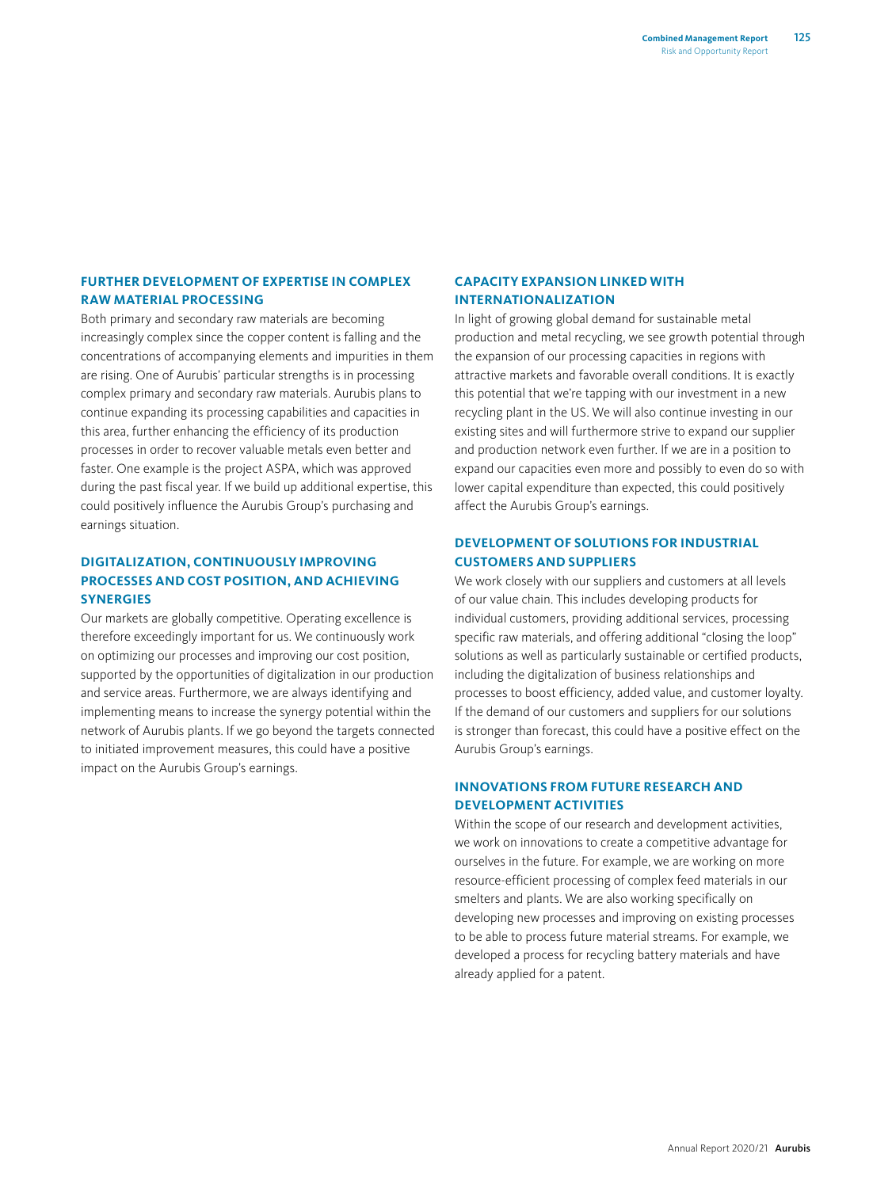### FURTHER DEVELOPMENT OF EXPERTISE IN COMPLEX RAW MATERIAL PROCESSING

Both primary and secondary raw materials are becoming increasingly complex since the copper content is falling and the concentrations of accompanying elements and impurities in them are rising. One of Aurubis' particular strengths is in processing complex primary and secondary raw materials. Aurubis plans to continue expanding its processing capabilities and capacities in this area, further enhancing the efficiency of its production processes in order to recover valuable metals even better and faster. One example is the project ASPA, which was approved during the past fiscal year. If we build up additional expertise, this could positively influence the Aurubis Group's purchasing and earnings situation.

### DIGITALIZATION, CONTINUOUSLY IMPROVING PROCESSES AND COST POSITION, AND ACHIEVING SYNERGIES

Our markets are globally competitive. Operating excellence is therefore exceedingly important for us. We continuously work on optimizing our processes and improving our cost position, supported by the opportunities of digitalization in our production and service areas. Furthermore, we are always identifying and implementing means to increase the synergy potential within the network of Aurubis plants. If we go beyond the targets connected to initiated improvement measures, this could have a positive impact on the Aurubis Group's earnings.

### CAPACITY EXPANSION LINKED WITH INTERNATIONALIZATION

In light of growing global demand for sustainable metal production and metal recycling, we see growth potential through the expansion of our processing capacities in regions with attractive markets and favorable overall conditions. It is exactly this potential that we're tapping with our investment in a new recycling plant in the US. We will also continue investing in our existing sites and will furthermore strive to expand our supplier and production network even further. If we are in a position to expand our capacities even more and possibly to even do so with lower capital expenditure than expected, this could positively affect the Aurubis Group's earnings.

### DEVELOPMENT OF SOLUTIONS FOR INDUSTRIAL CUSTOMERS AND SUPPLIERS

We work closely with our suppliers and customers at all levels of our value chain. This includes developing products for individual customers, providing additional services, processing specific raw materials, and offering additional "closing the loop" solutions as well as particularly sustainable or certified products, including the digitalization of business relationships and processes to boost efficiency, added value, and customer loyalty. If the demand of our customers and suppliers for our solutions is stronger than forecast, this could have a positive effect on the Aurubis Group's earnings.

### INNOVATIONS FROM FUTURE RESEARCH AND DEVELOPMENT ACTIVITIES

Within the scope of our research and development activities, we work on innovations to create a competitive advantage for ourselves in the future. For example, we are working on more resource-efficient processing of complex feed materials in our smelters and plants. We are also working specifically on developing new processes and improving on existing processes to be able to process future material streams. For example, we developed a process for recycling battery materials and have already applied for a patent.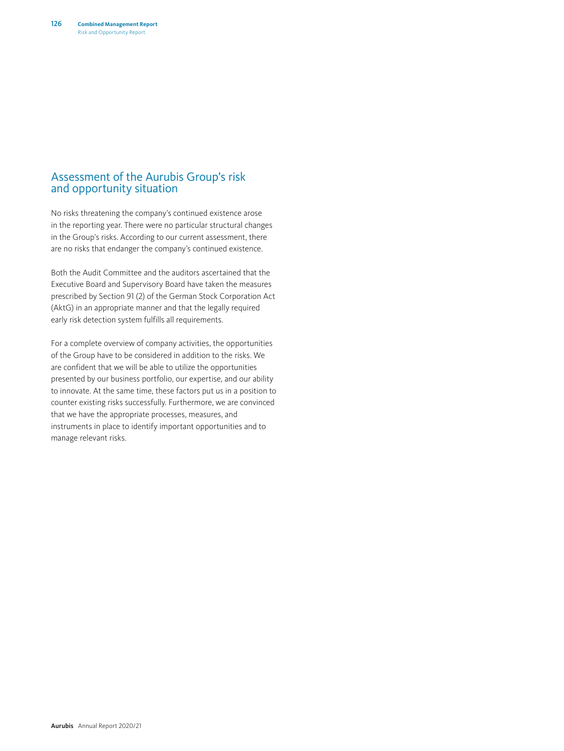## Assessment of the Aurubis Group's risk and opportunity situation

No risks threatening the company's continued existence arose in the reporting year. There were no particular structural changes in the Group's risks. According to our current assessment, there are no risks that endanger the company's continued existence.

Both the Audit Committee and the auditors ascertained that the Executive Board and Supervisory Board have taken the measures prescribed by Section 91 (2) of the German Stock Corporation Act (AktG) in an appropriate manner and that the legally required early risk detection system fulfills all requirements.

For a complete overview of company activities, the opportunities of the Group have to be considered in addition to the risks. We are confident that we will be able to utilize the opportunities presented by our business portfolio, our expertise, and our ability to innovate. At the same time, these factors put us in a position to counter existing risks successfully. Furthermore, we are convinced that we have the appropriate processes, measures, and instruments in place to identify important opportunities and to manage relevant risks.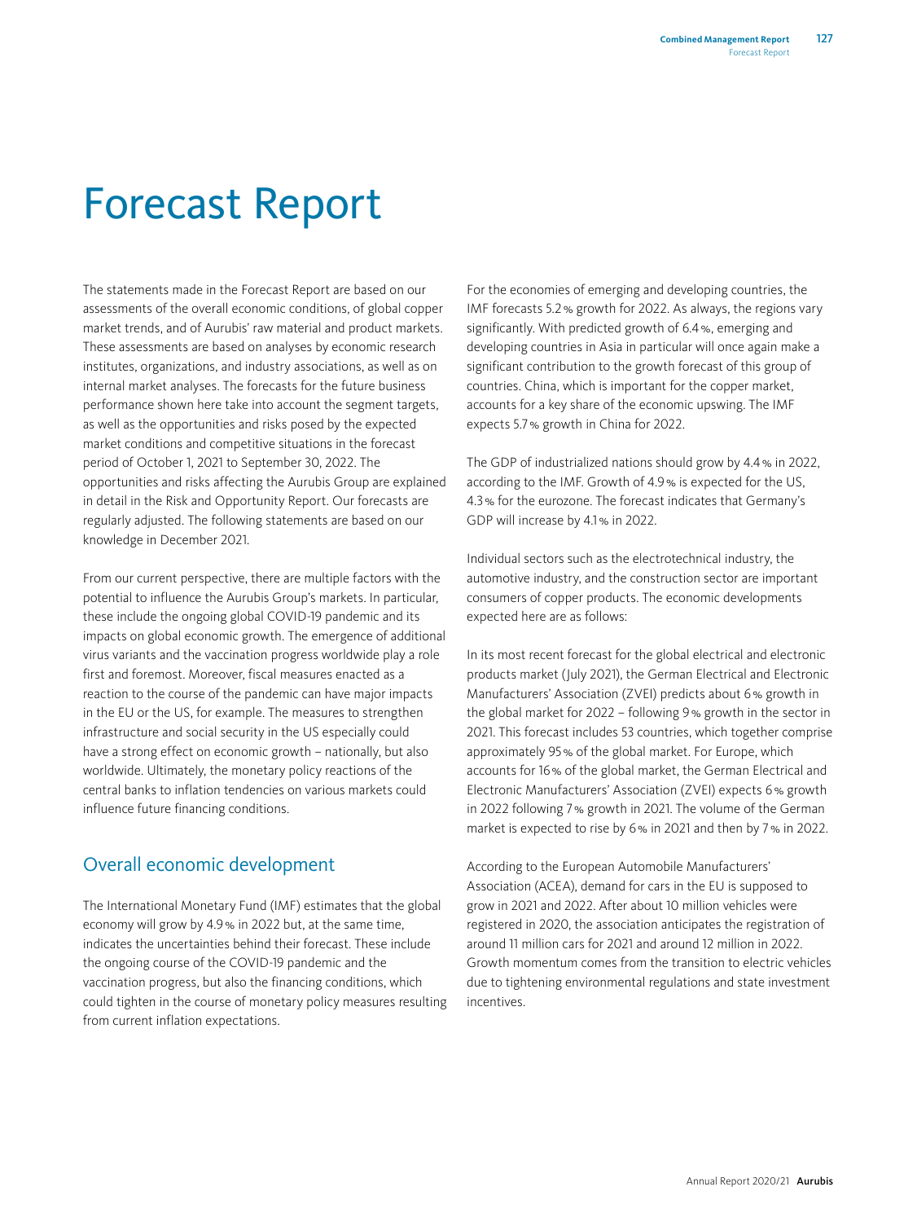# Forecast Report

The statements made in the Forecast Report are based on our assessments of the overall economic conditions, of global copper market trends, and of Aurubis' raw material and product markets. These assessments are based on analyses by economic research institutes, organizations, and industry associations, as well as on internal market analyses. The forecasts for the future business performance shown here take into account the segment targets, as well as the opportunities and risks posed by the expected market conditions and competitive situations in the forecast period of October 1, 2021 to September 30, 2022. The opportunities and risks affecting the Aurubis Group are explained in detail in the Risk and Opportunity Report. Our forecasts are regularly adjusted. The following statements are based on our knowledge in December 2021.

From our current perspective, there are multiple factors with the potential to influence the Aurubis Group's markets. In particular, these include the ongoing global COVID-19 pandemic and its impacts on global economic growth. The emergence of additional virus variants and the vaccination progress worldwide play a role first and foremost. Moreover, fiscal measures enacted as a reaction to the course of the pandemic can have major impacts in the EU or the US, for example. The measures to strengthen infrastructure and social security in the US especially could have a strong effect on economic growth – nationally, but also worldwide. Ultimately, the monetary policy reactions of the central banks to inflation tendencies on various markets could influence future financing conditions.

## Overall economic development

The International Monetary Fund (IMF) estimates that the global economy will grow by 4.9 % in 2022 but, at the same time, indicates the uncertainties behind their forecast. These include the ongoing course of the COVID-19 pandemic and the vaccination progress, but also the financing conditions, which could tighten in the course of monetary policy measures resulting from current inflation expectations.

For the economies of emerging and developing countries, the IMF forecasts 5.2 % growth for 2022. As always, the regions vary significantly. With predicted growth of 6.4 %, emerging and developing countries in Asia in particular will once again make a significant contribution to the growth forecast of this group of countries. China, which is important for the copper market, accounts for a key share of the economic upswing. The IMF expects 5.7 % growth in China for 2022.

The GDP of industrialized nations should grow by 4.4 % in 2022, according to the IMF. Growth of 4.9 % is expected for the US, 4.3 % for the eurozone. The forecast indicates that Germany's GDP will increase by 4.1 % in 2022.

Individual sectors such as the electrotechnical industry, the automotive industry, and the construction sector are important consumers of copper products. The economic developments expected here are as follows:

In its most recent forecast for the global electrical and electronic products market (July 2021), the German Electrical and Electronic Manufacturers' Association (ZVEI) predicts about 6 % growth in the global market for 2022 – following 9 % growth in the sector in 2021. This forecast includes 53 countries, which together comprise approximately 95 % of the global market. For Europe, which accounts for 16 % of the global market, the German Electrical and Electronic Manufacturers' Association (ZVEI) expects 6 % growth in 2022 following 7 % growth in 2021. The volume of the German market is expected to rise by 6 % in 2021 and then by 7 % in 2022.

According to the European Automobile Manufacturers' Association (ACEA), demand for cars in the EU is supposed to grow in 2021 and 2022. After about 10 million vehicles were registered in 2020, the association anticipates the registration of around 11 million cars for 2021 and around 12 million in 2022. Growth momentum comes from the transition to electric vehicles due to tightening environmental regulations and state investment incentives.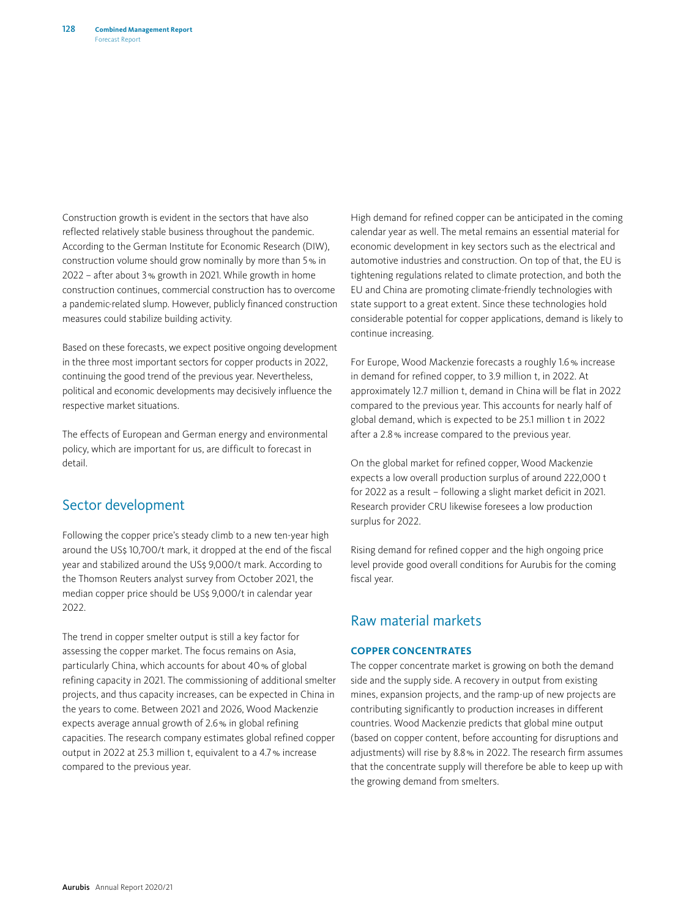Construction growth is evident in the sectors that have also reflected relatively stable business throughout the pandemic. According to the German Institute for Economic Research (DIW), construction volume should grow nominally by more than 5 % in 2022 – after about 3 % growth in 2021. While growth in home construction continues, commercial construction has to overcome a pandemic-related slump. However, publicly financed construction measures could stabilize building activity.

Based on these forecasts, we expect positive ongoing development in the three most important sectors for copper products in 2022, continuing the good trend of the previous year. Nevertheless, political and economic developments may decisively influence the respective market situations.

The effects of European and German energy and environmental policy, which are important for us, are difficult to forecast in detail.

## Sector development

Following the copper price's steady climb to a new ten-year high around the US$ 10,700/t mark, it dropped at the end of the fiscal year and stabilized around the US$ 9,000/t mark. According to the Thomson Reuters analyst survey from October 2021, the median copper price should be US$ 9,000/t in calendar year 2022.

The trend in copper smelter output is still a key factor for assessing the copper market. The focus remains on Asia, particularly China, which accounts for about 40 % of global refining capacity in 2021. The commissioning of additional smelter projects, and thus capacity increases, can be expected in China in the years to come. Between 2021 and 2026, Wood Mackenzie expects average annual growth of 2.6 % in global refining capacities. The research company estimates global refined copper output in 2022 at 25.3 million t, equivalent to a 4.7 % increase compared to the previous year.

High demand for refined copper can be anticipated in the coming calendar year as well. The metal remains an essential material for economic development in key sectors such as the electrical and automotive industries and construction. On top of that, the EU is tightening regulations related to climate protection, and both the EU and China are promoting climate-friendly technologies with state support to a great extent. Since these technologies hold considerable potential for copper applications, demand is likely to continue increasing.

For Europe, Wood Mackenzie forecasts a roughly 1.6 % increase in demand for refined copper, to 3.9 million t, in 2022. At approximately 12.7 million t, demand in China will be flat in 2022 compared to the previous year. This accounts for nearly half of global demand, which is expected to be 25.1 million t in 2022 after a 2.8 % increase compared to the previous year.

On the global market for refined copper, Wood Mackenzie expects a low overall production surplus of around 222,000 t for 2022 as a result – following a slight market deficit in 2021. Research provider CRU likewise foresees a low production surplus for 2022.

Rising demand for refined copper and the high ongoing price level provide good overall conditions for Aurubis for the coming fiscal year.

## Raw material markets

### COPPER CONCENTRATES

The copper concentrate market is growing on both the demand side and the supply side. A recovery in output from existing mines, expansion projects, and the ramp-up of new projects are contributing significantly to production increases in different countries. Wood Mackenzie predicts that global mine output (based on copper content, before accounting for disruptions and adjustments) will rise by 8.8 % in 2022. The research firm assumes that the concentrate supply will therefore be able to keep up with the growing demand from smelters.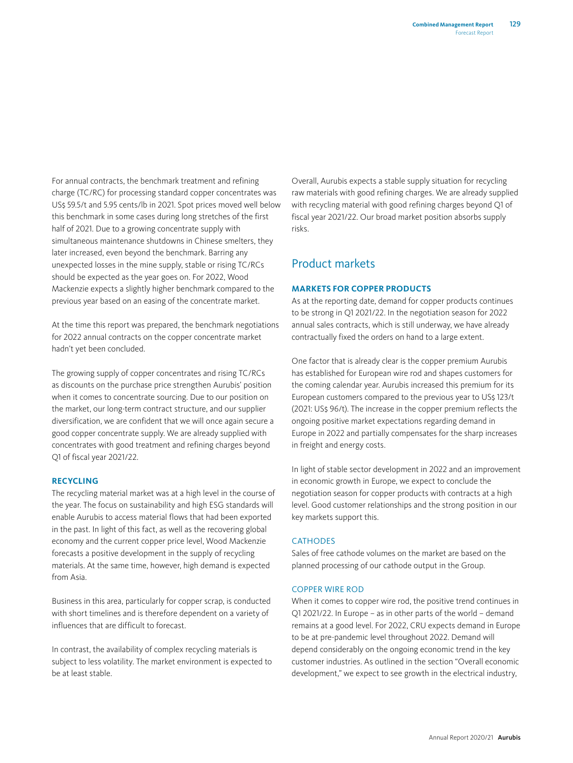For annual contracts, the benchmark treatment and refining charge (TC/RC) for processing standard copper concentrates was US$ 59.5/t and 5.95 cents/lb in 2021. Spot prices moved well below this benchmark in some cases during long stretches of the first half of 2021. Due to a growing concentrate supply with simultaneous maintenance shutdowns in Chinese smelters, they later increased, even beyond the benchmark. Barring any unexpected losses in the mine supply, stable or rising TC/RCs should be expected as the year goes on. For 2022, Wood Mackenzie expects a slightly higher benchmark compared to the previous year based on an easing of the concentrate market.

At the time this report was prepared, the benchmark negotiations for 2022 annual contracts on the copper concentrate market hadn't yet been concluded.

The growing supply of copper concentrates and rising TC/RCs as discounts on the purchase price strengthen Aurubis' position when it comes to concentrate sourcing. Due to our position on the market, our long-term contract structure, and our supplier diversification, we are confident that we will once again secure a good copper concentrate supply. We are already supplied with concentrates with good treatment and refining charges beyond Q1 of fiscal year 2021/22.

#### RECYCLING

The recycling material market was at a high level in the course of the year. The focus on sustainability and high ESG standards will enable Aurubis to access material flows that had been exported in the past. In light of this fact, as well as the recovering global economy and the current copper price level, Wood Mackenzie forecasts a positive development in the supply of recycling materials. At the same time, however, high demand is expected from Asia.

Business in this area, particularly for copper scrap, is conducted with short timelines and is therefore dependent on a variety of influences that are difficult to forecast.

In contrast, the availability of complex recycling materials is subject to less volatility. The market environment is expected to be at least stable.

Overall, Aurubis expects a stable supply situation for recycling raw materials with good refining charges. We are already supplied with recycling material with good refining charges beyond Q1 of fiscal year 2021/22. Our broad market position absorbs supply risks.

## Product markets

#### MARKETS FOR COPPER PRODUCTS

As at the reporting date, demand for copper products continues to be strong in Q1 2021/22. In the negotiation season for 2022 annual sales contracts, which is still underway, we have already contractually fixed the orders on hand to a large extent.

One factor that is already clear is the copper premium Aurubis has established for European wire rod and shapes customers for the coming calendar year. Aurubis increased this premium for its European customers compared to the previous year to US$ 123/t (2021: US$ 96/t). The increase in the copper premium reflects the ongoing positive market expectations regarding demand in Europe in 2022 and partially compensates for the sharp increases in freight and energy costs.

In light of stable sector development in 2022 and an improvement in economic growth in Europe, we expect to conclude the negotiation season for copper products with contracts at a high level. Good customer relationships and the strong position in our key markets support this.

#### CATHODES

Sales of free cathode volumes on the market are based on the planned processing of our cathode output in the Group.

#### COPPER WIRE ROD

When it comes to copper wire rod, the positive trend continues in Q1 2021/22. In Europe – as in other parts of the world – demand remains at a good level. For 2022, CRU expects demand in Europe to be at pre-pandemic level throughout 2022. Demand will depend considerably on the ongoing economic trend in the key customer industries. As outlined in the section "Overall economic development," we expect to see growth in the electrical industry,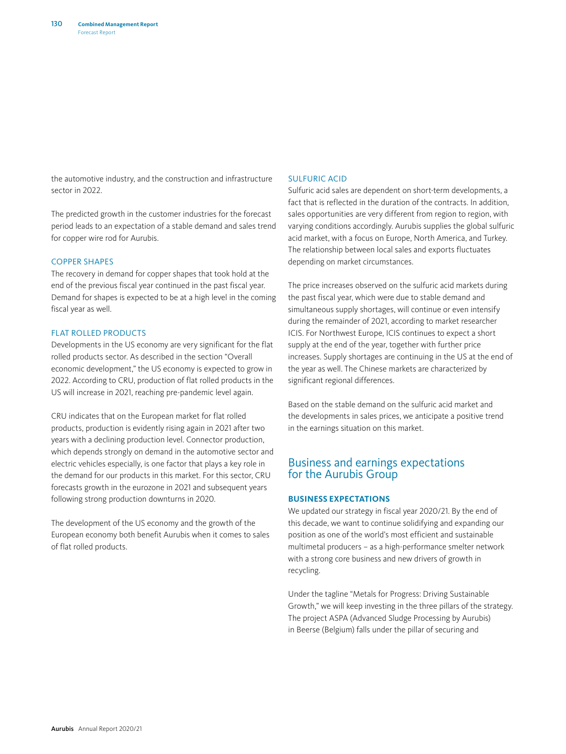the automotive industry, and the construction and infrastructure sector in 2022.

The predicted growth in the customer industries for the forecast period leads to an expectation of a stable demand and sales trend for copper wire rod for Aurubis.

### COPPER SHAPES

The recovery in demand for copper shapes that took hold at the end of the previous fiscal year continued in the past fiscal year. Demand for shapes is expected to be at a high level in the coming fiscal year as well.

### FLAT ROLLED PRODUCTS

Developments in the US economy are very significant for the flat rolled products sector. As described in the section "Overall economic development," the US economy is expected to grow in 2022. According to CRU, production of flat rolled products in the US will increase in 2021, reaching pre-pandemic level again.

CRU indicates that on the European market for flat rolled products, production is evidently rising again in 2021 after two years with a declining production level. Connector production, which depends strongly on demand in the automotive sector and electric vehicles especially, is one factor that plays a key role in the demand for our products in this market. For this sector, CRU forecasts growth in the eurozone in 2021 and subsequent years following strong production downturns in 2020.

The development of the US economy and the growth of the European economy both benefit Aurubis when it comes to sales of flat rolled products.

### SULFURIC ACID

Sulfuric acid sales are dependent on short-term developments, a fact that is reflected in the duration of the contracts. In addition, sales opportunities are very different from region to region, with varying conditions accordingly. Aurubis supplies the global sulfuric acid market, with a focus on Europe, North America, and Turkey. The relationship between local sales and exports fluctuates depending on market circumstances.

The price increases observed on the sulfuric acid markets during the past fiscal year, which were due to stable demand and simultaneous supply shortages, will continue or even intensify during the remainder of 2021, according to market researcher ICIS. For Northwest Europe, ICIS continues to expect a short supply at the end of the year, together with further price increases. Supply shortages are continuing in the US at the end of the year as well. The Chinese markets are characterized by significant regional differences.

Based on the stable demand on the sulfuric acid market and the developments in sales prices, we anticipate a positive trend in the earnings situation on this market.

## Business and earnings expectations for the Aurubis Group

### BUSINESS EXPECTATIONS

We updated our strategy in fiscal year 2020/21. By the end of this decade, we want to continue solidifying and expanding our position as one of the world's most efficient and sustainable multimetal producers – as a high-performance smelter network with a strong core business and new drivers of growth in recycling.

Under the tagline "Metals for Progress: Driving Sustainable Growth," we will keep investing in the three pillars of the strategy. The project ASPA (Advanced Sludge Processing by Aurubis) in Beerse (Belgium) falls under the pillar of securing and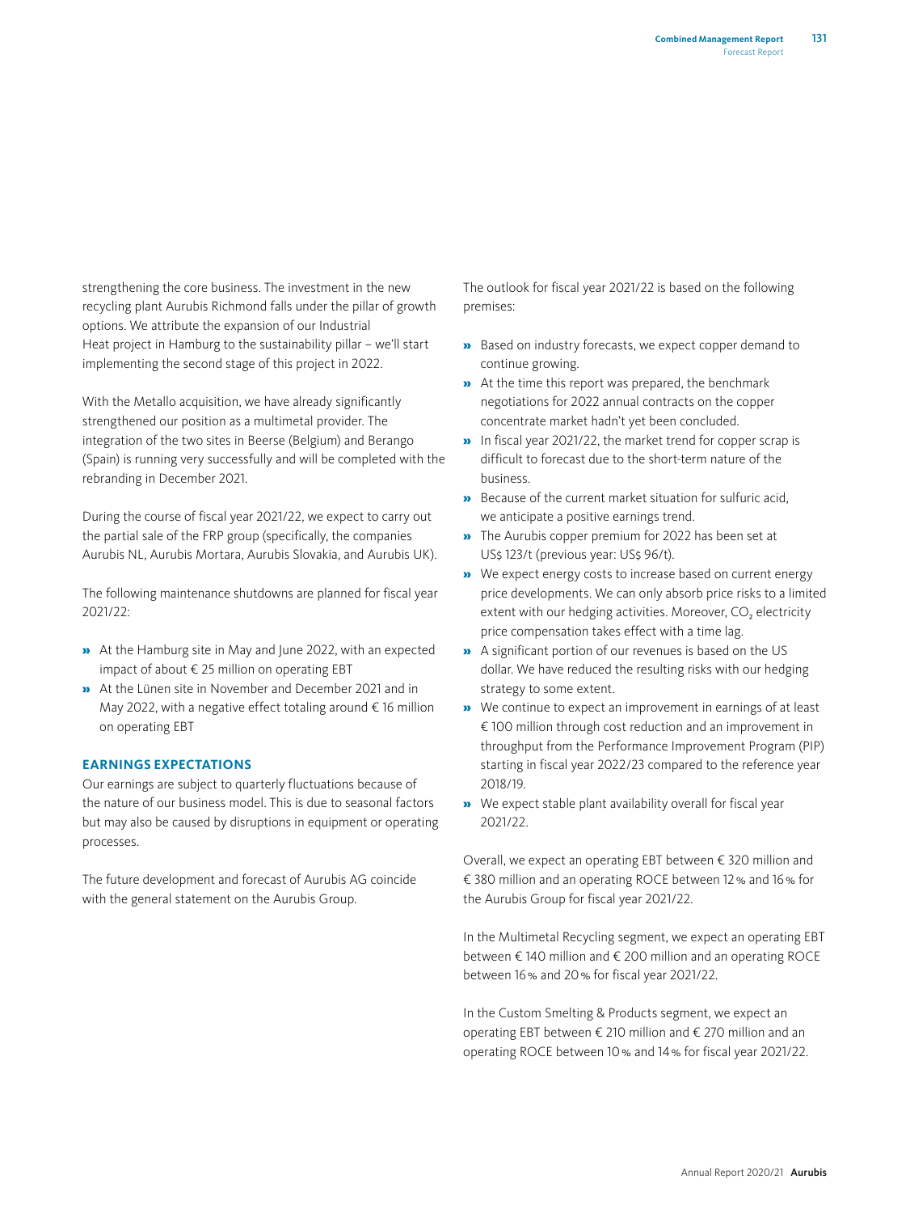strengthening the core business. The investment in the new recycling plant Aurubis Richmond falls under the pillar of growth options. We attribute the expansion of our Industrial Heat project in Hamburg to the sustainability pillar – we'll start implementing the second stage of this project in 2022.

With the Metallo acquisition, we have already significantly strengthened our position as a multimetal provider. The integration of the two sites in Beerse (Belgium) and Berango (Spain) is running very successfully and will be completed with the rebranding in December 2021.

During the course of fiscal year 2021/22, we expect to carry out the partial sale of the FRP group (specifically, the companies Aurubis NL, Aurubis Mortara, Aurubis Slovakia, and Aurubis UK).

The following maintenance shutdowns are planned for fiscal year 2021/22:

- At the Hamburg site in May and June 2022, with an expected impact of about € 25 million on operating EBT
- At the Lünen site in November and December 2021 and in May 2022, with a negative effect totaling around € 16 million on operating EBT

### EARNINGS EXPECTATIONS

Our earnings are subject to quarterly fluctuations because of the nature of our business model. This is due to seasonal factors but may also be caused by disruptions in equipment or operating processes.

The future development and forecast of Aurubis AG coincide with the general statement on the Aurubis Group.

The outlook for fiscal year 2021/22 is based on the following premises:

- Based on industry forecasts, we expect copper demand to continue growing.
- At the time this report was prepared, the benchmark negotiations for 2022 annual contracts on the copper concentrate market hadn't yet been concluded.
- In fiscal year 2021/22, the market trend for copper scrap is difficult to forecast due to the short-term nature of the business.
- Because of the current market situation for sulfuric acid, we anticipate a positive earnings trend.
- The Aurubis copper premium for 2022 has been set at US$ 123/t (previous year: US$ 96/t).
- We expect energy costs to increase based on current energy price developments. We can only absorb price risks to a limited extent with our hedging activities. Moreover, $CO_2$ electricity price compensation takes effect with a time lag.
- A significant portion of our revenues is based on the US dollar. We have reduced the resulting risks with our hedging strategy to some extent.
- We continue to expect an improvement in earnings of at least € 100 million through cost reduction and an improvement in throughput from the Performance Improvement Program (PIP) starting in fiscal year 2022/23 compared to the reference year 2018/19.
- We expect stable plant availability overall for fiscal year 2021/22.

Overall, we expect an operating EBT between € 320 million and € 380 million and an operating ROCE between 12 % and 16 % for the Aurubis Group for fiscal year 2021/22.

In the Multimetal Recycling segment, we expect an operating EBT between € 140 million and € 200 million and an operating ROCE between 16 % and 20 % for fiscal year 2021/22.

In the Custom Smelting & Products segment, we expect an operating EBT between € 210 million and € 270 million and an operating ROCE between 10 % and 14 % for fiscal year 2021/22.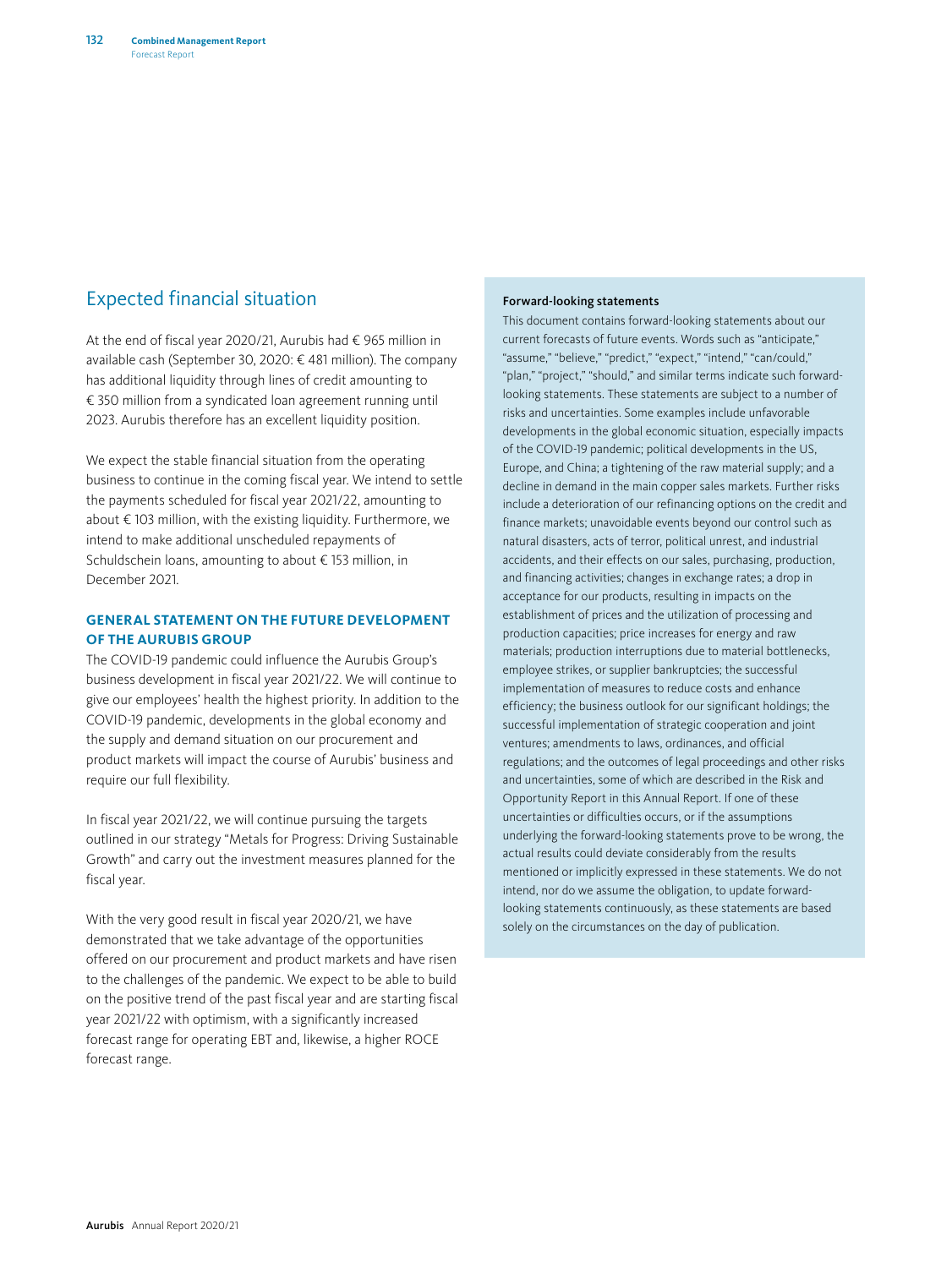## Expected financial situation

At the end of fiscal year 2020/21, Aurubis had € 965 million in available cash (September 30, 2020: € 481 million). The company has additional liquidity through lines of credit amounting to € 350 million from a syndicated loan agreement running until 2023. Aurubis therefore has an excellent liquidity position.

We expect the stable financial situation from the operating business to continue in the coming fiscal year. We intend to settle the payments scheduled for fiscal year 2021/22, amounting to about € 103 million, with the existing liquidity. Furthermore, we intend to make additional unscheduled repayments of Schuldschein loans, amounting to about € 153 million, in December 2021.

### GENERAL STATEMENT ON THE FUTURE DEVELOPMENT OF THE AURUBIS GROUP

The COVID-19 pandemic could influence the Aurubis Group's business development in fiscal year 2021/22. We will continue to give our employees' health the highest priority. In addition to the COVID-19 pandemic, developments in the global economy and the supply and demand situation on our procurement and product markets will impact the course of Aurubis' business and require our full flexibility.

In fiscal year 2021/22, we will continue pursuing the targets outlined in our strategy "Metals for Progress: Driving Sustainable Growth" and carry out the investment measures planned for the fiscal year.

With the very good result in fiscal year 2020/21, we have demonstrated that we take advantage of the opportunities offered on our procurement and product markets and have risen to the challenges of the pandemic. We expect to be able to build on the positive trend of the past fiscal year and are starting fiscal year 2021/22 with optimism, with a significantly increased forecast range for operating EBT and, likewise, a higher ROCE forecast range.

**Forward-looking statements**

This document contains forward-looking statements about our current forecasts of future events. Words such as "anticipate," "assume," "believe," "predict," "expect," "intend," "can/could," "plan," "project," "should," and similar terms indicate such forward-looking statements. These statements are subject to a number of risks and uncertainties. Some examples include unfavorable developments in the global economic situation, especially impacts of the COVID-19 pandemic; political developments in the US, Europe, and China; a tightening of the raw material supply; and a decline in demand in the main copper sales markets. Further risks include a deterioration of our refinancing options on the credit and finance markets; unavoidable events beyond our control such as natural disasters, acts of terror, political unrest, and industrial accidents, and their effects on our sales, purchasing, production, and financing activities; changes in exchange rates; a drop in acceptance for our products, resulting in impacts on the establishment of prices and the utilization of processing and production capacities; price increases for energy and raw materials; production interruptions due to material bottlenecks, employee strikes, or supplier bankruptcies; the successful implementation of measures to reduce costs and enhance efficiency; the business outlook for our significant holdings; the successful implementation of strategic cooperation and joint ventures; amendments to laws, ordinances, and official regulations; and the outcomes of legal proceedings and other risks and uncertainties, some of which are described in the Risk and Opportunity Report in this Annual Report. If one of these uncertainties or difficulties occurs, or if the assumptions underlying the forward-looking statements prove to be wrong, the actual results could deviate considerably from the results mentioned or implicitly expressed in these statements. We do not intend, nor do we assume the obligation, to update forward-looking statements continuously, as these statements are based solely on the circumstances on the day of publication.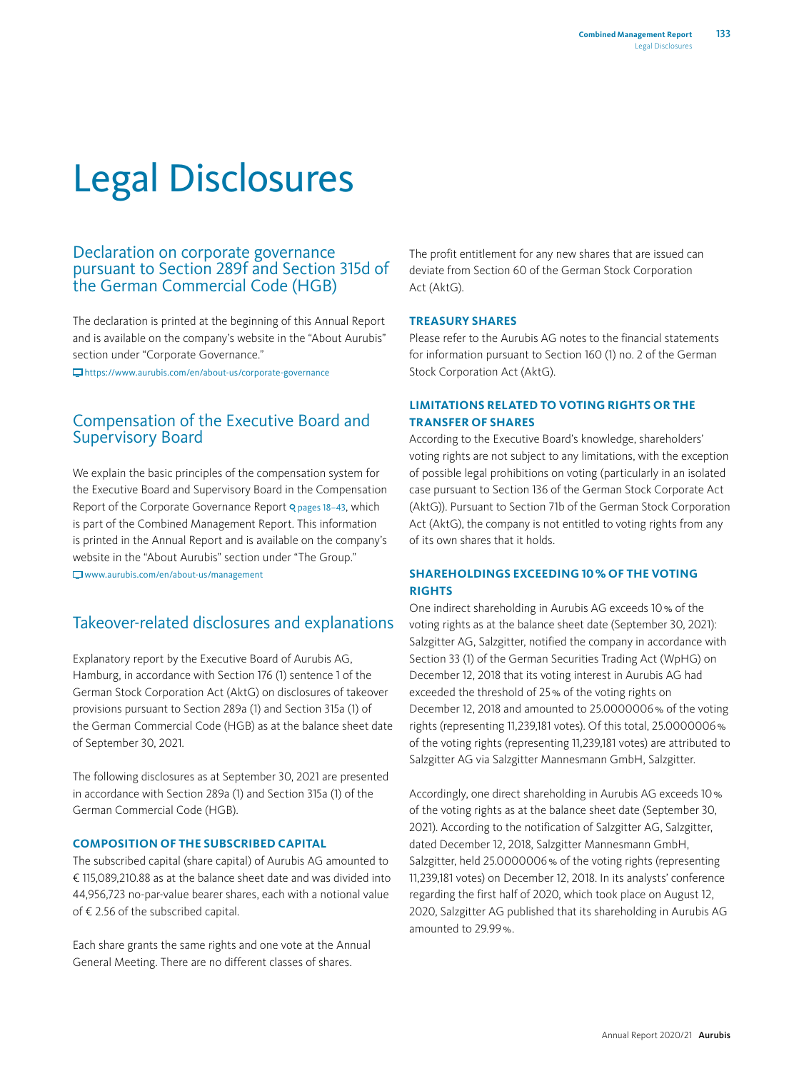# Legal Disclosures

## Declaration on corporate governance pursuant to Section 289f and Section 315d of the German Commercial Code (HGB)

The declaration is printed at the beginning of this Annual Report and is available on the company's website in the "About Aurubis" section under "Corporate Governance."

https://www.aurubis.com/en/about-us/corporate-governance

## Compensation of the Executive Board and Supervisory Board

We explain the basic principles of the compensation system for the Executive Board and Supervisory Board in the Compensation Report of the Corporate Governance Report pages 18–43, which is part of the Combined Management Report. This information is printed in the Annual Report and is available on the company's website in the "About Aurubis" section under "The Group."

www.aurubis.com/en/about-us/management

## Takeover-related disclosures and explanations

Explanatory report by the Executive Board of Aurubis AG, Hamburg, in accordance with Section 176 (1) sentence 1 of the German Stock Corporation Act (AktG) on disclosures of takeover provisions pursuant to Section 289a (1) and Section 315a (1) of the German Commercial Code (HGB) as at the balance sheet date of September 30, 2021.

The following disclosures as at September 30, 2021 are presented in accordance with Section 289a (1) and Section 315a (1) of the German Commercial Code (HGB).

### COMPOSITION OF THE SUBSCRIBED CAPITAL

The subscribed capital (share capital) of Aurubis AG amounted to € 115,089,210.88 as at the balance sheet date and was divided into 44,956,723 no-par-value bearer shares, each with a notional value of € 2.56 of the subscribed capital.

Each share grants the same rights and one vote at the Annual General Meeting. There are no different classes of shares.

The profit entitlement for any new shares that are issued can deviate from Section 60 of the German Stock Corporation Act (AktG).

### TREASURY SHARES

Please refer to the Aurubis AG notes to the financial statements for information pursuant to Section 160 (1) no. 2 of the German Stock Corporation Act (AktG).

### LIMITATIONS RELATED TO VOTING RIGHTS OR THE TRANSFER OF SHARES

According to the Executive Board's knowledge, shareholders' voting rights are not subject to any limitations, with the exception of possible legal prohibitions on voting (particularly in an isolated case pursuant to Section 136 of the German Stock Corporate Act (AktG)). Pursuant to Section 71b of the German Stock Corporation Act (AktG), the company is not entitled to voting rights from any of its own shares that it holds.

### SHAREHOLDINGS EXCEEDING 10 % OF THE VOTING RIGHTS

One indirect shareholding in Aurubis AG exceeds 10 % of the voting rights as at the balance sheet date (September 30, 2021): Salzgitter AG, Salzgitter, notified the company in accordance with Section 33 (1) of the German Securities Trading Act (WpHG) on December 12, 2018 that its voting interest in Aurubis AG had exceeded the threshold of 25 % of the voting rights on December 12, 2018 and amounted to 25.0000006 % of the voting rights (representing 11,239,181 votes). Of this total, 25.0000006 % of the voting rights (representing 11,239,181 votes) are attributed to Salzgitter AG via Salzgitter Mannesmann GmbH, Salzgitter.

Accordingly, one direct shareholding in Aurubis AG exceeds 10 % of the voting rights as at the balance sheet date (September 30, 2021). According to the notification of Salzgitter AG, Salzgitter, dated December 12, 2018, Salzgitter Mannesmann GmbH, Salzgitter, held 25.0000006 % of the voting rights (representing 11,239,181 votes) on December 12, 2018. In its analysts' conference regarding the first half of 2020, which took place on August 12, 2020, Salzgitter AG published that its shareholding in Aurubis AG amounted to 29.99 %.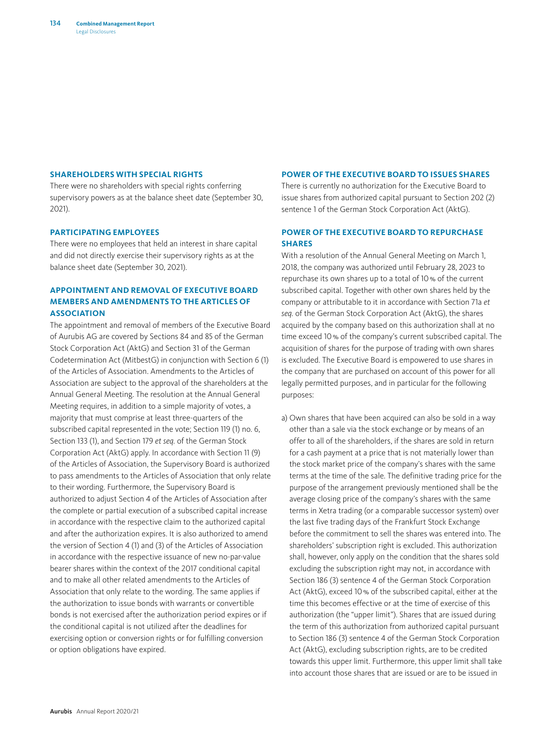### SHAREHOLDERS WITH SPECIAL RIGHTS

There were no shareholders with special rights conferring supervisory powers as at the balance sheet date (September 30, 2021).

### PARTICIPATING EMPLOYEES

There were no employees that held an interest in share capital and did not directly exercise their supervisory rights as at the balance sheet date (September 30, 2021).

### APPOINTMENT AND REMOVAL OF EXECUTIVE BOARD MEMBERS AND AMENDMENTS TO THE ARTICLES OF ASSOCIATION

The appointment and removal of members of the Executive Board of Aurubis AG are covered by Sections 84 and 85 of the German Stock Corporation Act (AktG) and Section 31 of the German Codetermination Act (MitbestG) in conjunction with Section 6 (1) of the Articles of Association. Amendments to the Articles of Association are subject to the approval of the shareholders at the Annual General Meeting. The resolution at the Annual General Meeting requires, in addition to a simple majority of votes, a majority that must comprise at least three-quarters of the subscribed capital represented in the vote; Section 119 (1) no. 6, Section 133 (1), and Section 179 *et seq.* of the German Stock Corporation Act (AktG) apply. In accordance with Section 11 (9) of the Articles of Association, the Supervisory Board is authorized to pass amendments to the Articles of Association that only relate to their wording. Furthermore, the Supervisory Board is authorized to adjust Section 4 of the Articles of Association after the complete or partial execution of a subscribed capital increase in accordance with the respective claim to the authorized capital and after the authorization expires. It is also authorized to amend the version of Section 4 (1) and (3) of the Articles of Association in accordance with the respective issuance of new no-par-value bearer shares within the context of the 2017 conditional capital and to make all other related amendments to the Articles of Association that only relate to the wording. The same applies if the authorization to issue bonds with warrants or convertible bonds is not exercised after the authorization period expires or if the conditional capital is not utilized after the deadlines for exercising option or conversion rights or for fulfilling conversion or option obligations have expired.

### POWER OF THE EXECUTIVE BOARD TO ISSUES SHARES

There is currently no authorization for the Executive Board to issue shares from authorized capital pursuant to Section 202 (2) sentence 1 of the German Stock Corporation Act (AktG).

### POWER OF THE EXECUTIVE BOARD TO REPURCHASE SHARES

With a resolution of the Annual General Meeting on March 1, 2018, the company was authorized until February 28, 2023 to repurchase its own shares up to a total of 10 % of the current subscribed capital. Together with other own shares held by the company or attributable to it in accordance with Section 71a *et seq.* of the German Stock Corporation Act (AktG), the shares acquired by the company based on this authorization shall at no time exceed 10 % of the company's current subscribed capital. The acquisition of shares for the purpose of trading with own shares is excluded. The Executive Board is empowered to use shares in the company that are purchased on account of this power for all legally permitted purposes, and in particular for the following purposes:

a) Own shares that have been acquired can also be sold in a way other than a sale via the stock exchange or by means of an offer to all of the shareholders, if the shares are sold in return for a cash payment at a price that is not materially lower than the stock market price of the company's shares with the same terms at the time of the sale. The definitive trading price for the purpose of the arrangement previously mentioned shall be the average closing price of the company's shares with the same terms in Xetra trading (or a comparable successor system) over the last five trading days of the Frankfurt Stock Exchange before the commitment to sell the shares was entered into. The shareholders' subscription right is excluded. This authorization shall, however, only apply on the condition that the shares sold excluding the subscription right may not, in accordance with Section 186 (3) sentence 4 of the German Stock Corporation Act (AktG), exceed 10 % of the subscribed capital, either at the time this becomes effective or at the time of exercise of this authorization (the "upper limit"). Shares that are issued during the term of this authorization from authorized capital pursuant to Section 186 (3) sentence 4 of the German Stock Corporation Act (AktG), excluding subscription rights, are to be credited towards this upper limit. Furthermore, this upper limit shall take into account those shares that are issued or are to be issued in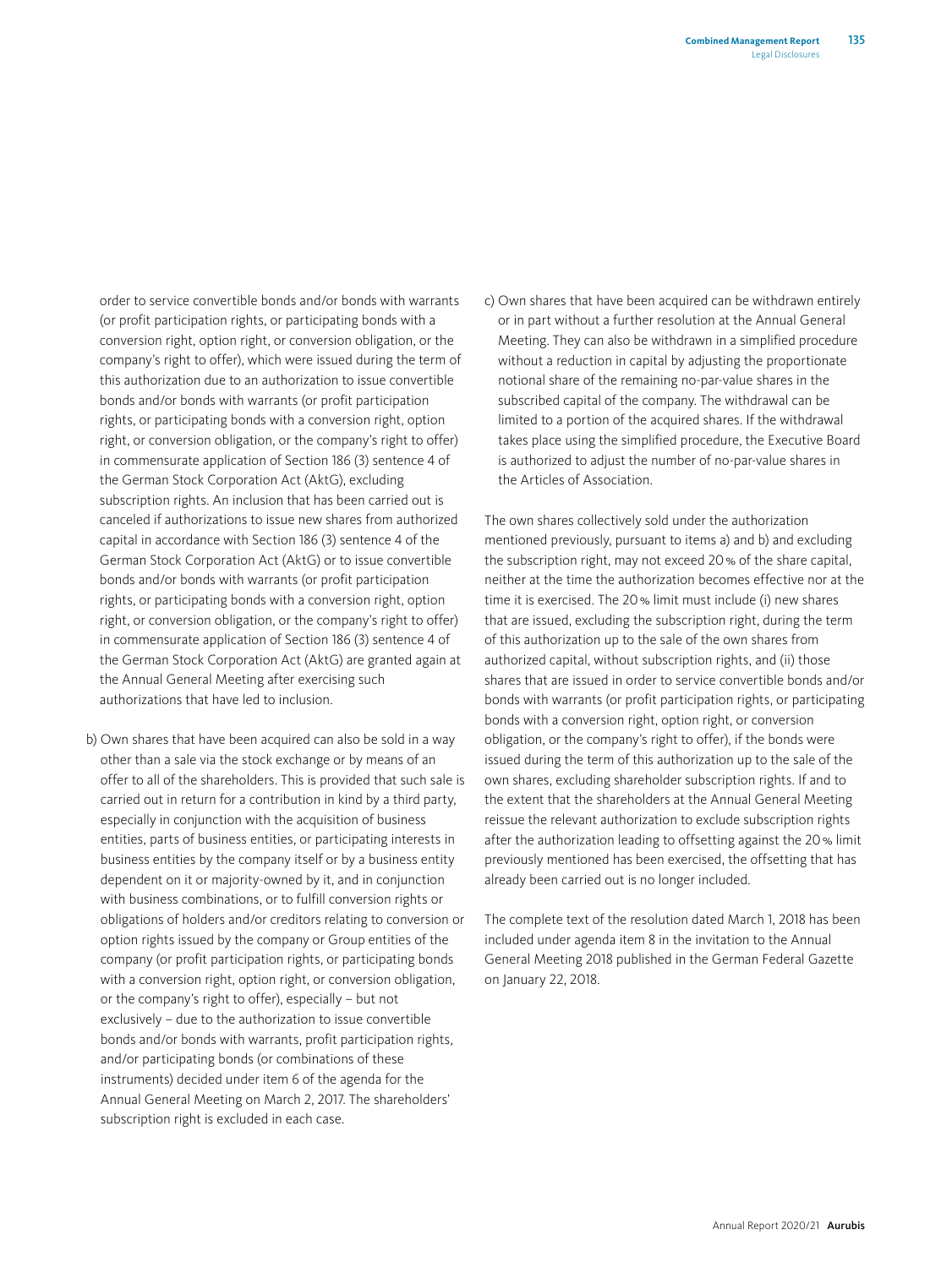order to service convertible bonds and/or bonds with warrants (or profit participation rights, or participating bonds with a conversion right, option right, or conversion obligation, or the company's right to offer), which were issued during the term of this authorization due to an authorization to issue convertible bonds and/or bonds with warrants (or profit participation rights, or participating bonds with a conversion right, option right, or conversion obligation, or the company's right to offer) in commensurate application of Section 186 (3) sentence 4 of the German Stock Corporation Act (AktG), excluding subscription rights. An inclusion that has been carried out is canceled if authorizations to issue new shares from authorized capital in accordance with Section 186 (3) sentence 4 of the German Stock Corporation Act (AktG) or to issue convertible bonds and/or bonds with warrants (or profit participation rights, or participating bonds with a conversion right, option right, or conversion obligation, or the company's right to offer) in commensurate application of Section 186 (3) sentence 4 of the German Stock Corporation Act (AktG) are granted again at the Annual General Meeting after exercising such authorizations that have led to inclusion.

b) Own shares that have been acquired can also be sold in a way other than a sale via the stock exchange or by means of an offer to all of the shareholders. This is provided that such sale is carried out in return for a contribution in kind by a third party, especially in conjunction with the acquisition of business entities, parts of business entities, or participating interests in business entities by the company itself or by a business entity dependent on it or majority-owned by it, and in conjunction with business combinations, or to fulfill conversion rights or obligations of holders and/or creditors relating to conversion or option rights issued by the company or Group entities of the company (or profit participation rights, or participating bonds with a conversion right, option right, or conversion obligation, or the company's right to offer), especially – but not exclusively – due to the authorization to issue convertible bonds and/or bonds with warrants, profit participation rights, and/or participating bonds (or combinations of these instruments) decided under item 6 of the agenda for the Annual General Meeting on March 2, 2017. The shareholders' subscription right is excluded in each case.

c) Own shares that have been acquired can be withdrawn entirely or in part without a further resolution at the Annual General Meeting. They can also be withdrawn in a simplified procedure without a reduction in capital by adjusting the proportionate notional share of the remaining no-par-value shares in the subscribed capital of the company. The withdrawal can be limited to a portion of the acquired shares. If the withdrawal takes place using the simplified procedure, the Executive Board is authorized to adjust the number of no-par-value shares in the Articles of Association.

The own shares collectively sold under the authorization mentioned previously, pursuant to items a) and b) and excluding the subscription right, may not exceed 20 % of the share capital, neither at the time the authorization becomes effective nor at the time it is exercised. The 20 % limit must include (i) new shares that are issued, excluding the subscription right, during the term of this authorization up to the sale of the own shares from authorized capital, without subscription rights, and (ii) those shares that are issued in order to service convertible bonds and/or bonds with warrants (or profit participation rights, or participating bonds with a conversion right, option right, or conversion obligation, or the company's right to offer), if the bonds were issued during the term of this authorization up to the sale of the own shares, excluding shareholder subscription rights. If and to the extent that the shareholders at the Annual General Meeting reissue the relevant authorization to exclude subscription rights after the authorization leading to offsetting against the 20 % limit previously mentioned has been exercised, the offsetting that has already been carried out is no longer included.

The complete text of the resolution dated March 1, 2018 has been included under agenda item 8 in the invitation to the Annual General Meeting 2018 published in the German Federal Gazette on January 22, 2018.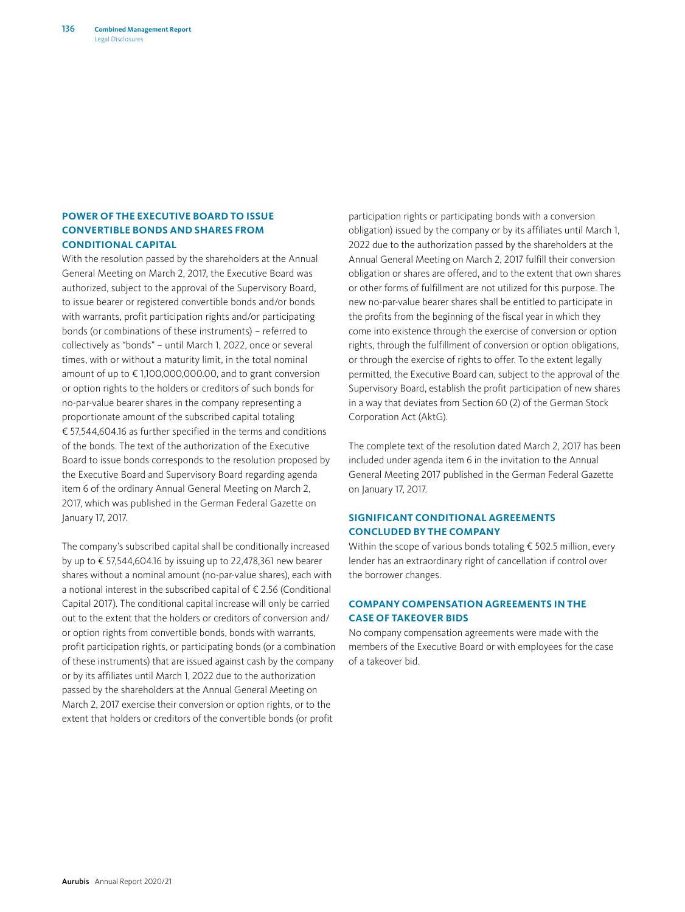## POWER OF THE EXECUTIVE BOARD TO ISSUE CONVERTIBLE BONDS AND SHARES FROM CONDITIONAL CAPITAL

With the resolution passed by the shareholders at the Annual General Meeting on March 2, 2017, the Executive Board was authorized, subject to the approval of the Supervisory Board, to issue bearer or registered convertible bonds and/or bonds with warrants, profit participation rights and/or participating bonds (or combinations of these instruments) – referred to collectively as "bonds" – until March 1, 2022, once or several times, with or without a maturity limit, in the total nominal amount of up to € 1,100,000,000.00, and to grant conversion or option rights to the holders or creditors of such bonds for no-par-value bearer shares in the company representing a proportionate amount of the subscribed capital totaling € 57,544,604.16 as further specified in the terms and conditions of the bonds. The text of the authorization of the Executive Board to issue bonds corresponds to the resolution proposed by the Executive Board and Supervisory Board regarding agenda item 6 of the ordinary Annual General Meeting on March 2, 2017, which was published in the German Federal Gazette on January 17, 2017.

The company's subscribed capital shall be conditionally increased by up to € 57,544,604.16 by issuing up to 22,478,361 new bearer shares without a nominal amount (no-par-value shares), each with a notional interest in the subscribed capital of € 2.56 (Conditional Capital 2017). The conditional capital increase will only be carried out to the extent that the holders or creditors of conversion and/or option rights from convertible bonds, bonds with warrants, profit participation rights, or participating bonds (or a combination of these instruments) that are issued against cash by the company or by its affiliates until March 1, 2022 due to the authorization passed by the shareholders at the Annual General Meeting on March 2, 2017 exercise their conversion or option rights, or to the extent that holders or creditors of the convertible bonds (or profit participation rights or participating bonds with a conversion obligation) issued by the company or by its affiliates until March 1, 2022 due to the authorization passed by the shareholders at the Annual General Meeting on March 2, 2017 fulfill their conversion obligation or shares are offered, and to the extent that own shares or other forms of fulfillment are not utilized for this purpose. The new no-par-value bearer shares shall be entitled to participate in the profits from the beginning of the fiscal year in which they come into existence through the exercise of conversion or option rights, through the fulfillment of conversion or option obligations, or through the exercise of rights to offer. To the extent legally permitted, the Executive Board can, subject to the approval of the Supervisory Board, establish the profit participation of new shares in a way that deviates from Section 60 (2) of the German Stock Corporation Act (AktG).

The complete text of the resolution dated March 2, 2017 has been included under agenda item 6 in the invitation to the Annual General Meeting 2017 published in the German Federal Gazette on January 17, 2017.

## SIGNIFICANT CONDITIONAL AGREEMENTS CONCLUDED BY THE COMPANY

Within the scope of various bonds totaling € 502.5 million, every lender has an extraordinary right of cancellation if control over the borrower changes.

## COMPANY COMPENSATION AGREEMENTS IN THE CASE OF TAKEOVER BIDS

No company compensation agreements were made with the members of the Executive Board or with employees for the case of a takeover bid.